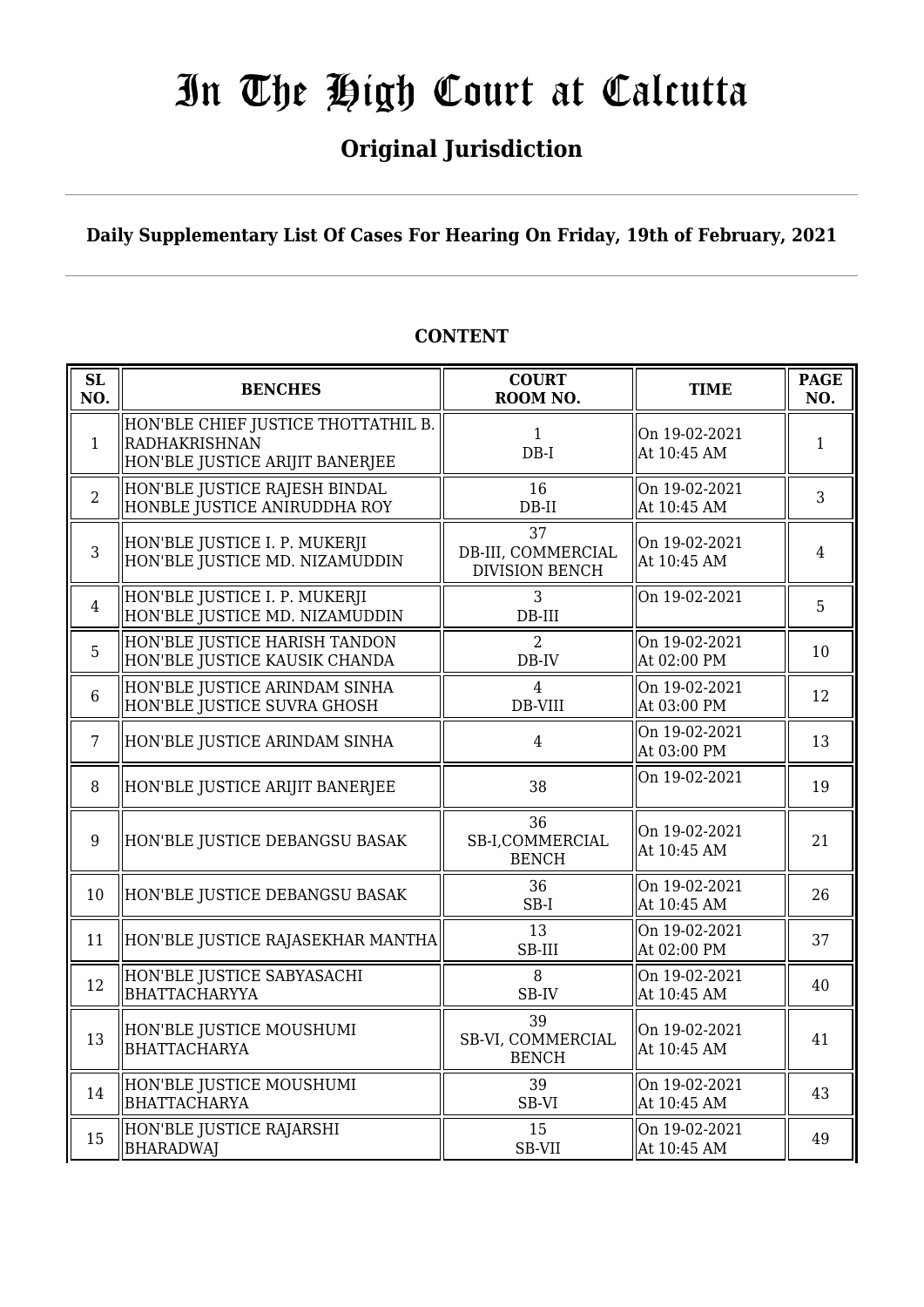# In The High Court at Calcutta

## Original Jurisdiction

**Daily Supplementary List Of Cases For Hearing On Friday, 19th of February, 2021**

**CONTENT**

| SL NO. | BENCHES | COURT ROOM NO. | TIME | PAGE NO. |
|---|---|---|---|---|
| 1 | HON'BLE CHIEF JUSTICE THOTTATHIL B. RADHAKRISHNAN<br>HON'BLE JUSTICE ARIJIT BANERJEE | 1<br>DB-I | On 19-02-2021<br>At 10:45 AM | 1 |
| 2 | HON'BLE JUSTICE RAJESH BINDAL<br>HONBLE JUSTICE ANIRUDDHA ROY | 16<br>DB-II | On 19-02-2021<br>At 10:45 AM | 3 |
| 3 | HON'BLE JUSTICE I. P. MUKERJI<br>HON'BLE JUSTICE MD. NIZAMUDDIN | 37<br>DB-III, COMMERCIAL DIVISION BENCH | On 19-02-2021<br>At 10:45 AM | 4 |
| 4 | HON'BLE JUSTICE I. P. MUKERJI<br>HON'BLE JUSTICE MD. NIZAMUDDIN | 3<br>DB-III | On 19-02-2021 | 5 |
| 5 | HON'BLE JUSTICE HARISH TANDON<br>HON'BLE JUSTICE KAUSIK CHANDA | 2<br>DB-IV | On 19-02-2021<br>At 02:00 PM | 10 |
| 6 | HON'BLE JUSTICE ARINDAM SINHA<br>HON'BLE JUSTICE SUVRA GHOSH | 4<br>DB-VIII | On 19-02-2021<br>At 03:00 PM | 12 |
| 7 | HON'BLE JUSTICE ARINDAM SINHA | 4 | On 19-02-2021<br>At 03:00 PM | 13 |
| 8 | HON'BLE JUSTICE ARIJIT BANERJEE | 38 | On 19-02-2021 | 19 |
| 9 | HON'BLE JUSTICE DEBANGSU BASAK | 36<br>SB-I,COMMERCIAL BENCH | On 19-02-2021<br>At 10:45 AM | 21 |
| 10 | HON'BLE JUSTICE DEBANGSU BASAK | 36<br>SB-I | On 19-02-2021<br>At 10:45 AM | 26 |
| 11 | HON'BLE JUSTICE RAJASEKHAR MANTHA | 13<br>SB-III | On 19-02-2021<br>At 02:00 PM | 37 |
| 12 | HON'BLE JUSTICE SABYASACHI BHATTACHARYYA | 8<br>SB-IV | On 19-02-2021<br>At 10:45 AM | 40 |
| 13 | HON'BLE JUSTICE MOUSHUMI BHATTACHARYA | 39<br>SB-VI, COMMERCIAL BENCH | On 19-02-2021<br>At 10:45 AM | 41 |
| 14 | HON'BLE JUSTICE MOUSHUMI BHATTACHARYA | 39<br>SB-VI | On 19-02-2021<br>At 10:45 AM | 43 |
| 15 | HON'BLE JUSTICE RAJARSHI BHARADWAJ | 15<br>SB-VII | On 19-02-2021<br>At 10:45 AM | 49 |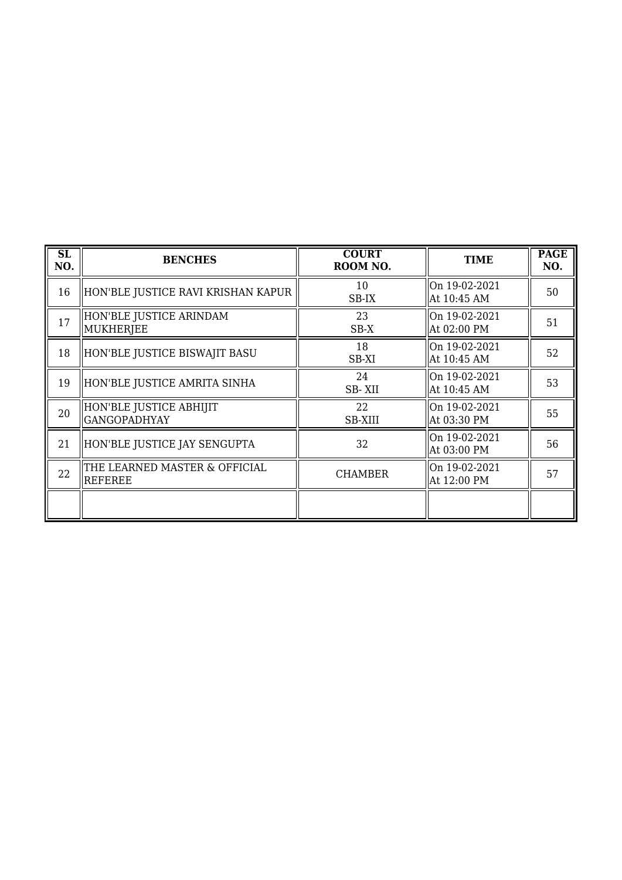| SL NO. | BENCHES | COURT ROOM NO. | TIME | PAGE NO. |
|---|---|---|---|---|
| 16 | HON'BLE JUSTICE RAVI KRISHAN KAPUR | 10<br>SB-IX | On 19-02-2021<br>At 10:45 AM | 50 |
| 17 | HON'BLE JUSTICE ARINDAM MUKHERJEE | 23<br>SB-X | On 19-02-2021<br>At 02:00 PM | 51 |
| 18 | HON'BLE JUSTICE BISWAJIT BASU | 18<br>SB-XI | On 19-02-2021<br>At 10:45 AM | 52 |
| 19 | HON'BLE JUSTICE AMRITA SINHA | 24<br>SB- XII | On 19-02-2021<br>At 10:45 AM | 53 |
| 20 | HON'BLE JUSTICE ABHIJIT GANGOPADHYAY | 22<br>SB-XIII | On 19-02-2021<br>At 03:30 PM | 55 |
| 21 | HON'BLE JUSTICE JAY SENGUPTA | 32 | On 19-02-2021<br>At 03:00 PM | 56 |
| 22 | THE LEARNED MASTER & OFFICIAL REFEREE | CHAMBER | On 19-02-2021<br>At 12:00 PM | 57 |
| | | | | |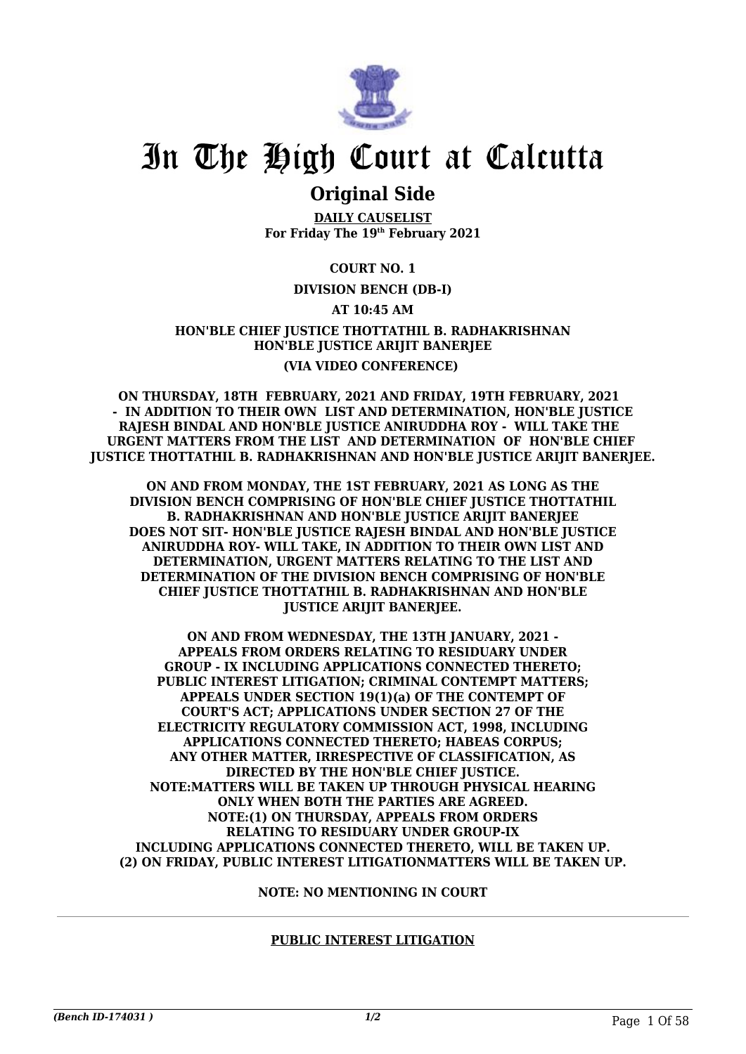# In The High Court at Calcutta

## Original Side

**DAILY CAUSELIST**
**For Friday The 19th February 2021**

**COURT NO. 1**

**DIVISION BENCH (DB-I)**

**AT 10:45 AM**

**HON'BLE CHIEF JUSTICE THOTTATHIL B. RADHAKRISHNAN**
**HON'BLE JUSTICE ARIJIT BANERJEE**

**(VIA VIDEO CONFERENCE)**

**ON THURSDAY, 18TH FEBRUARY, 2021 AND FRIDAY, 19TH FEBRUARY, 2021 - IN ADDITION TO THEIR OWN LIST AND DETERMINATION, HON'BLE JUSTICE RAJESH BINDAL AND HON'BLE JUSTICE ANIRUDDHA ROY - WILL TAKE THE URGENT MATTERS FROM THE LIST AND DETERMINATION OF HON'BLE CHIEF JUSTICE THOTTATHIL B. RADHAKRISHNAN AND HON'BLE JUSTICE ARIJIT BANERJEE.**

**ON AND FROM MONDAY, THE 1ST FEBRUARY, 2021 AS LONG AS THE DIVISION BENCH COMPRISING OF HON'BLE CHIEF JUSTICE THOTTATHIL B. RADHAKRISHNAN AND HON'BLE JUSTICE ARIJIT BANERJEE DOES NOT SIT- HON'BLE JUSTICE RAJESH BINDAL AND HON'BLE JUSTICE ANIRUDDHA ROY- WILL TAKE, IN ADDITION TO THEIR OWN LIST AND DETERMINATION, URGENT MATTERS RELATING TO THE LIST AND DETERMINATION OF THE DIVISION BENCH COMPRISING OF HON'BLE CHIEF JUSTICE THOTTATHIL B. RADHAKRISHNAN AND HON'BLE JUSTICE ARIJIT BANERJEE.**

**ON AND FROM WEDNESDAY, THE 13TH JANUARY, 2021 - APPEALS FROM ORDERS RELATING TO RESIDUARY UNDER GROUP - IX INCLUDING APPLICATIONS CONNECTED THERETO; PUBLIC INTEREST LITIGATION; CRIMINAL CONTEMPT MATTERS; APPEALS UNDER SECTION 19(1)(a) OF THE CONTEMPT OF COURT'S ACT; APPLICATIONS UNDER SECTION 27 OF THE ELECTRICITY REGULATORY COMMISSION ACT, 1998, INCLUDING APPLICATIONS CONNECTED THERETO; HABEAS CORPUS; ANY OTHER MATTER, IRRESPECTIVE OF CLASSIFICATION, AS DIRECTED BY THE HON'BLE CHIEF JUSTICE.**
**NOTE:MATTERS WILL BE TAKEN UP THROUGH PHYSICAL HEARING ONLY WHEN BOTH THE PARTIES ARE AGREED.**
**NOTE:(1) ON THURSDAY, APPEALS FROM ORDERS RELATING TO RESIDUARY UNDER GROUP-IX INCLUDING APPLICATIONS CONNECTED THERETO, WILL BE TAKEN UP.**
**(2) ON FRIDAY, PUBLIC INTEREST LITIGATIONMATTERS WILL BE TAKEN UP.**

**NOTE: NO MENTIONING IN COURT**

---

**PUBLIC INTEREST LITIGATION**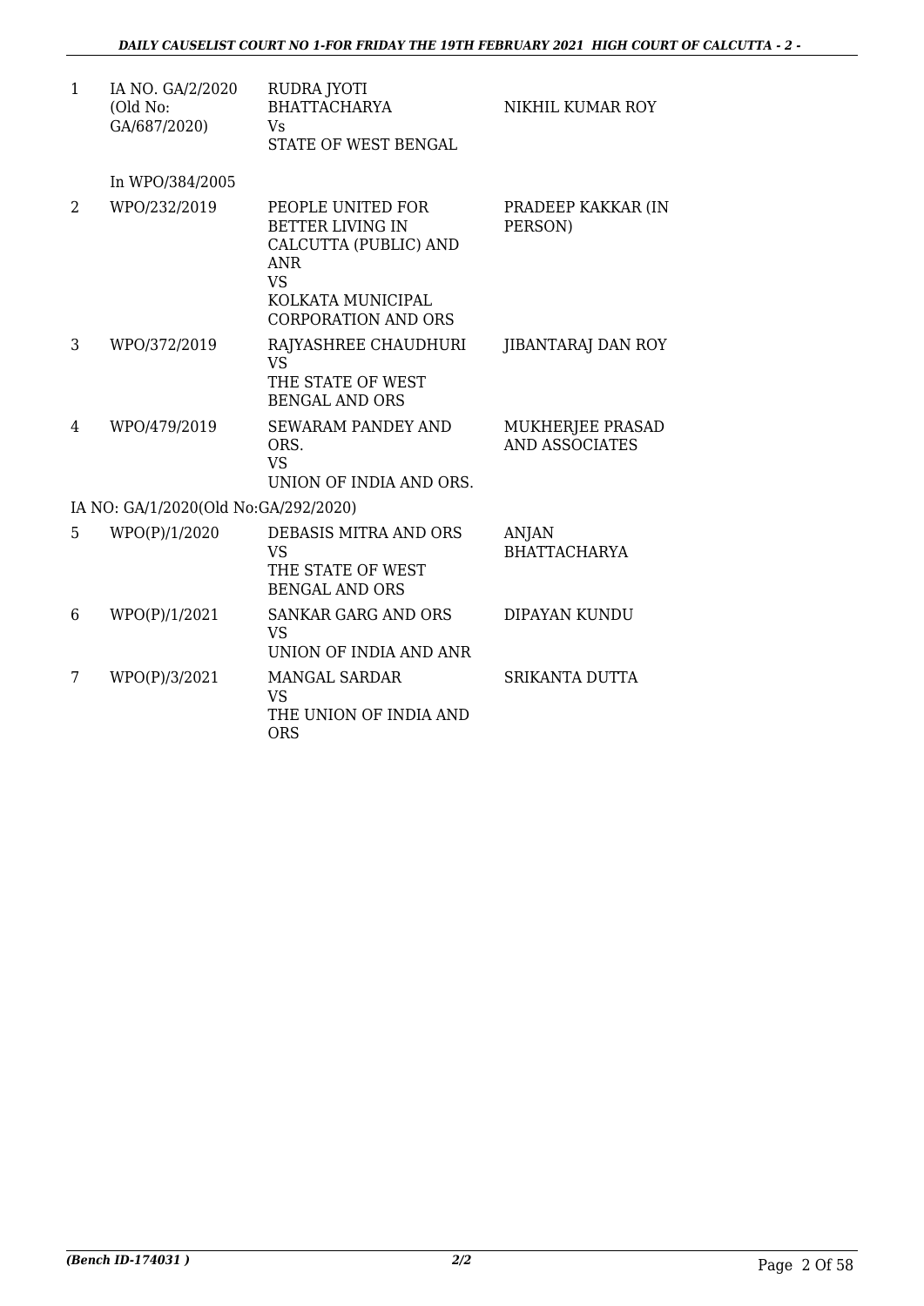| | | | |
|---|---|---|---|
| 1 | IA NO. GA/2/2020 (Old No: GA/687/2020) | RUDRA JYOTI BHATTACHARYA Vs STATE OF WEST BENGAL | NIKHIL KUMAR ROY |
| | In WPO/384/2005 | | |
| 2 | WPO/232/2019 | PEOPLE UNITED FOR BETTER LIVING IN CALCUTTA (PUBLIC) AND ANR VS KOLKATA MUNICIPAL CORPORATION AND ORS | PRADEEP KAKKAR (IN PERSON) |
| 3 | WPO/372/2019 | RAJYASHREE CHAUDHURI VS THE STATE OF WEST BENGAL AND ORS | JIBANTARAJ DAN ROY |
| 4 | WPO/479/2019 | SEWARAM PANDEY AND ORS. VS UNION OF INDIA AND ORS. | MUKHERJEE PRASAD AND ASSOCIATES |
| | IA NO: GA/1/2020(Old No:GA/292/2020) | | |
| 5 | WPO(P)/1/2020 | DEBASIS MITRA AND ORS VS THE STATE OF WEST BENGAL AND ORS | ANJAN BHATTACHARYA |
| 6 | WPO(P)/1/2021 | SANKAR GARG AND ORS VS UNION OF INDIA AND ANR | DIPAYAN KUNDU |
| 7 | WPO(P)/3/2021 | MANGAL SARDAR VS THE UNION OF INDIA AND ORS | SRIKANTA DUTTA |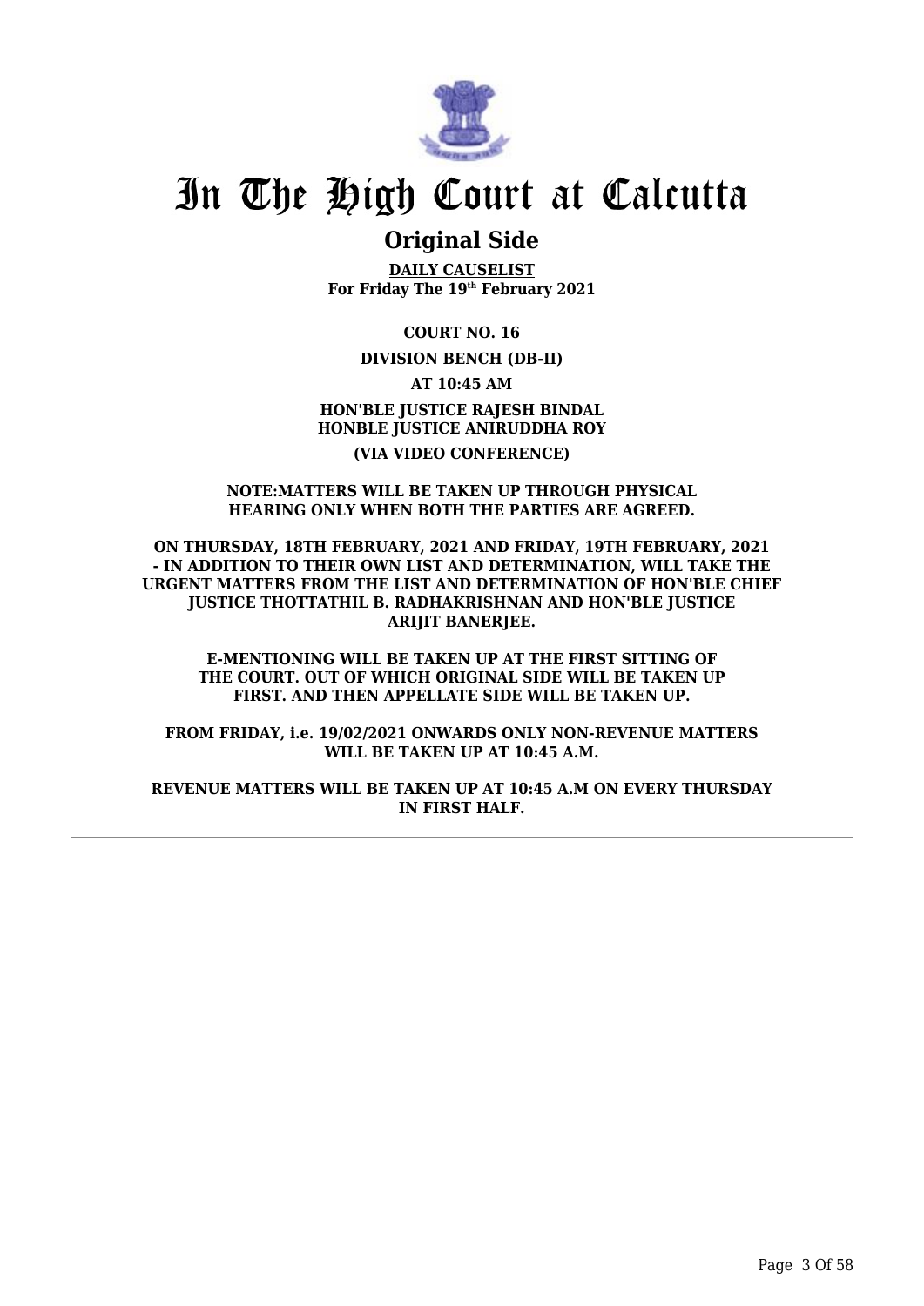# In The High Court at Calcutta

## Original Side

**DAILY CAUSELIST**
**For Friday The 19th February 2021**

**COURT NO. 16**

**DIVISION BENCH (DB-II)**

**AT 10:45 AM**

**HON'BLE JUSTICE RAJESH BINDAL**
**HONBLE JUSTICE ANIRUDDHA ROY**

**(VIA VIDEO CONFERENCE)**

**NOTE:MATTERS WILL BE TAKEN UP THROUGH PHYSICAL HEARING ONLY WHEN BOTH THE PARTIES ARE AGREED.**

**ON THURSDAY, 18TH FEBRUARY, 2021 AND FRIDAY, 19TH FEBRUARY, 2021 - IN ADDITION TO THEIR OWN LIST AND DETERMINATION, WILL TAKE THE URGENT MATTERS FROM THE LIST AND DETERMINATION OF HON'BLE CHIEF JUSTICE THOTTATHIL B. RADHAKRISHNAN AND HON'BLE JUSTICE ARIJIT BANERJEE.**

**E-MENTIONING WILL BE TAKEN UP AT THE FIRST SITTING OF THE COURT. OUT OF WHICH ORIGINAL SIDE WILL BE TAKEN UP FIRST. AND THEN APPELLATE SIDE WILL BE TAKEN UP.**

**FROM FRIDAY, i.e. 19/02/2021 ONWARDS ONLY NON-REVENUE MATTERS WILL BE TAKEN UP AT 10:45 A.M.**

**REVENUE MATTERS WILL BE TAKEN UP AT 10:45 A.M ON EVERY THURSDAY IN FIRST HALF.**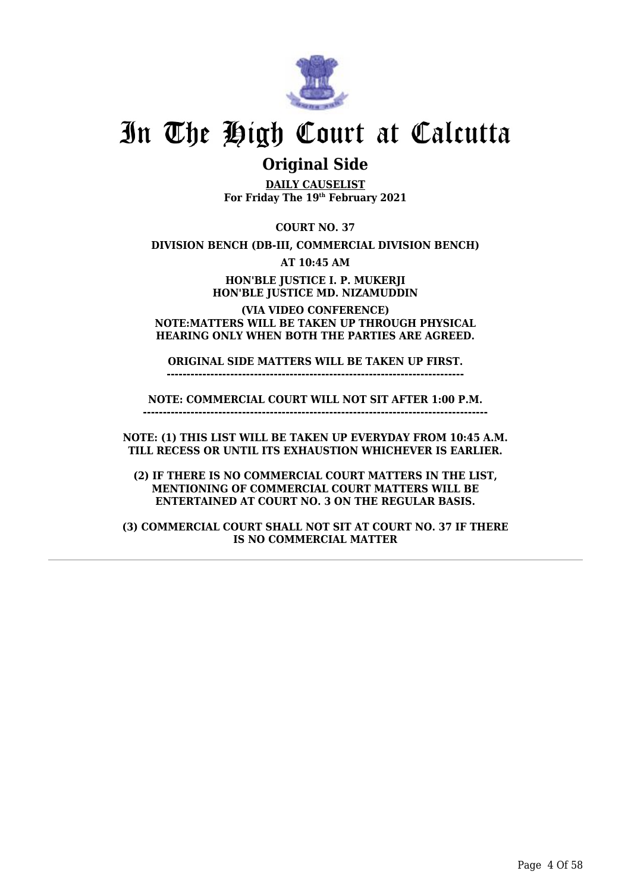# In The High Court at Calcutta

## Original Side

**DAILY CAUSELIST**
**For Friday The 19th February 2021**

**COURT NO. 37**

**DIVISION BENCH (DB-III, COMMERCIAL DIVISION BENCH)**

**AT 10:45 AM**

**HON'BLE JUSTICE I. P. MUKERJI**
**HON'BLE JUSTICE MD. NIZAMUDDIN**

**(VIA VIDEO CONFERENCE)**
**NOTE:MATTERS WILL BE TAKEN UP THROUGH PHYSICAL HEARING ONLY WHEN BOTH THE PARTIES ARE AGREED.**

**ORIGINAL SIDE MATTERS WILL BE TAKEN UP FIRST.**
**--------------------------------------------------------------------------**

**NOTE: COMMERCIAL COURT WILL NOT SIT AFTER 1:00 P.M.**
**------------------------------------------------------------------------------------**

**NOTE: (1) THIS LIST WILL BE TAKEN UP EVERYDAY FROM 10:45 A.M. TILL RECESS OR UNTIL ITS EXHAUSTION WHICHEVER IS EARLIER.**

**(2) IF THERE IS NO COMMERCIAL COURT MATTERS IN THE LIST, MENTIONING OF COMMERCIAL COURT MATTERS WILL BE ENTERTAINED AT COURT NO. 3 ON THE REGULAR BASIS.**

**(3) COMMERCIAL COURT SHALL NOT SIT AT COURT NO. 37 IF THERE IS NO COMMERCIAL MATTER**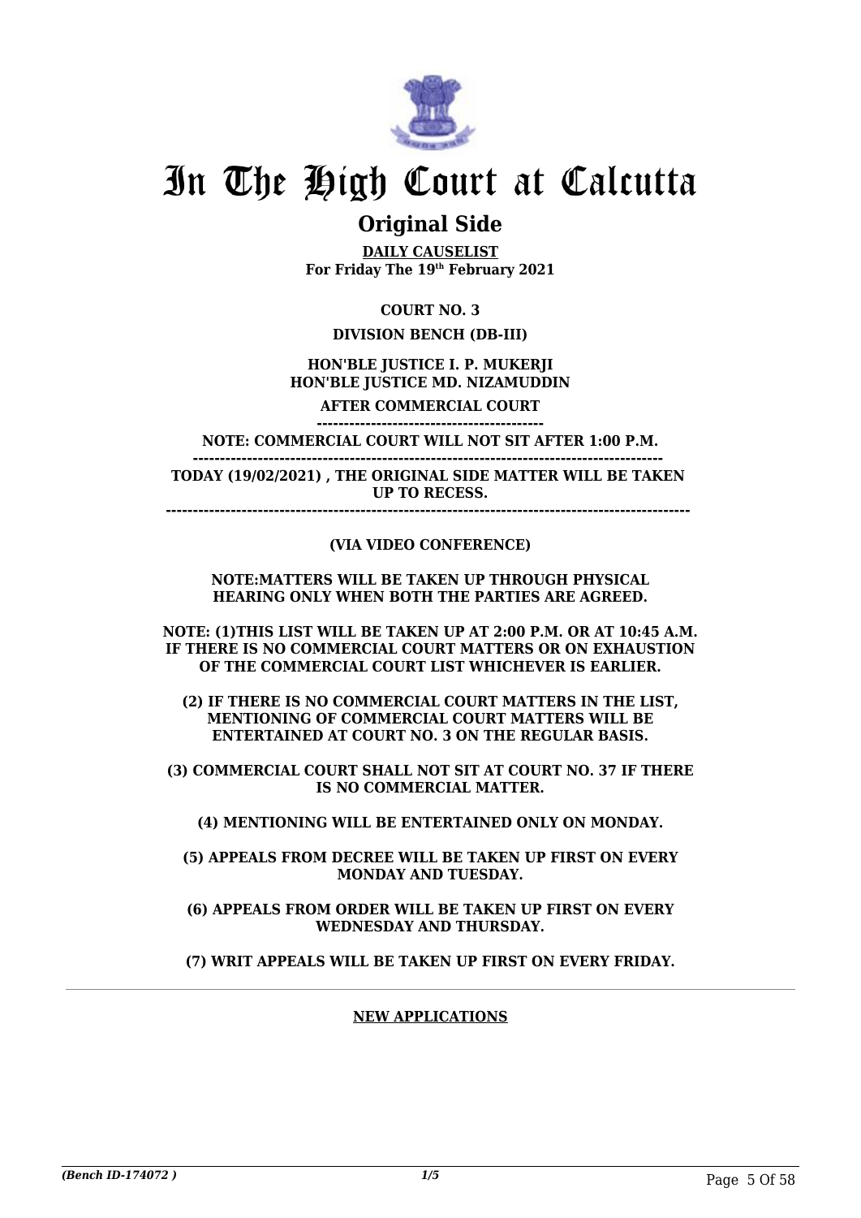# In The High Court at Calcutta

## Original Side

**DAILY CAUSELIST**
**For Friday The 19th February 2021**

**COURT NO. 3**

**DIVISION BENCH (DB-III)**

**HON'BLE JUSTICE I. P. MUKERJI**
**HON'BLE JUSTICE MD. NIZAMUDDIN**

**AFTER COMMERCIAL COURT**

**-----------------------------------------**

**NOTE: COMMERCIAL COURT WILL NOT SIT AFTER 1:00 P.M.**

**-------------------------------------------------------------------------------------**

**TODAY (19/02/2021) , THE ORIGINAL SIDE MATTER WILL BE TAKEN UP TO RECESS.**

**-----------------------------------------------------------------------------------------------**

**(VIA VIDEO CONFERENCE)**

**NOTE:MATTERS WILL BE TAKEN UP THROUGH PHYSICAL HEARING ONLY WHEN BOTH THE PARTIES ARE AGREED.**

**NOTE: (1)THIS LIST WILL BE TAKEN UP AT 2:00 P.M. OR AT 10:45 A.M. IF THERE IS NO COMMERCIAL COURT MATTERS OR ON EXHAUSTION OF THE COMMERCIAL COURT LIST WHICHEVER IS EARLIER.**

**(2) IF THERE IS NO COMMERCIAL COURT MATTERS IN THE LIST, MENTIONING OF COMMERCIAL COURT MATTERS WILL BE ENTERTAINED AT COURT NO. 3 ON THE REGULAR BASIS.**

**(3) COMMERCIAL COURT SHALL NOT SIT AT COURT NO. 37 IF THERE IS NO COMMERCIAL MATTER.**

**(4) MENTIONING WILL BE ENTERTAINED ONLY ON MONDAY.**

**(5) APPEALS FROM DECREE WILL BE TAKEN UP FIRST ON EVERY MONDAY AND TUESDAY.**

**(6) APPEALS FROM ORDER WILL BE TAKEN UP FIRST ON EVERY WEDNESDAY AND THURSDAY.**

**(7) WRIT APPEALS WILL BE TAKEN UP FIRST ON EVERY FRIDAY.**

**NEW APPLICATIONS**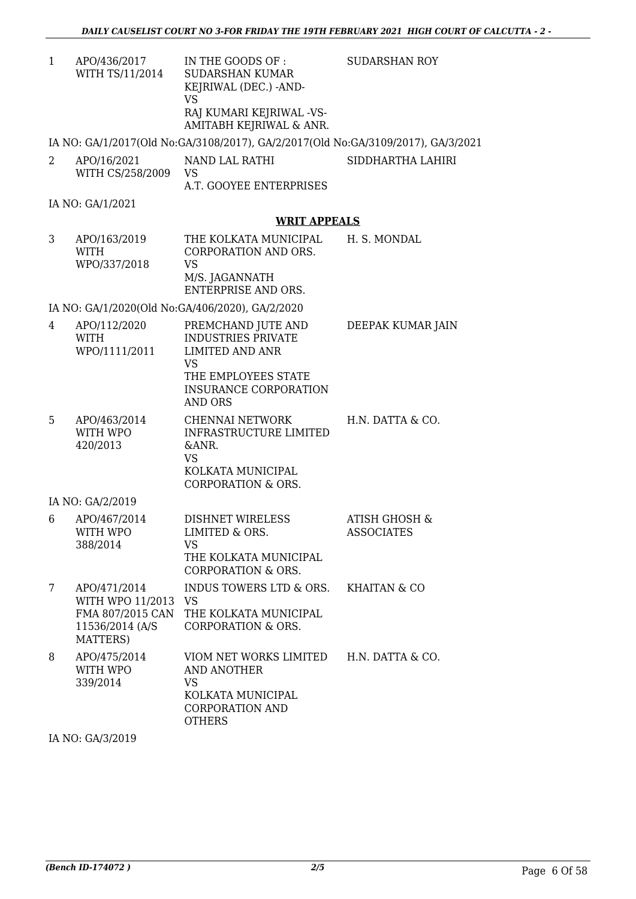| | | | |
|---|---|---|---|
| 1 | APO/436/2017 WITH TS/11/2014 | IN THE GOODS OF : SUDARSHAN KUMAR KEJRIWAL (DEC.) -AND- VS RAJ KUMARI KEJRIWAL -VS- AMITABH KEJRIWAL & ANR. | SUDARSHAN ROY |

IA NO: GA/1/2017(Old No:GA/3108/2017), GA/2/2017(Old No:GA/3109/2017), GA/3/2021

| | | | |
|---|---|---|---|
| 2 | APO/16/2021 WITH CS/258/2009 | NAND LAL RATHI VS A.T. GOOYEE ENTERPRISES | SIDDHARTHA LAHIRI |

IA NO: GA/1/2021

## WRIT APPEALS

| | | | |
|---|---|---|---|
| 3 | APO/163/2019 WITH WPO/337/2018 | THE KOLKATA MUNICIPAL CORPORATION AND ORS. VS M/S. JAGANNATH ENTERPRISE AND ORS. | H. S. MONDAL |

IA NO: GA/1/2020(Old No:GA/406/2020), GA/2/2020

| | | | |
|---|---|---|---|
| 4 | APO/112/2020 WITH WPO/1111/2011 | PREMCHAND JUTE AND INDUSTRIES PRIVATE LIMITED AND ANR VS THE EMPLOYEES STATE INSURANCE CORPORATION AND ORS | DEEPAK KUMAR JAIN |
| 5 | APO/463/2014 WITH WPO 420/2013 | CHENNAI NETWORK INFRASTRUCTURE LIMITED &ANR. VS KOLKATA MUNICIPAL CORPORATION & ORS. | H.N. DATTA & CO. |

IA NO: GA/2/2019

| | | | |
|---|---|---|---|
| 6 | APO/467/2014 WITH WPO 388/2014 | DISHNET WIRELESS LIMITED & ORS. VS THE KOLKATA MUNICIPAL CORPORATION & ORS. | ATISH GHOSH & ASSOCIATES |
| 7 | APO/471/2014 WITH WPO 11/2013 FMA 807/2015 CAN 11536/2014 (A/S MATTERS) | INDUS TOWERS LTD & ORS. VS THE KOLKATA MUNICIPAL CORPORATION & ORS. | KHAITAN & CO |
| 8 | APO/475/2014 WITH WPO 339/2014 | VIOM NET WORKS LIMITED AND ANOTHER VS KOLKATA MUNICIPAL CORPORATION AND OTHERS | H.N. DATTA & CO. |

IA NO: GA/3/2019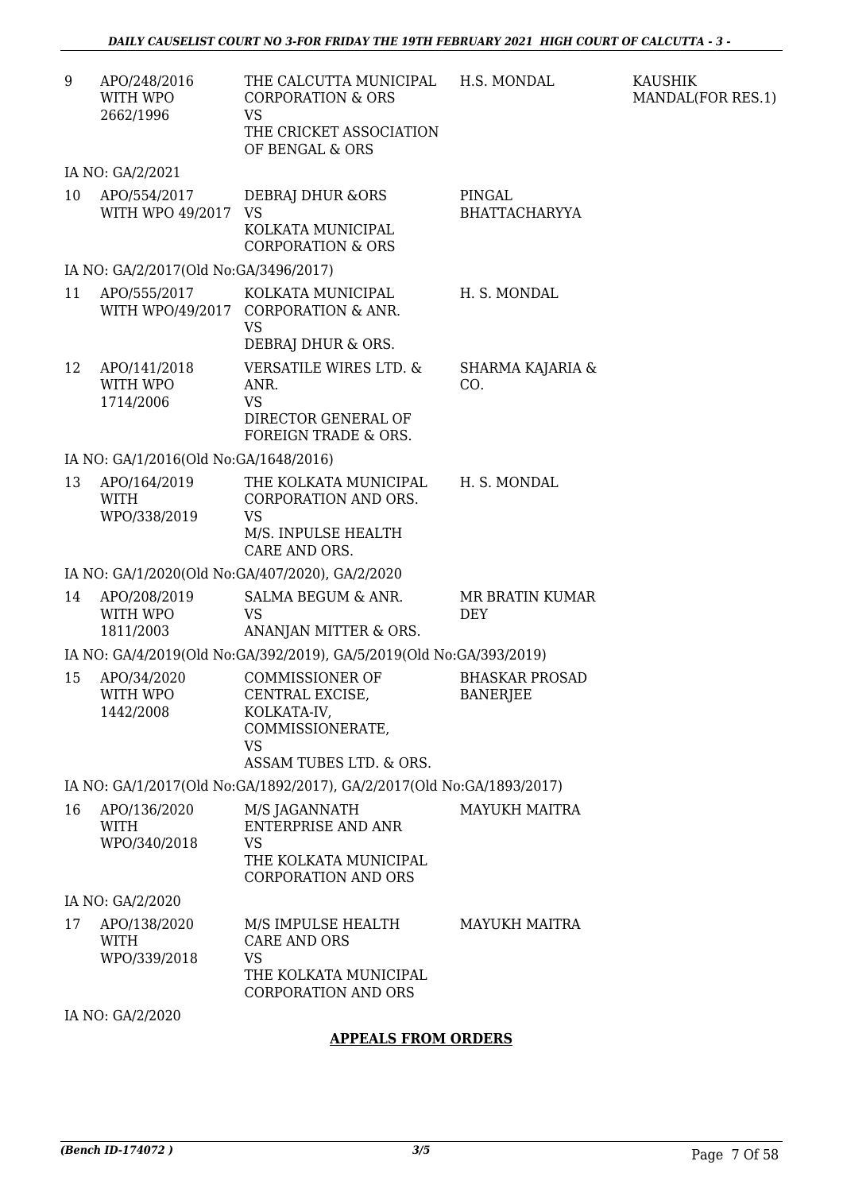| | | | | |
|---|---|---|---|---|
| 9 | APO/248/2016 WITH WPO 2662/1996 | THE CALCUTTA MUNICIPAL CORPORATION & ORS VS THE CRICKET ASSOCIATION OF BENGAL & ORS | H.S. MONDAL | KAUSHIK MANDAL(FOR RES.1) |
| | IA NO: GA/2/2021 | | | |
| 10 | APO/554/2017 WITH WPO 49/2017 | DEBRAJ DHUR &ORS VS KOLKATA MUNICIPAL CORPORATION & ORS | PINGAL BHATTACHARYYA | |
| | IA NO: GA/2/2017(Old No:GA/3496/2017) | | | |
| 11 | APO/555/2017 WITH WPO/49/2017 | KOLKATA MUNICIPAL CORPORATION & ANR. VS DEBRAJ DHUR & ORS. | H. S. MONDAL | |
| 12 | APO/141/2018 WITH WPO 1714/2006 | VERSATILE WIRES LTD. & ANR. VS DIRECTOR GENERAL OF FOREIGN TRADE & ORS. | SHARMA KAJARIA & CO. | |
| | IA NO: GA/1/2016(Old No:GA/1648/2016) | | | |
| 13 | APO/164/2019 WITH WPO/338/2019 | THE KOLKATA MUNICIPAL CORPORATION AND ORS. VS M/S. INPULSE HEALTH CARE AND ORS. | H. S. MONDAL | |
| | IA NO: GA/1/2020(Old No:GA/407/2020), GA/2/2020 | | | |
| 14 | APO/208/2019 WITH WPO 1811/2003 | SALMA BEGUM & ANR. VS ANANJAN MITTER & ORS. | MR BRATIN KUMAR DEY | |
| | IA NO: GA/4/2019(Old No:GA/392/2019), GA/5/2019(Old No:GA/393/2019) | | | |
| 15 | APO/34/2020 WITH WPO 1442/2008 | COMMISSIONER OF CENTRAL EXCISE, KOLKATA-IV, COMMISSIONERATE, VS ASSAM TUBES LTD. & ORS. | BHASKAR PROSAD BANERJEE | |
| | IA NO: GA/1/2017(Old No:GA/1892/2017), GA/2/2017(Old No:GA/1893/2017) | | | |
| 16 | APO/136/2020 WITH WPO/340/2018 | M/S JAGANNATH ENTERPRISE AND ANR VS THE KOLKATA MUNICIPAL CORPORATION AND ORS | MAYUKH MAITRA | |
| | IA NO: GA/2/2020 | | | |
| 17 | APO/138/2020 WITH WPO/339/2018 | M/S IMPULSE HEALTH CARE AND ORS VS THE KOLKATA MUNICIPAL CORPORATION AND ORS | MAYUKH MAITRA | |
| | IA NO: GA/2/2020 | | | |

## APPEALS FROM ORDERS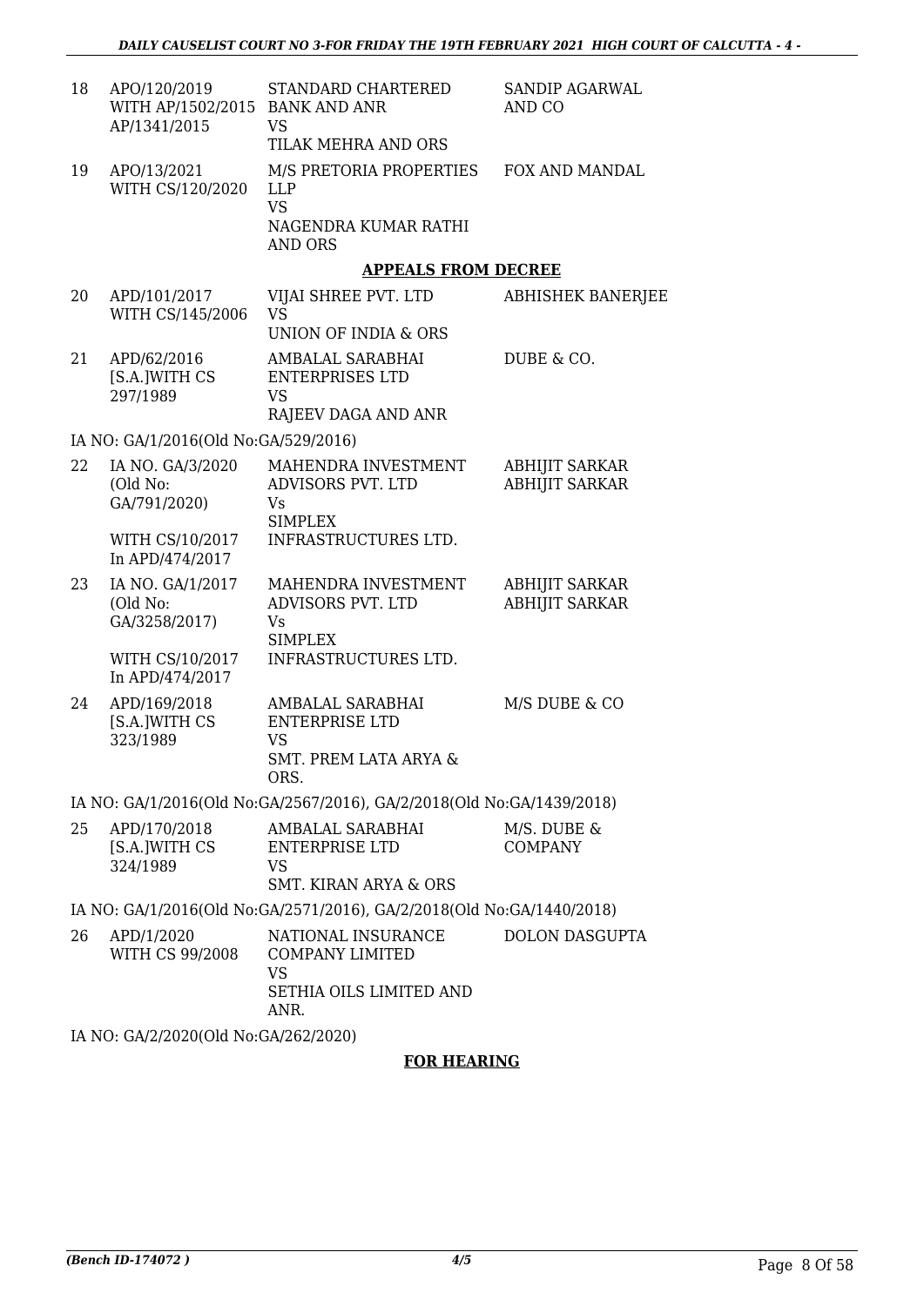| | | | |
|---|---|---|---|
| 18 | APO/120/2019 WITH AP/1502/2015 AP/1341/2015 | STANDARD CHARTERED BANK AND ANR VS TILAK MEHRA AND ORS | SANDIP AGARWAL AND CO |
| 19 | APO/13/2021 WITH CS/120/2020 | M/S PRETORIA PROPERTIES LLP VS NAGENDRA KUMAR RATHI AND ORS | FOX AND MANDAL |

## APPEALS FROM DECREE

| | | | |
|---|---|---|---|
| 20 | APD/101/2017 WITH CS/145/2006 | VIJAI SHREE PVT. LTD VS UNION OF INDIA & ORS | ABHISHEK BANERJEE |
| 21 | APD/62/2016 [S.A.]WITH CS 297/1989 | AMBALAL SARABHAI ENTERPRISES LTD VS RAJEEV DAGA AND ANR | DUBE & CO. |

IA NO: GA/1/2016(Old No:GA/529/2016)

| | | | |
|---|---|---|---|
| 22 | IA NO. GA/3/2020 (Old No: GA/791/2020) WITH CS/10/2017 In APD/474/2017 | MAHENDRA INVESTMENT ADVISORS PVT. LTD Vs SIMPLEX INFRASTRUCTURES LTD. | ABHIJIT SARKAR ABHIJIT SARKAR |
| 23 | IA NO. GA/1/2017 (Old No: GA/3258/2017) WITH CS/10/2017 In APD/474/2017 | MAHENDRA INVESTMENT ADVISORS PVT. LTD Vs SIMPLEX INFRASTRUCTURES LTD. | ABHIJIT SARKAR ABHIJIT SARKAR |
| 24 | APD/169/2018 [S.A.]WITH CS 323/1989 | AMBALAL SARABHAI ENTERPRISE LTD VS SMT. PREM LATA ARYA & ORS. | M/S DUBE & CO |

IA NO: GA/1/2016(Old No:GA/2567/2016), GA/2/2018(Old No:GA/1439/2018)

| | | | |
|---|---|---|---|
| 25 | APD/170/2018 [S.A.]WITH CS 324/1989 | AMBALAL SARABHAI ENTERPRISE LTD VS SMT. KIRAN ARYA & ORS | M/S. DUBE & COMPANY |

IA NO: GA/1/2016(Old No:GA/2571/2016), GA/2/2018(Old No:GA/1440/2018)

| | | | |
|---|---|---|---|
| 26 | APD/1/2020 WITH CS 99/2008 | NATIONAL INSURANCE COMPANY LIMITED VS SETHIA OILS LIMITED AND ANR. | DOLON DASGUPTA |

IA NO: GA/2/2020(Old No:GA/262/2020)

## FOR HEARING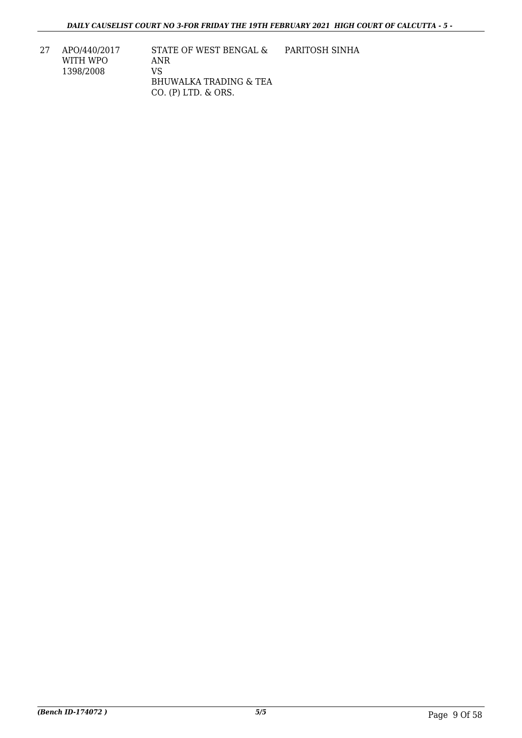| 27 | APO/440/2017 WITH WPO 1398/2008 | STATE OF WEST BENGAL & ANR VS BHUWALKA TRADING & TEA CO. (P) LTD. & ORS. | PARITOSH SINHA |
|---|---|---|---|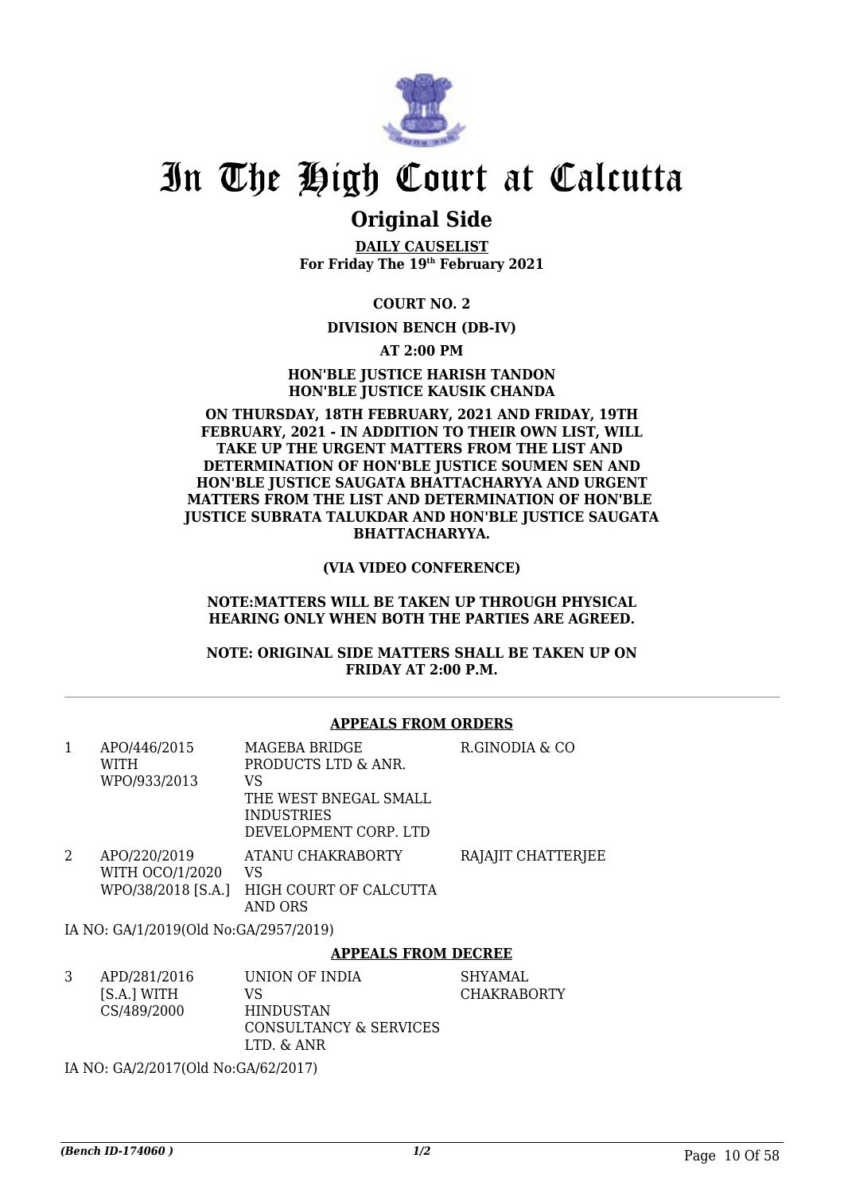# In The High Court at Calcutta

## Original Side

**DAILY CAUSELIST**
**For Friday The 19th February 2021**

**COURT NO. 2**

**DIVISION BENCH (DB-IV)**

**AT 2:00 PM**

**HON'BLE JUSTICE HARISH TANDON**
**HON'BLE JUSTICE KAUSIK CHANDA**

**ON THURSDAY, 18TH FEBRUARY, 2021 AND FRIDAY, 19TH FEBRUARY, 2021 - IN ADDITION TO THEIR OWN LIST, WILL TAKE UP THE URGENT MATTERS FROM THE LIST AND DETERMINATION OF HON'BLE JUSTICE SOUMEN SEN AND HON'BLE JUSTICE SAUGATA BHATTACHARYYA AND URGENT MATTERS FROM THE LIST AND DETERMINATION OF HON'BLE JUSTICE SUBRATA TALUKDAR AND HON'BLE JUSTICE SAUGATA BHATTACHARYYA.**

**(VIA VIDEO CONFERENCE)**

**NOTE:MATTERS WILL BE TAKEN UP THROUGH PHYSICAL HEARING ONLY WHEN BOTH THE PARTIES ARE AGREED.**

**NOTE: ORIGINAL SIDE MATTERS SHALL BE TAKEN UP ON FRIDAY AT 2:00 P.M.**

### APPEALS FROM ORDERS

| | | | |
|---|---|---|---|
| 1 | APO/446/2015 WITH WPO/933/2013 | MAGEBA BRIDGE PRODUCTS LTD & ANR. VS THE WEST BNEGAL SMALL INDUSTRIES DEVELOPMENT CORP. LTD | R.GINODIA & CO |
| 2 | APO/220/2019 WITH OCO/1/2020 WPO/38/2018 [S.A.] | ATANU CHAKRABORTY VS HIGH COURT OF CALCUTTA AND ORS | RAJAJIT CHATTERJEE |

IA NO: GA/1/2019(Old No:GA/2957/2019)

### APPEALS FROM DECREE

| | | | |
|---|---|---|---|
| 3 | APD/281/2016 [S.A.] WITH CS/489/2000 | UNION OF INDIA VS HINDUSTAN CONSULTANCY & SERVICES LTD. & ANR | SHYAMAL CHAKRABORTY |

IA NO: GA/2/2017(Old No:GA/62/2017)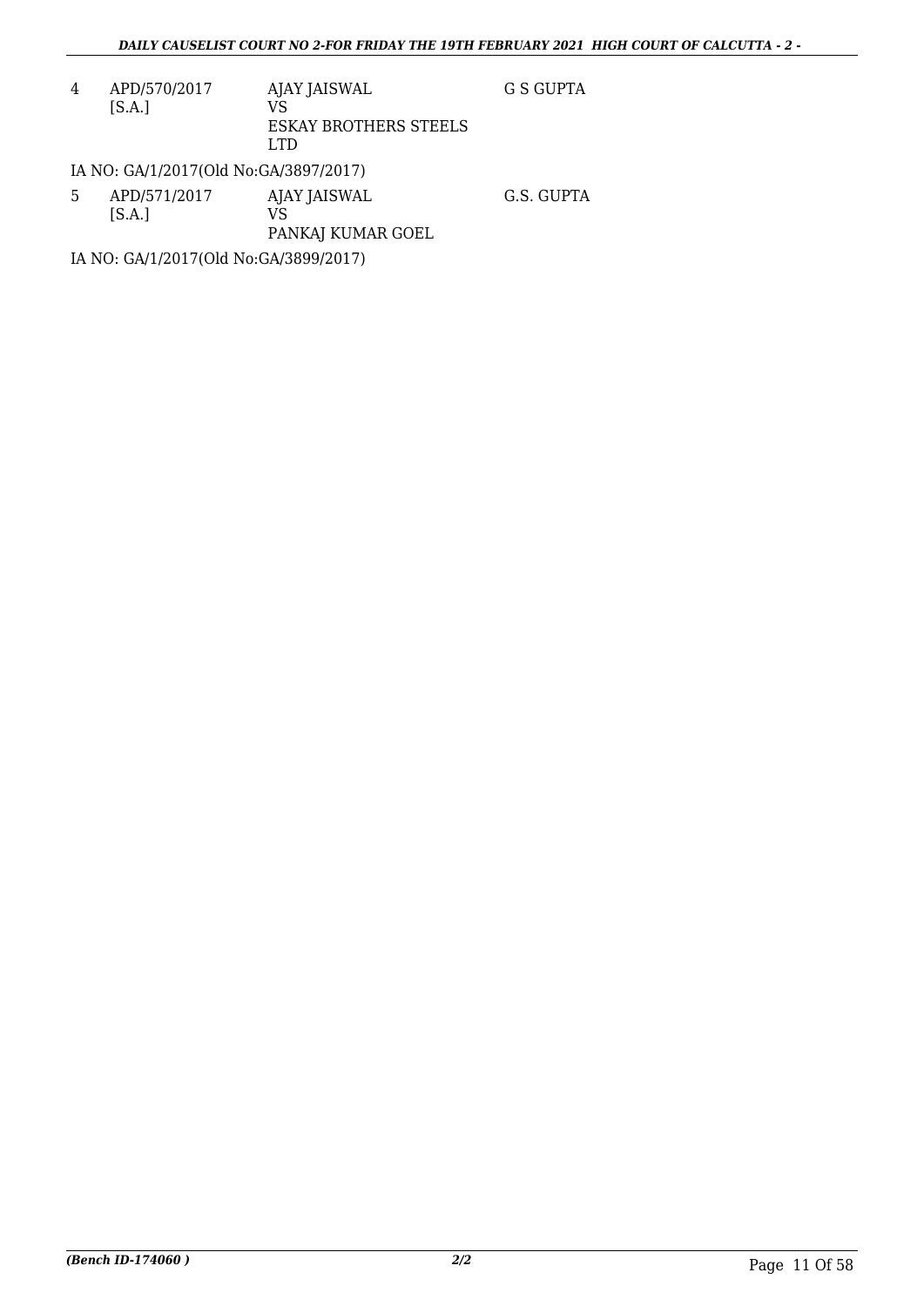| | | | |
|---|---|---|---|
| 4 | APD/570/2017 [S.A.] | AJAY JAISWAL VS ESKAY BROTHERS STEELS LTD | G S GUPTA |

IA NO: GA/1/2017(Old No:GA/3897/2017)

| | | | |
|---|---|---|---|
| 5 | APD/571/2017 [S.A.] | AJAY JAISWAL VS PANKAJ KUMAR GOEL | G.S. GUPTA |

IA NO: GA/1/2017(Old No:GA/3899/2017)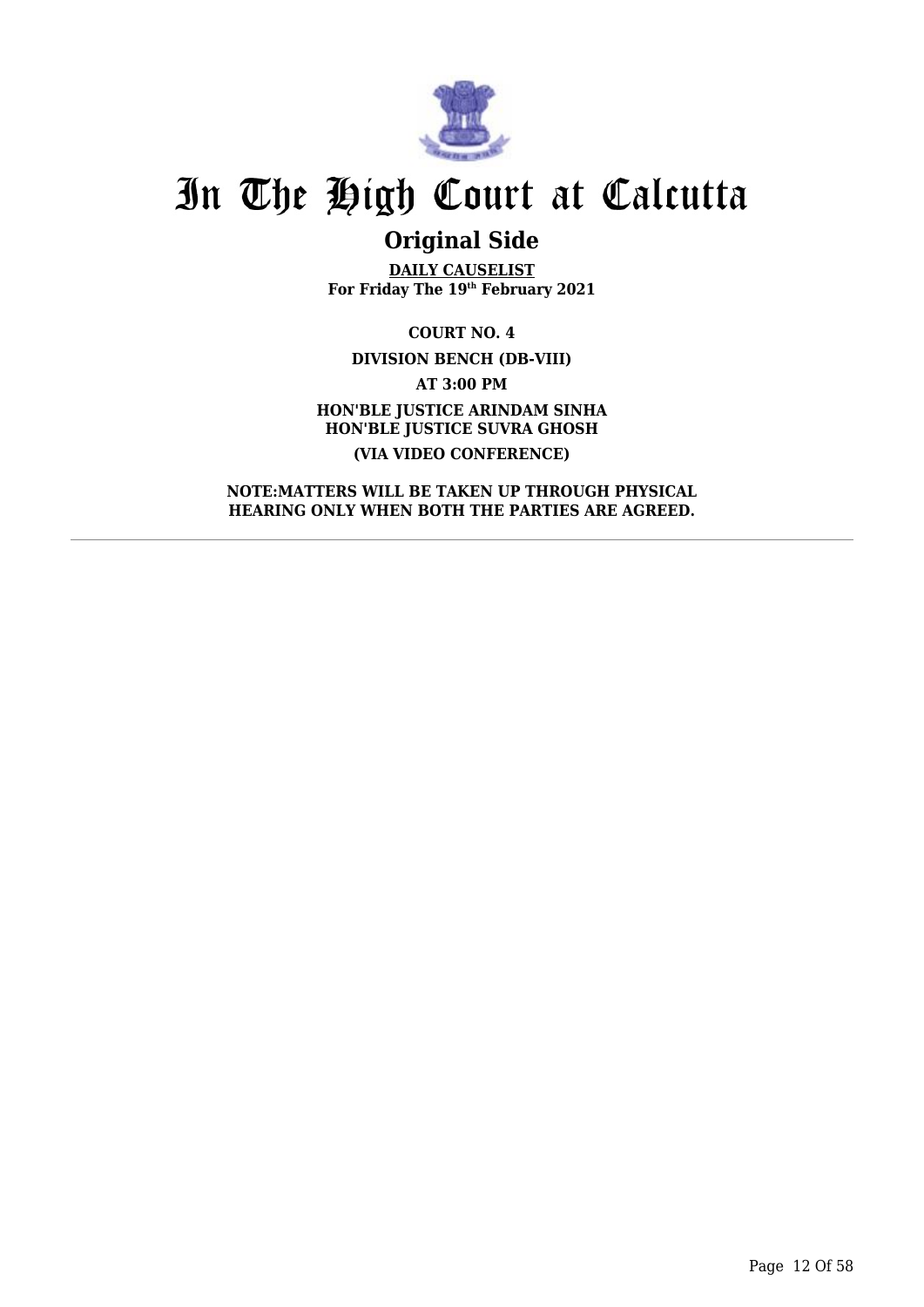# In The High Court at Calcutta

## Original Side

**DAILY CAUSELIST**
**For Friday The 19th February 2021**

**COURT NO. 4**

**DIVISION BENCH (DB-VIII)**

**AT 3:00 PM**

**HON'BLE JUSTICE ARINDAM SINHA**
**HON'BLE JUSTICE SUVRA GHOSH**

**(VIA VIDEO CONFERENCE)**

**NOTE:MATTERS WILL BE TAKEN UP THROUGH PHYSICAL HEARING ONLY WHEN BOTH THE PARTIES ARE AGREED.**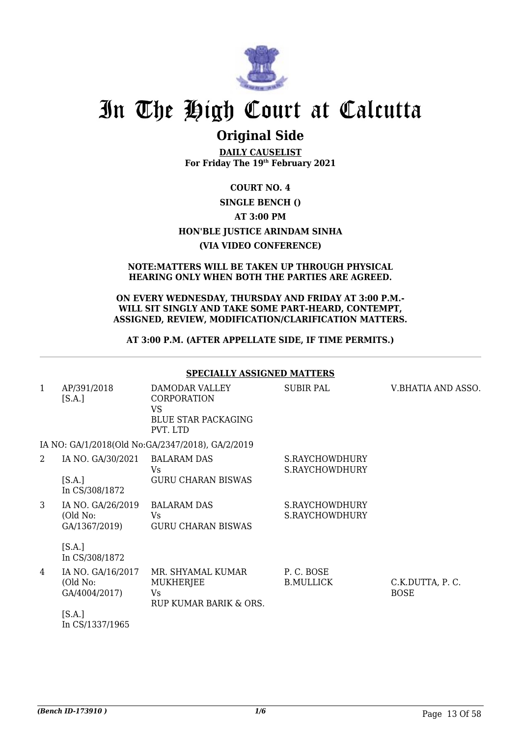# In The High Court at Calcutta

## Original Side

**DAILY CAUSELIST**
**For Friday The 19th February 2021**

**COURT NO. 4**

**SINGLE BENCH ()**

**AT 3:00 PM**

**HON'BLE JUSTICE ARINDAM SINHA**

**(VIA VIDEO CONFERENCE)**

**NOTE:MATTERS WILL BE TAKEN UP THROUGH PHYSICAL HEARING ONLY WHEN BOTH THE PARTIES ARE AGREED.**

**ON EVERY WEDNESDAY, THURSDAY AND FRIDAY AT 3:00 P.M.- WILL SIT SINGLY AND TAKE SOME PART-HEARD, CONTEMPT, ASSIGNED, REVIEW, MODIFICATION/CLARIFICATION MATTERS.**

**AT 3:00 P.M. (AFTER APPELLATE SIDE, IF TIME PERMITS.)**

**SPECIALLY ASSIGNED MATTERS**

| | | | | |
|---|---|---|---|---|
| 1 | AP/391/2018 [S.A.] | DAMODAR VALLEY CORPORATION VS BLUE STAR PACKAGING PVT. LTD | SUBIR PAL | V.BHATIA AND ASSO. |
| | IA NO: GA/1/2018(Old No:GA/2347/2018), GA/2/2019 | | | |
| 2 | IA NO. GA/30/2021 [S.A.] In CS/308/1872 | BALARAM DAS Vs GURU CHARAN BISWAS | S.RAYCHOWDHURY S.RAYCHOWDHURY | |
| 3 | IA NO. GA/26/2019 (Old No: GA/1367/2019) [S.A.] In CS/308/1872 | BALARAM DAS Vs GURU CHARAN BISWAS | S.RAYCHOWDHURY S.RAYCHOWDHURY | |
| 4 | IA NO. GA/16/2017 (Old No: GA/4004/2017) [S.A.] In CS/1337/1965 | MR. SHYAMAL KUMAR MUKHERJEE Vs RUP KUMAR BARIK & ORS. | P. C. BOSE B.MULLICK | C.K.DUTTA, P. C. BOSE |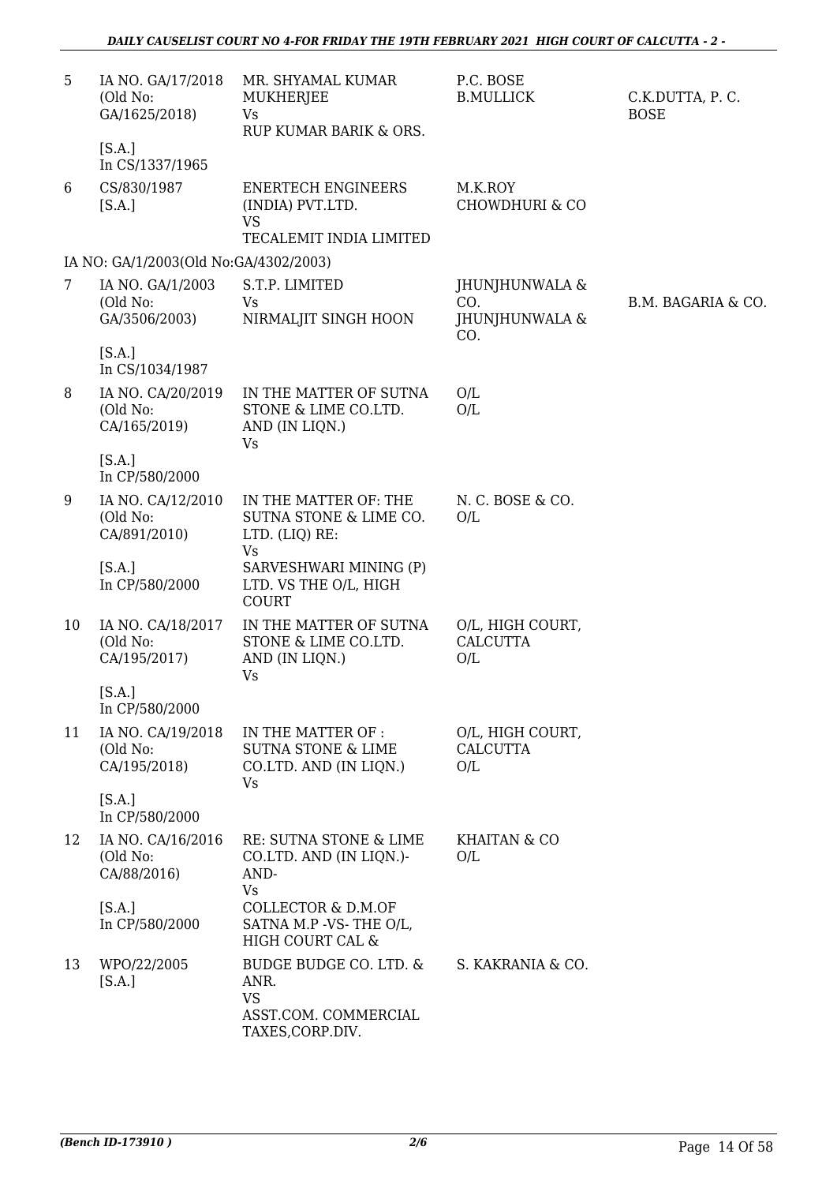| | | | | |
|---|---|---|---|---|
| 5 | IA NO. GA/17/2018 (Old No: GA/1625/2018) [S.A.] In CS/1337/1965 | MR. SHYAMAL KUMAR MUKHERJEE Vs RUP KUMAR BARIK & ORS. | P.C. BOSE B.MULLICK | C.K.DUTTA, P. C. BOSE |
| 6 | CS/830/1987 [S.A.] | ENERTECH ENGINEERS (INDIA) PVT.LTD. VS TECALEMIT INDIA LIMITED | M.K.ROY CHOWDHURI & CO | |

IA NO: GA/1/2003(Old No:GA/4302/2003)

| | | | | |
|---|---|---|---|---|
| 7 | IA NO. GA/1/2003 (Old No: GA/3506/2003) [S.A.] In CS/1034/1987 | S.T.P. LIMITED Vs NIRMALJIT SINGH HOON | JHUNJHUNWALA & CO. JHUNJHUNWALA & CO. | B.M. BAGARIA & CO. |
| 8 | IA NO. CA/20/2019 (Old No: CA/165/2019) [S.A.] In CP/580/2000 | IN THE MATTER OF SUTNA STONE & LIME CO.LTD. AND (IN LIQN.) Vs | O/L O/L | |
| 9 | IA NO. CA/12/2010 (Old No: CA/891/2010) [S.A.] In CP/580/2000 | IN THE MATTER OF: THE SUTNA STONE & LIME CO. LTD. (LIQ) RE: Vs SARVESHWARI MINING (P) LTD. VS THE O/L, HIGH COURT | N. C. BOSE & CO. O/L | |
| 10 | IA NO. CA/18/2017 (Old No: CA/195/2017) [S.A.] In CP/580/2000 | IN THE MATTER OF SUTNA STONE & LIME CO.LTD. AND (IN LIQN.) Vs | O/L, HIGH COURT, CALCUTTA O/L | |
| 11 | IA NO. CA/19/2018 (Old No: CA/195/2018) [S.A.] In CP/580/2000 | IN THE MATTER OF : SUTNA STONE & LIME CO.LTD. AND (IN LIQN.) Vs | O/L, HIGH COURT, CALCUTTA O/L | |
| 12 | IA NO. CA/16/2016 (Old No: CA/88/2016) [S.A.] In CP/580/2000 | RE: SUTNA STONE & LIME CO.LTD. AND (IN LIQN.)- AND- Vs COLLECTOR & D.M.OF SATNA M.P -VS- THE O/L, HIGH COURT CAL & | KHAITAN & CO O/L | |
| 13 | WPO/22/2005 [S.A.] | BUDGE BUDGE CO. LTD. & ANR. VS ASST.COM. COMMERCIAL TAXES,CORP.DIV. | S. KAKRANIA & CO. | |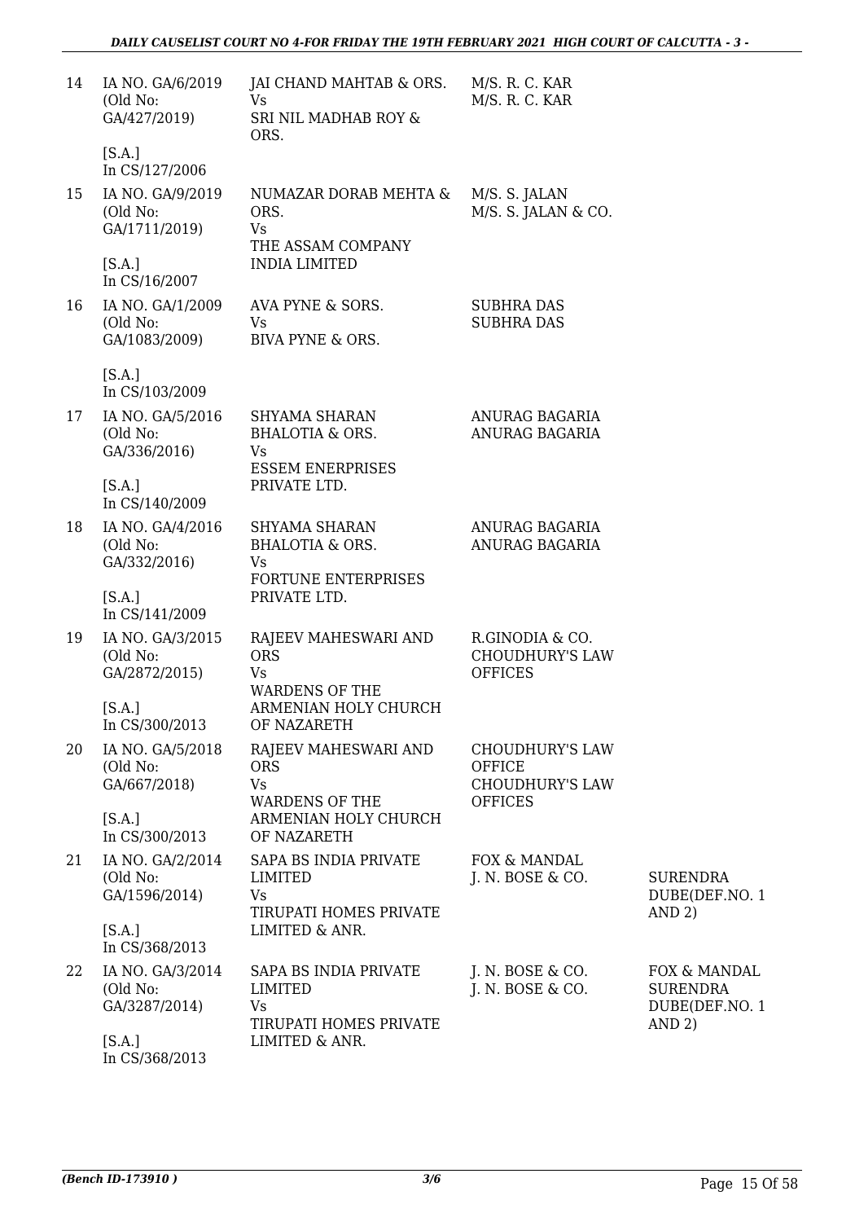| | | | | |
|---|---|---|---|---|
| 14 | IA NO. GA/6/2019 (Old No: GA/427/2019) [S.A.] In CS/127/2006 | JAI CHAND MAHTAB & ORS. Vs SRI NIL MADHAB ROY & ORS. | M/S. R. C. KAR M/S. R. C. KAR | |
| 15 | IA NO. GA/9/2019 (Old No: GA/1711/2019) [S.A.] In CS/16/2007 | NUMAZAR DORAB MEHTA & ORS. Vs THE ASSAM COMPANY INDIA LIMITED | M/S. S. JALAN M/S. S. JALAN & CO. | |
| 16 | IA NO. GA/1/2009 (Old No: GA/1083/2009) [S.A.] In CS/103/2009 | AVA PYNE & SORS. Vs BIVA PYNE & ORS. | SUBHRA DAS SUBHRA DAS | |
| 17 | IA NO. GA/5/2016 (Old No: GA/336/2016) [S.A.] In CS/140/2009 | SHYAMA SHARAN BHALOTIA & ORS. Vs ESSEM ENERPRISES PRIVATE LTD. | ANURAG BAGARIA ANURAG BAGARIA | |
| 18 | IA NO. GA/4/2016 (Old No: GA/332/2016) [S.A.] In CS/141/2009 | SHYAMA SHARAN BHALOTIA & ORS. Vs FORTUNE ENTERPRISES PRIVATE LTD. | ANURAG BAGARIA ANURAG BAGARIA | |
| 19 | IA NO. GA/3/2015 (Old No: GA/2872/2015) [S.A.] In CS/300/2013 | RAJEEV MAHESWARI AND ORS Vs WARDENS OF THE ARMENIAN HOLY CHURCH OF NAZARETH | R.GINODIA & CO. CHOUDHURY'S LAW OFFICES | |
| 20 | IA NO. GA/5/2018 (Old No: GA/667/2018) [S.A.] In CS/300/2013 | RAJEEV MAHESWARI AND ORS Vs WARDENS OF THE ARMENIAN HOLY CHURCH OF NAZARETH | CHOUDHURY'S LAW OFFICE CHOUDHURY'S LAW OFFICES | |
| 21 | IA NO. GA/2/2014 (Old No: GA/1596/2014) [S.A.] In CS/368/2013 | SAPA BS INDIA PRIVATE LIMITED Vs TIRUPATI HOMES PRIVATE LIMITED & ANR. | FOX & MANDAL J. N. BOSE & CO. | SURENDRA DUBE(DEF.NO. 1 AND 2) |
| 22 | IA NO. GA/3/2014 (Old No: GA/3287/2014) [S.A.] In CS/368/2013 | SAPA BS INDIA PRIVATE LIMITED Vs TIRUPATI HOMES PRIVATE LIMITED & ANR. | J. N. BOSE & CO. J. N. BOSE & CO. | FOX & MANDAL SURENDRA DUBE(DEF.NO. 1 AND 2) |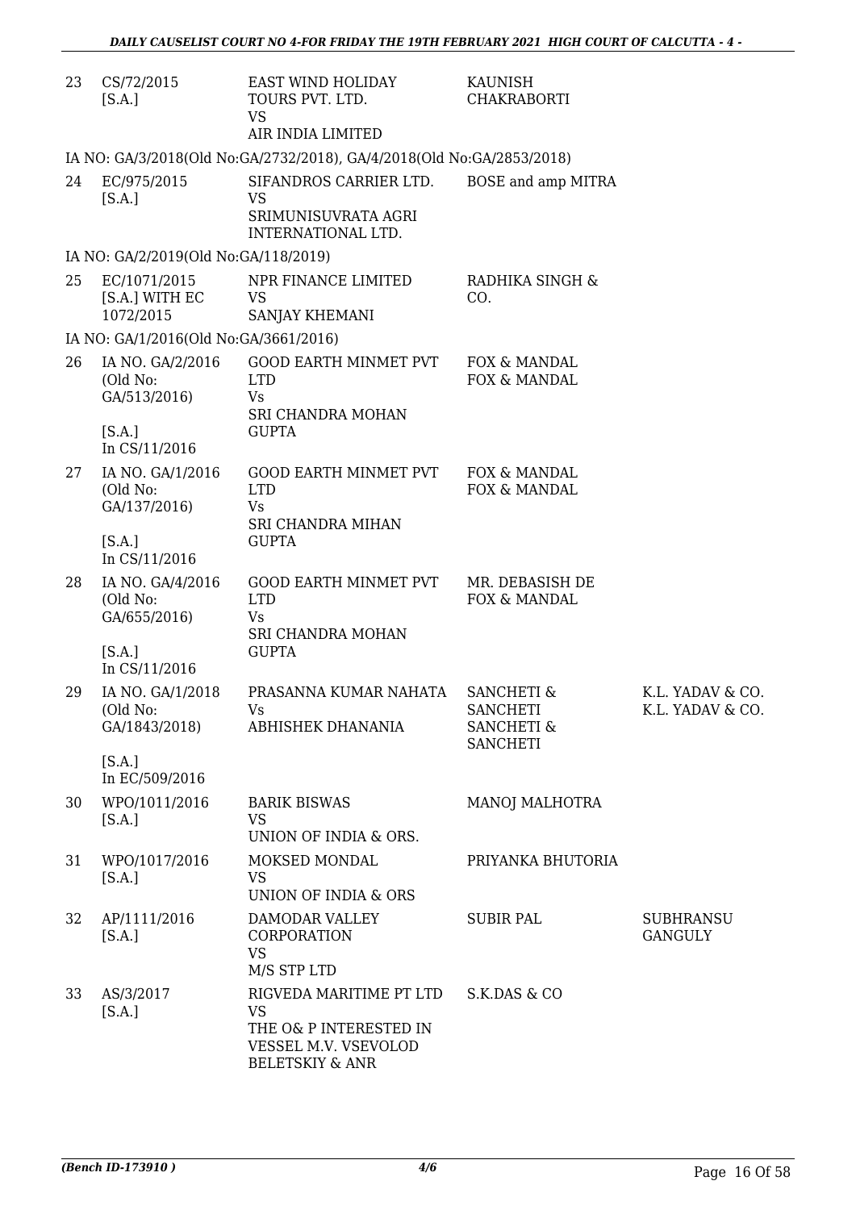| 23 | CS/72/2015 [S.A.] | EAST WIND HOLIDAY TOURS PVT. LTD. VS AIR INDIA LIMITED | KAUNISH CHAKRABORTI | |
|---|---|---|---|---|
| | IA NO: GA/3/2018(Old No:GA/2732/2018), GA/4/2018(Old No:GA/2853/2018) | | | |
| 24 | EC/975/2015 [S.A.] | SIFANDROS CARRIER LTD. VS SRIMUNISUVRATA AGRI INTERNATIONAL LTD. | BOSE and amp MITRA | |
| | IA NO: GA/2/2019(Old No:GA/118/2019) | | | |
| 25 | EC/1071/2015 [S.A.] WITH EC 1072/2015 | NPR FINANCE LIMITED VS SANJAY KHEMANI | RADHIKA SINGH & CO. | |
| | IA NO: GA/1/2016(Old No:GA/3661/2016) | | | |
| 26 | IA NO. GA/2/2016 (Old No: GA/513/2016) [S.A.] In CS/11/2016 | GOOD EARTH MINMET PVT LTD Vs SRI CHANDRA MOHAN GUPTA | FOX & MANDAL FOX & MANDAL | |
| 27 | IA NO. GA/1/2016 (Old No: GA/137/2016) [S.A.] In CS/11/2016 | GOOD EARTH MINMET PVT LTD Vs SRI CHANDRA MIHAN GUPTA | FOX & MANDAL FOX & MANDAL | |
| 28 | IA NO. GA/4/2016 (Old No: GA/655/2016) [S.A.] In CS/11/2016 | GOOD EARTH MINMET PVT LTD Vs SRI CHANDRA MOHAN GUPTA | MR. DEBASISH DE FOX & MANDAL | |
| 29 | IA NO. GA/1/2018 (Old No: GA/1843/2018) [S.A.] In EC/509/2016 | PRASANNA KUMAR NAHATA Vs ABHISHEK DHANANIA | SANCHETI & SANCHETI SANCHETI & SANCHETI | K.L. YADAV & CO. K.L. YADAV & CO. |
| 30 | WPO/1011/2016 [S.A.] | BARIK BISWAS VS UNION OF INDIA & ORS. | MANOJ MALHOTRA | |
| 31 | WPO/1017/2016 [S.A.] | MOKSED MONDAL VS UNION OF INDIA & ORS | PRIYANKA BHUTORIA | |
| 32 | AP/1111/2016 [S.A.] | DAMODAR VALLEY CORPORATION VS M/S STP LTD | SUBIR PAL | SUBHRANSU GANGULY |
| 33 | AS/3/2017 [S.A.] | RIGVEDA MARITIME PT LTD VS THE O& P INTERESTED IN VESSEL M.V. VSEVOLOD BELETSKIY & ANR | S.K.DAS & CO | |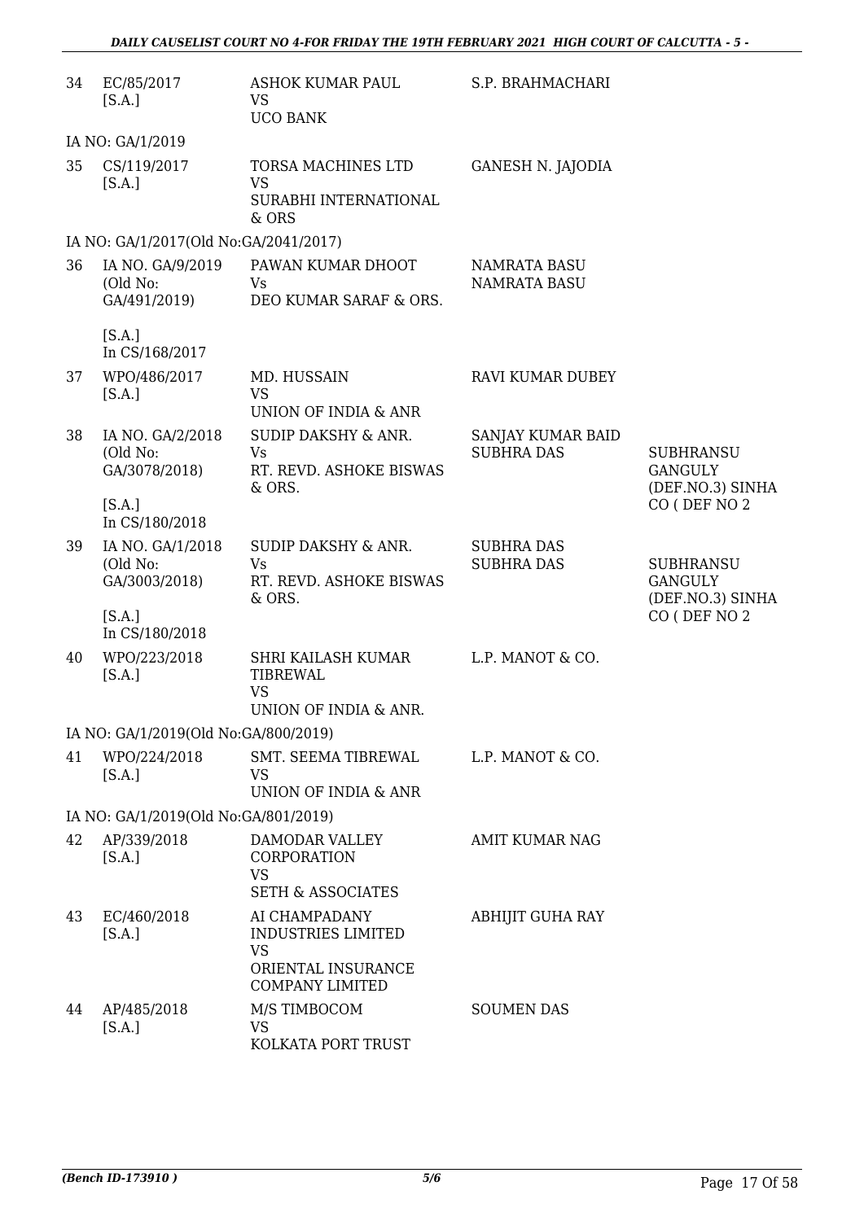| | | | | |
|---|---|---|---|---|
| 34 | EC/85/2017 [S.A.] | ASHOK KUMAR PAUL VS UCO BANK | S.P. BRAHMACHARI | |
| | IA NO: GA/1/2019 | | | |
| 35 | CS/119/2017 [S.A.] | TORSA MACHINES LTD VS SURABHI INTERNATIONAL & ORS | GANESH N. JAJODIA | |
| | IA NO: GA/1/2017(Old No:GA/2041/2017) | | | |
| 36 | IA NO. GA/9/2019 (Old No: GA/491/2019) [S.A.] In CS/168/2017 | PAWAN KUMAR DHOOT Vs DEO KUMAR SARAF & ORS. | NAMRATA BASU NAMRATA BASU | |
| 37 | WPO/486/2017 [S.A.] | MD. HUSSAIN VS UNION OF INDIA & ANR | RAVI KUMAR DUBEY | |
| 38 | IA NO. GA/2/2018 (Old No: GA/3078/2018) [S.A.] In CS/180/2018 | SUDIP DAKSHY & ANR. Vs RT. REVD. ASHOKE BISWAS & ORS. | SANJAY KUMAR BAID SUBHRA DAS | SUBHRANSU GANGULY (DEF.NO.3) SINHA CO ( DEF NO 2 |
| 39 | IA NO. GA/1/2018 (Old No: GA/3003/2018) [S.A.] In CS/180/2018 | SUDIP DAKSHY & ANR. Vs RT. REVD. ASHOKE BISWAS & ORS. | SUBHRA DAS SUBHRA DAS | SUBHRANSU GANGULY (DEF.NO.3) SINHA CO ( DEF NO 2 |
| 40 | WPO/223/2018 [S.A.] | SHRI KAILASH KUMAR TIBREWAL VS UNION OF INDIA & ANR. | L.P. MANOT & CO. | |
| | IA NO: GA/1/2019(Old No:GA/800/2019) | | | |
| 41 | WPO/224/2018 [S.A.] | SMT. SEEMA TIBREWAL VS UNION OF INDIA & ANR | L.P. MANOT & CO. | |
| | IA NO: GA/1/2019(Old No:GA/801/2019) | | | |
| 42 | AP/339/2018 [S.A.] | DAMODAR VALLEY CORPORATION VS SETH & ASSOCIATES | AMIT KUMAR NAG | |
| 43 | EC/460/2018 [S.A.] | AI CHAMPADANY INDUSTRIES LIMITED VS ORIENTAL INSURANCE COMPANY LIMITED | ABHIJIT GUHA RAY | |
| 44 | AP/485/2018 [S.A.] | M/S TIMBOCOM VS KOLKATA PORT TRUST | SOUMEN DAS | |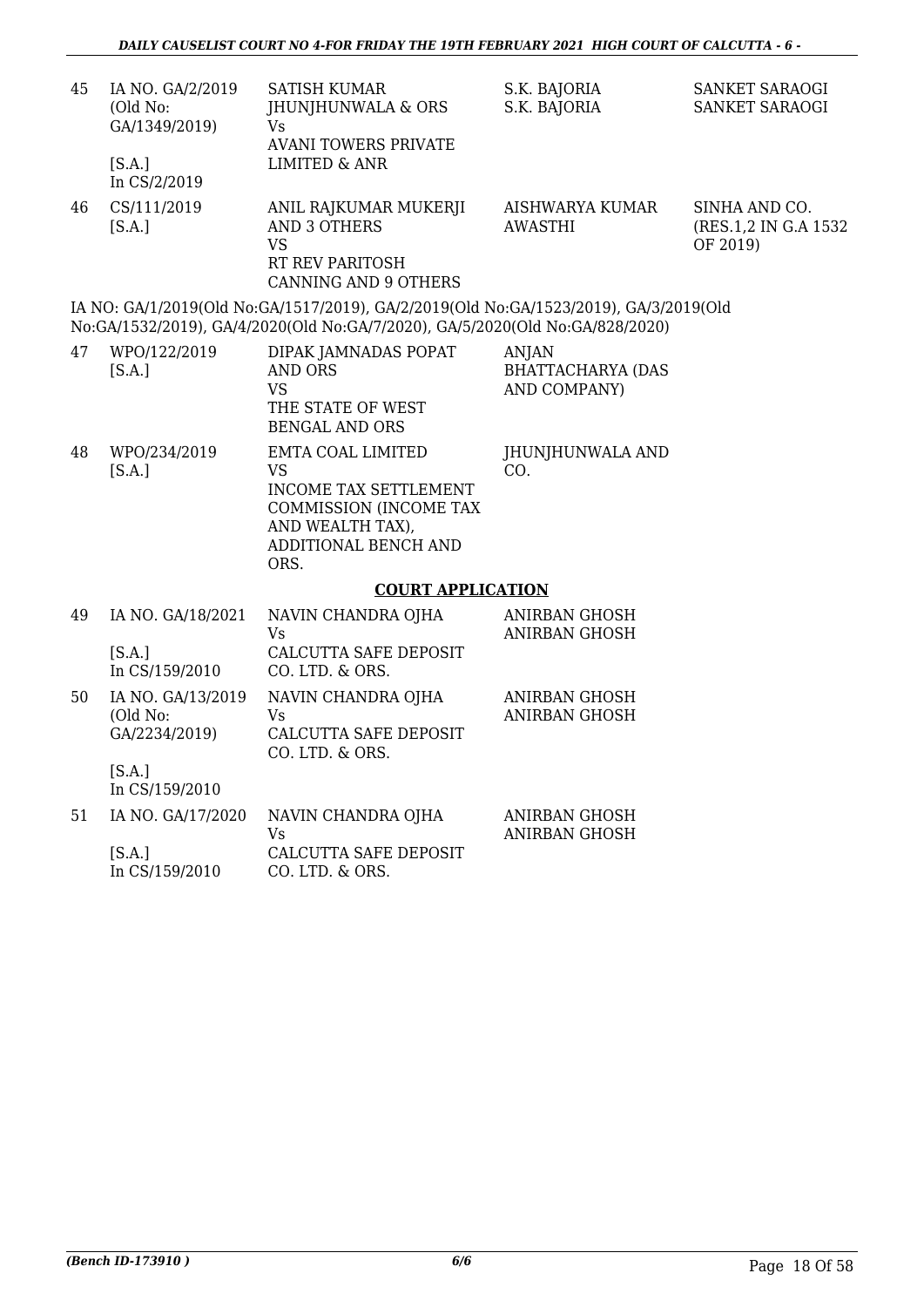| | | | | |
|---|---|---|---|---|
| 45 | IA NO. GA/2/2019 (Old No: GA/1349/2019) [S.A.] In CS/2/2019 | SATISH KUMAR JHUNJHUNWALA & ORS Vs AVANI TOWERS PRIVATE LIMITED & ANR | S.K. BAJORIA S.K. BAJORIA | SANKET SARAOGI SANKET SARAOGI |
| 46 | CS/111/2019 [S.A.] | ANIL RAJKUMAR MUKERJI AND 3 OTHERS VS RT REV PARITOSH CANNING AND 9 OTHERS | AISHWARYA KUMAR AWASTHI | SINHA AND CO. (RES.1,2 IN G.A 1532 OF 2019) |

IA NO: GA/1/2019(Old No:GA/1517/2019), GA/2/2019(Old No:GA/1523/2019), GA/3/2019(Old No:GA/1532/2019), GA/4/2020(Old No:GA/7/2020), GA/5/2020(Old No:GA/828/2020)

| | | | | |
|---|---|---|---|---|
| 47 | WPO/122/2019 [S.A.] | DIPAK JAMNADAS POPAT AND ORS VS THE STATE OF WEST BENGAL AND ORS | ANJAN BHATTACHARYA (DAS AND COMPANY) | |
| 48 | WPO/234/2019 [S.A.] | EMTA COAL LIMITED VS INCOME TAX SETTLEMENT COMMISSION (INCOME TAX AND WEALTH TAX), ADDITIONAL BENCH AND ORS. | JHUNJHUNWALA AND CO. | |

**COURT APPLICATION**

| | | | | |
|---|---|---|---|---|
| 49 | IA NO. GA/18/2021 [S.A.] In CS/159/2010 | NAVIN CHANDRA OJHA Vs CALCUTTA SAFE DEPOSIT CO. LTD. & ORS. | ANIRBAN GHOSH ANIRBAN GHOSH | |
| 50 | IA NO. GA/13/2019 (Old No: GA/2234/2019) [S.A.] In CS/159/2010 | NAVIN CHANDRA OJHA Vs CALCUTTA SAFE DEPOSIT CO. LTD. & ORS. | ANIRBAN GHOSH ANIRBAN GHOSH | |
| 51 | IA NO. GA/17/2020 [S.A.] In CS/159/2010 | NAVIN CHANDRA OJHA Vs CALCUTTA SAFE DEPOSIT CO. LTD. & ORS. | ANIRBAN GHOSH ANIRBAN GHOSH | |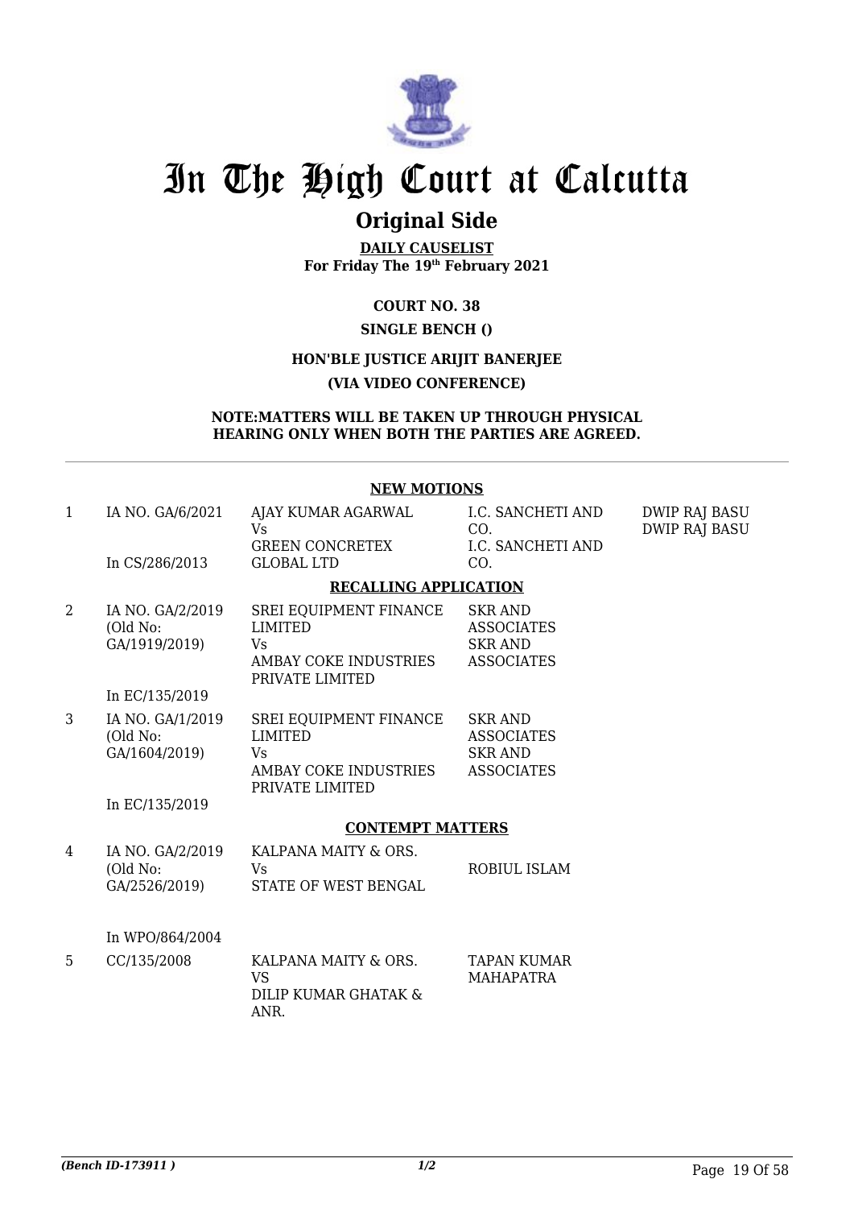# In The High Court at Calcutta

## Original Side

**DAILY CAUSELIST**
**For Friday The 19th February 2021**

**COURT NO. 38**

**SINGLE BENCH ()**

**HON'BLE JUSTICE ARIJIT BANERJEE**

**(VIA VIDEO CONFERENCE)**

**NOTE:MATTERS WILL BE TAKEN UP THROUGH PHYSICAL HEARING ONLY WHEN BOTH THE PARTIES ARE AGREED.**

### NEW MOTIONS

| | | | | |
|---|---|---|---|---|
| 1 | IA NO. GA/6/2021<br><br>In CS/286/2013 | AJAY KUMAR AGARWAL<br>Vs<br>GREEN CONCRETEX GLOBAL LTD | I.C. SANCHETI AND CO.<br>I.C. SANCHETI AND CO. | DWIP RAJ BASU<br>DWIP RAJ BASU |

### RECALLING APPLICATION

| | | | |
|---|---|---|---|
| 2 | IA NO. GA/2/2019 (Old No: GA/1919/2019)<br><br>In EC/135/2019 | SREI EQUIPMENT FINANCE LIMITED<br>Vs<br>AMBAY COKE INDUSTRIES PRIVATE LIMITED | SKR AND ASSOCIATES<br>SKR AND ASSOCIATES |
| 3 | IA NO. GA/1/2019 (Old No: GA/1604/2019)<br><br>In EC/135/2019 | SREI EQUIPMENT FINANCE LIMITED<br>Vs<br>AMBAY COKE INDUSTRIES PRIVATE LIMITED | SKR AND ASSOCIATES<br>SKR AND ASSOCIATES |

### CONTEMPT MATTERS

| | | | |
|---|---|---|---|
| 4 | IA NO. GA/2/2019 (Old No: GA/2526/2019)<br><br>In WPO/864/2004 | KALPANA MAITY & ORS.<br>Vs<br>STATE OF WEST BENGAL | ROBIUL ISLAM |
| 5 | CC/135/2008 | KALPANA MAITY & ORS.<br>VS<br>DILIP KUMAR GHATAK & ANR. | TAPAN KUMAR MAHAPATRA |

*(Bench ID-173911 )* 1/2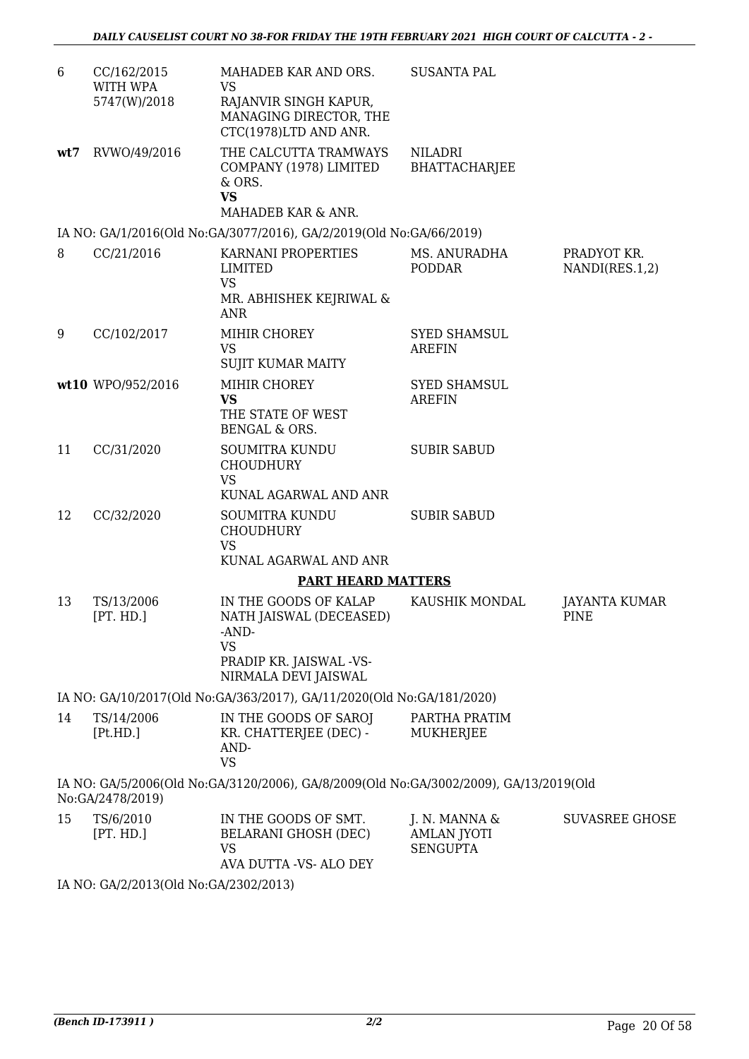| | | | | |
|---|---|---|---|---|
| 6 | CC/162/2015 WITH WPA 5747(W)/2018 | MAHADEB KAR AND ORS. VS RAJANVIR SINGH KAPUR, MANAGING DIRECTOR, THE CTC(1978)LTD AND ANR. | SUSANTA PAL | |
| **wt7** | RVWO/49/2016 | THE CALCUTTA TRAMWAYS COMPANY (1978) LIMITED & ORS. **VS** MAHADEB KAR & ANR. | NILADRI BHATTACHARJEE | |
| | IA NO: GA/1/2016(Old No:GA/3077/2016), GA/2/2019(Old No:GA/66/2019) | | | |
| 8 | CC/21/2016 | KARNANI PROPERTIES LIMITED VS MR. ABHISHEK KEJRIWAL & ANR | MS. ANURADHA PODDAR | PRADYOT KR. NANDI(RES.1,2) |
| 9 | CC/102/2017 | MIHIR CHOREY VS SUJIT KUMAR MAITY | SYED SHAMSUL AREFIN | |
| **wt10** | WPO/952/2016 | MIHIR CHOREY **VS** THE STATE OF WEST BENGAL & ORS. | SYED SHAMSUL AREFIN | |
| 11 | CC/31/2020 | SOUMITRA KUNDU CHOUDHURY VS KUNAL AGARWAL AND ANR | SUBIR SABUD | |
| 12 | CC/32/2020 | SOUMITRA KUNDU CHOUDHURY VS KUNAL AGARWAL AND ANR | SUBIR SABUD | |

**PART HEARD MATTERS**

| | | | | |
|---|---|---|---|---|
| 13 | TS/13/2006 [PT. HD.] | IN THE GOODS OF KALAP NATH JAISWAL (DECEASED) -AND- VS PRADIP KR. JAISWAL -VS- NIRMALA DEVI JAISWAL | KAUSHIK MONDAL | JAYANTA KUMAR PINE |
| | IA NO: GA/10/2017(Old No:GA/363/2017), GA/11/2020(Old No:GA/181/2020) | | | |
| 14 | TS/14/2006 [Pt.HD.] | IN THE GOODS OF SAROJ KR. CHATTERJEE (DEC) - AND- VS | PARTHA PRATIM MUKHERJEE | |
| | IA NO: GA/5/2006(Old No:GA/3120/2006), GA/8/2009(Old No:GA/3002/2009), GA/13/2019(Old No:GA/2478/2019) | | | |
| 15 | TS/6/2010 [PT. HD.] | IN THE GOODS OF SMT. BELARANI GHOSH (DEC) VS AVA DUTTA -VS- ALO DEY | J. N. MANNA & AMLAN JYOTI SENGUPTA | SUVASREE GHOSE |
| | IA NO: GA/2/2013(Old No:GA/2302/2013) | | | |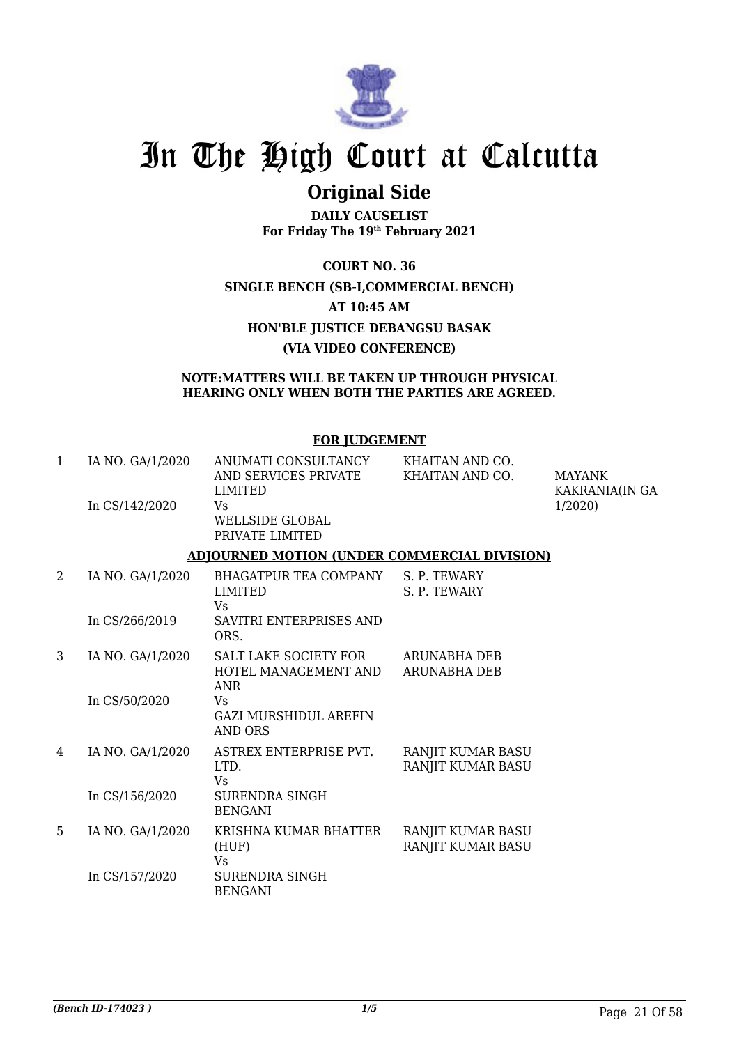# In The High Court at Calcutta

## Original Side

**DAILY CAUSELIST**
**For Friday The 19th February 2021**

**COURT NO. 36**

**SINGLE BENCH (SB-I,COMMERCIAL BENCH)**

**AT 10:45 AM**

**HON'BLE JUSTICE DEBANGSU BASAK**

**(VIA VIDEO CONFERENCE)**

**NOTE:MATTERS WILL BE TAKEN UP THROUGH PHYSICAL HEARING ONLY WHEN BOTH THE PARTIES ARE AGREED.**

**FOR JUDGEMENT**

| | | | | |
|---|---|---|---|---|
| 1 | IA NO. GA/1/2020<br>In CS/142/2020 | ANUMATI CONSULTANCY AND SERVICES PRIVATE LIMITED<br>Vs<br>WELLSIDE GLOBAL PRIVATE LIMITED | KHAITAN AND CO.<br>KHAITAN AND CO. | MAYANK KAKRANIA(IN GA 1/2020) |

**ADJOURNED MOTION (UNDER COMMERCIAL DIVISION)**

| | | | | |
|---|---|---|---|---|
| 2 | IA NO. GA/1/2020<br>In CS/266/2019 | BHAGATPUR TEA COMPANY LIMITED<br>Vs<br>SAVITRI ENTERPRISES AND ORS. | S. P. TEWARY<br>S. P. TEWARY | |
| 3 | IA NO. GA/1/2020<br>In CS/50/2020 | SALT LAKE SOCIETY FOR HOTEL MANAGEMENT AND ANR<br>Vs<br>GAZI MURSHIDUL AREFIN AND ORS | ARUNABHA DEB<br>ARUNABHA DEB | |
| 4 | IA NO. GA/1/2020<br>In CS/156/2020 | ASTREX ENTERPRISE PVT. LTD.<br>Vs<br>SURENDRA SINGH BENGANI | RANJIT KUMAR BASU<br>RANJIT KUMAR BASU | |
| 5 | IA NO. GA/1/2020<br>In CS/157/2020 | KRISHNA KUMAR BHATTER (HUF)<br>Vs<br>SURENDRA SINGH BENGANI | RANJIT KUMAR BASU<br>RANJIT KUMAR BASU | |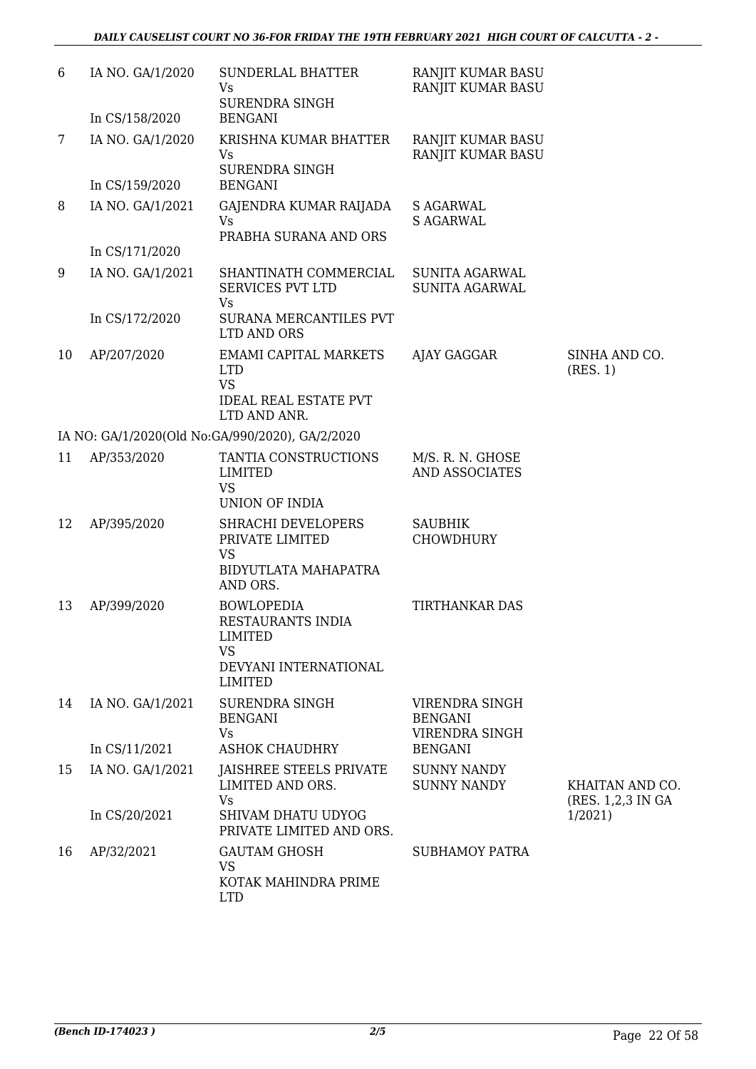| | | | | |
|---|---|---|---|---|
| 6 | IA NO. GA/1/2020<br><br>In CS/158/2020 | SUNDERLAL BHATTER<br>Vs<br>SURENDRA SINGH<br>BENGANI | RANJIT KUMAR BASU<br>RANJIT KUMAR BASU | |
| 7 | IA NO. GA/1/2020<br><br>In CS/159/2020 | KRISHNA KUMAR BHATTER<br>Vs<br>SURENDRA SINGH<br>BENGANI | RANJIT KUMAR BASU<br>RANJIT KUMAR BASU | |
| 8 | IA NO. GA/1/2021<br><br>In CS/171/2020 | GAJENDRA KUMAR RAIJADA<br>Vs<br>PRABHA SURANA AND ORS | S AGARWAL<br>S AGARWAL | |
| 9 | IA NO. GA/1/2021<br><br>In CS/172/2020 | SHANTINATH COMMERCIAL<br>SERVICES PVT LTD<br>Vs<br>SURANA MERCANTILES PVT<br>LTD AND ORS | SUNITA AGARWAL<br>SUNITA AGARWAL | |
| 10 | AP/207/2020 | EMAMI CAPITAL MARKETS<br>LTD<br>VS<br>IDEAL REAL ESTATE PVT<br>LTD AND ANR. | AJAY GAGGAR | SINHA AND CO.<br>(RES. 1) |
| | IA NO: GA/1/2020(Old No:GA/990/2020), GA/2/2020 | | | |
| 11 | AP/353/2020 | TANTIA CONSTRUCTIONS<br>LIMITED<br>VS<br>UNION OF INDIA | M/S. R. N. GHOSE<br>AND ASSOCIATES | |
| 12 | AP/395/2020 | SHRACHI DEVELOPERS<br>PRIVATE LIMITED<br>VS<br>BIDYUTLATA MAHAPATRA<br>AND ORS. | SAUBHIK<br>CHOWDHURY | |
| 13 | AP/399/2020 | BOWLOPEDIA<br>RESTAURANTS INDIA<br>LIMITED<br>VS<br>DEVYANI INTERNATIONAL<br>LIMITED | TIRTHANKAR DAS | |
| 14 | IA NO. GA/1/2021<br><br>In CS/11/2021 | SURENDRA SINGH<br>BENGANI<br>Vs<br>ASHOK CHAUDHRY | VIRENDRA SINGH<br>BENGANI<br>VIRENDRA SINGH<br>BENGANI | |
| 15 | IA NO. GA/1/2021<br><br>In CS/20/2021 | JAISHREE STEELS PRIVATE<br>LIMITED AND ORS.<br>Vs<br>SHIVAM DHATU UDYOG<br>PRIVATE LIMITED AND ORS. | SUNNY NANDY<br>SUNNY NANDY | KHAITAN AND CO.<br>(RES. 1,2,3 IN GA<br>1/2021) |
| 16 | AP/32/2021 | GAUTAM GHOSH<br>VS<br>KOTAK MAHINDRA PRIME<br>LTD | SUBHAMOY PATRA | |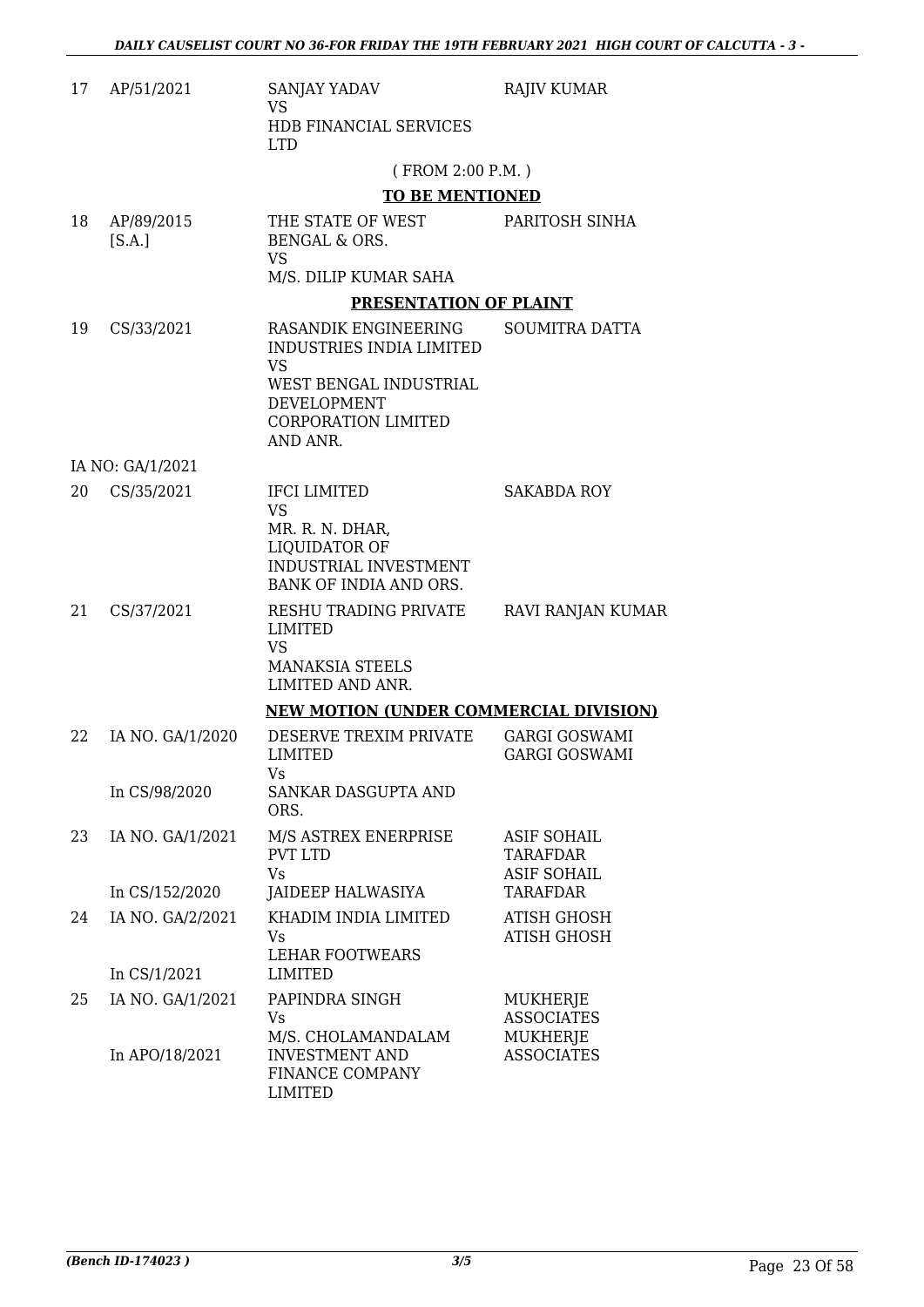| 17 | AP/51/2021 | SANJAY YADAV<br>VS<br>HDB FINANCIAL SERVICES LTD | RAJIV KUMAR |
|---|---|---|---|

( FROM 2:00 P.M. )

**TO BE MENTIONED**

| 18 | AP/89/2015<br>[S.A.] | THE STATE OF WEST BENGAL & ORS.<br>VS<br>M/S. DILIP KUMAR SAHA | PARITOSH SINHA |
|---|---|---|---|

**PRESENTATION OF PLAINT**

| 19 | CS/33/2021 | RASANDIK ENGINEERING INDUSTRIES INDIA LIMITED<br>VS<br>WEST BENGAL INDUSTRIAL DEVELOPMENT CORPORATION LIMITED AND ANR. | SOUMITRA DATTA |
|---|---|---|---|
| | IA NO: GA/1/2021 | | |
| 20 | CS/35/2021 | IFCI LIMITED<br>VS<br>MR. R. N. DHAR, LIQUIDATOR OF INDUSTRIAL INVESTMENT BANK OF INDIA AND ORS. | SAKABDA ROY |
| 21 | CS/37/2021 | RESHU TRADING PRIVATE LIMITED<br>VS<br>MANAKSIA STEELS LIMITED AND ANR. | RAVI RANJAN KUMAR |

**NEW MOTION (UNDER COMMERCIAL DIVISION)**

| 22 | IA NO. GA/1/2020<br><br>In CS/98/2020 | DESERVE TREXIM PRIVATE LIMITED<br>Vs<br>SANKAR DASGUPTA AND ORS. | GARGI GOSWAMI<br>GARGI GOSWAMI |
|---|---|---|---|
| 23 | IA NO. GA/1/2021<br><br>In CS/152/2020 | M/S ASTREX ENERPRISE PVT LTD<br>Vs<br>JAIDEEP HALWASIYA | ASIF SOHAIL TARAFDAR<br>ASIF SOHAIL TARAFDAR |
| 24 | IA NO. GA/2/2021<br><br>In CS/1/2021 | KHADIM INDIA LIMITED<br>Vs<br>LEHAR FOOTWEARS LIMITED | ATISH GHOSH<br>ATISH GHOSH |
| 25 | IA NO. GA/1/2021<br><br>In APO/18/2021 | PAPINDRA SINGH<br>Vs<br>M/S. CHOLAMANDALAM INVESTMENT AND FINANCE COMPANY LIMITED | MUKHERJE ASSOCIATES<br>MUKHERJE ASSOCIATES |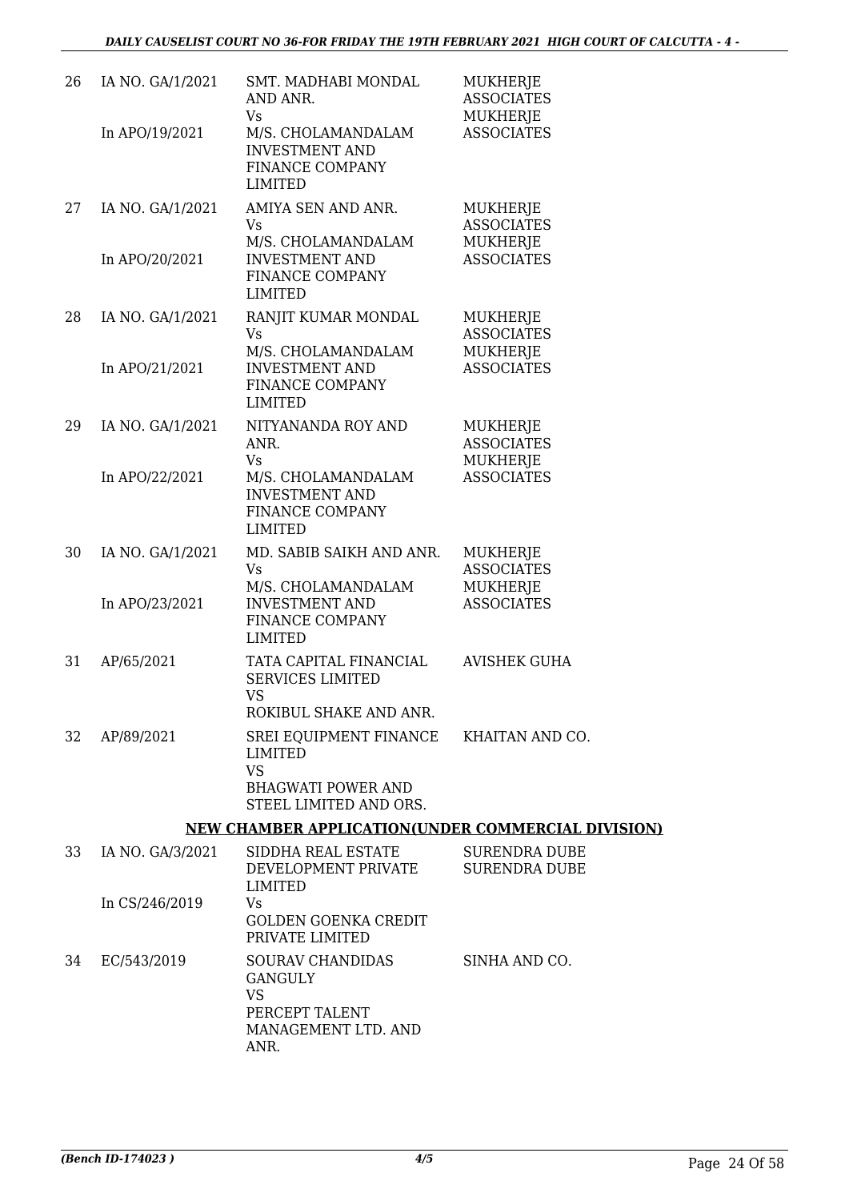| | | | |
|---|---|---|---|
| 26 | IA NO. GA/1/2021<br><br>In APO/19/2021 | SMT. MADHABI MONDAL AND ANR.<br>Vs<br>M/S. CHOLAMANDALAM INVESTMENT AND FINANCE COMPANY LIMITED | MUKHERJE ASSOCIATES<br>MUKHERJE ASSOCIATES |
| 27 | IA NO. GA/1/2021<br><br>In APO/20/2021 | AMIYA SEN AND ANR.<br>Vs<br>M/S. CHOLAMANDALAM INVESTMENT AND FINANCE COMPANY LIMITED | MUKHERJE ASSOCIATES<br>MUKHERJE ASSOCIATES |
| 28 | IA NO. GA/1/2021<br><br>In APO/21/2021 | RANJIT KUMAR MONDAL<br>Vs<br>M/S. CHOLAMANDALAM INVESTMENT AND FINANCE COMPANY LIMITED | MUKHERJE ASSOCIATES<br>MUKHERJE ASSOCIATES |
| 29 | IA NO. GA/1/2021<br><br>In APO/22/2021 | NITYANANDA ROY AND ANR.<br>Vs<br>M/S. CHOLAMANDALAM INVESTMENT AND FINANCE COMPANY LIMITED | MUKHERJE ASSOCIATES<br>MUKHERJE ASSOCIATES |
| 30 | IA NO. GA/1/2021<br><br>In APO/23/2021 | MD. SABIB SAIKH AND ANR.<br>Vs<br>M/S. CHOLAMANDALAM INVESTMENT AND FINANCE COMPANY LIMITED | MUKHERJE ASSOCIATES<br>MUKHERJE ASSOCIATES |
| 31 | AP/65/2021 | TATA CAPITAL FINANCIAL SERVICES LIMITED<br>VS<br>ROKIBUL SHAKE AND ANR. | AVISHEK GUHA |
| 32 | AP/89/2021 | SREI EQUIPMENT FINANCE LIMITED<br>VS<br>BHAGWATI POWER AND STEEL LIMITED AND ORS. | KHAITAN AND CO. |

**NEW CHAMBER APPLICATION(UNDER COMMERCIAL DIVISION)**

| | | | |
|---|---|---|---|
| 33 | IA NO. GA/3/2021<br><br>In CS/246/2019 | SIDDHA REAL ESTATE DEVELOPMENT PRIVATE LIMITED<br>Vs<br>GOLDEN GOENKA CREDIT PRIVATE LIMITED | SURENDRA DUBE<br>SURENDRA DUBE |
| 34 | EC/543/2019 | SOURAV CHANDIDAS GANGULY<br>VS<br>PERCEPT TALENT MANAGEMENT LTD. AND ANR. | SINHA AND CO. |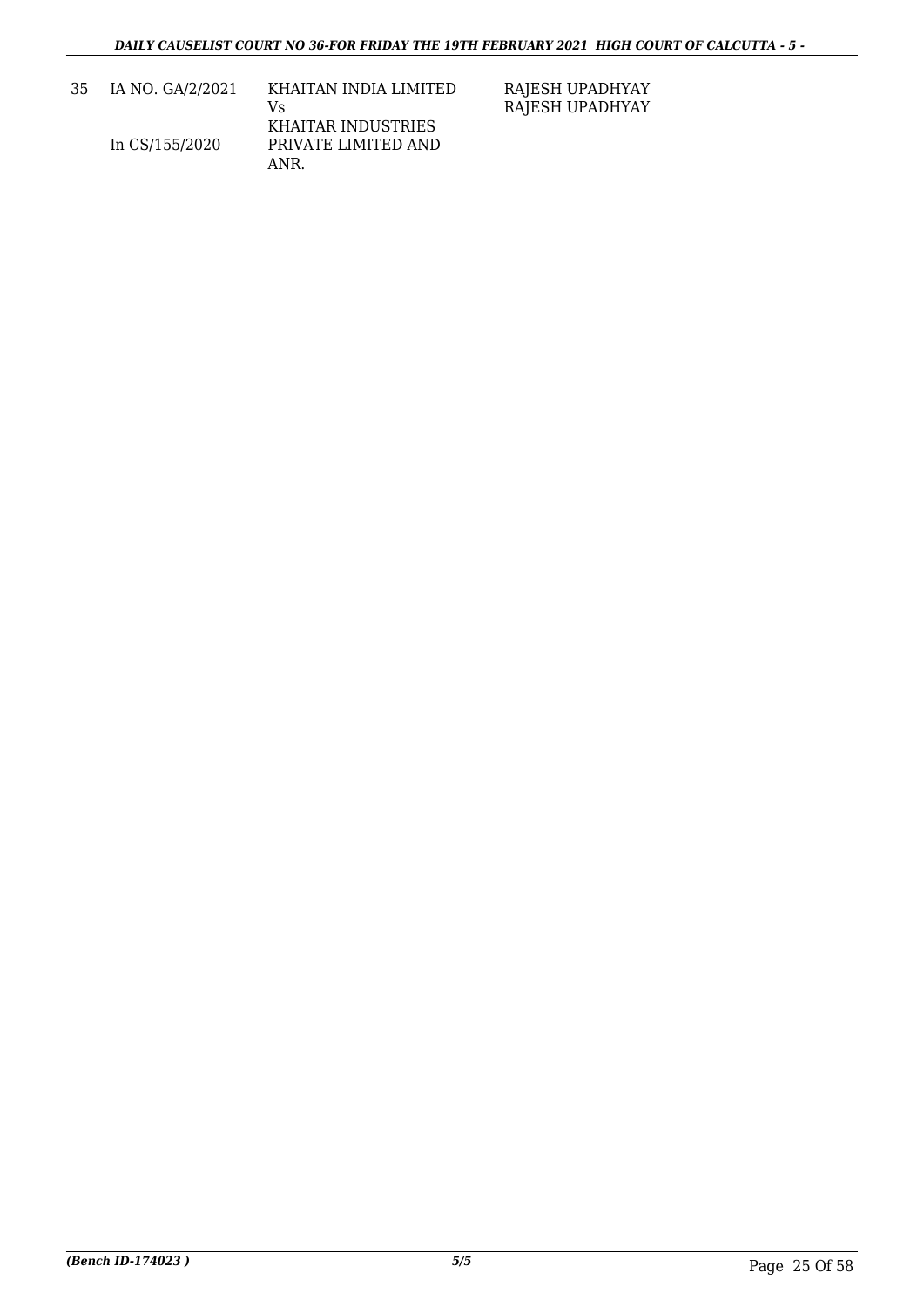| | | | |
|---|---|---|---|
| 35 | IA NO. GA/2/2021<br><br>In CS/155/2020 | KHAITAN INDIA LIMITED<br>Vs<br>KHAITAR INDUSTRIES PRIVATE LIMITED AND ANR. | RAJESH UPADHYAY<br>RAJESH UPADHYAY |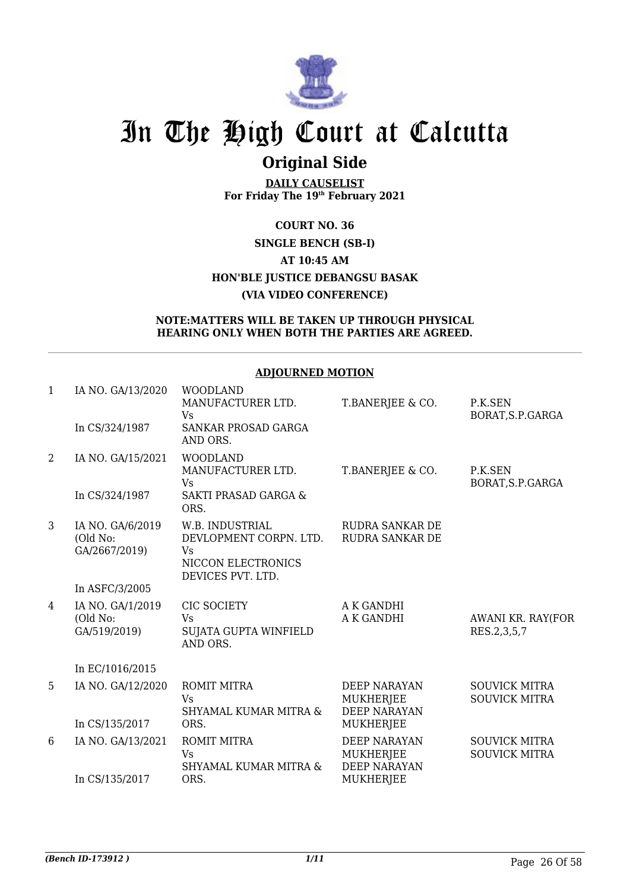# In The High Court at Calcutta

## Original Side

**DAILY CAUSELIST**
**For Friday The 19th February 2021**

**COURT NO. 36**

**SINGLE BENCH (SB-I)**

**AT 10:45 AM**

**HON'BLE JUSTICE DEBANGSU BASAK**

**(VIA VIDEO CONFERENCE)**

**NOTE:MATTERS WILL BE TAKEN UP THROUGH PHYSICAL HEARING ONLY WHEN BOTH THE PARTIES ARE AGREED.**

**ADJOURNED MOTION**

| No. | Case No. | Parties | Petitioner Advocate | Respondent Advocate |
|---|---|---|---|---|
| 1 | IA NO. GA/13/2020<br>In CS/324/1987 | WOODLAND MANUFACTURER LTD.<br>Vs<br>SANKAR PROSAD GARGA AND ORS. | T.BANERJEE & CO. | P.K.SEN BORAT,S.P.GARGA |
| 2 | IA NO. GA/15/2021<br>In CS/324/1987 | WOODLAND MANUFACTURER LTD.<br>Vs<br>SAKTI PRASAD GARGA & ORS. | T.BANERJEE & CO. | P.K.SEN BORAT,S.P.GARGA |
| 3 | IA NO. GA/6/2019 (Old No: GA/2667/2019)<br>In ASFC/3/2005 | W.B. INDUSTRIAL DEVLOPMENT CORPN. LTD.<br>Vs<br>NICCON ELECTRONICS DEVICES PVT. LTD. | RUDRA SANKAR DE<br>RUDRA SANKAR DE | |
| 4 | IA NO. GA/1/2019 (Old No: GA/519/2019)<br>In EC/1016/2015 | CIC SOCIETY<br>Vs<br>SUJATA GUPTA WINFIELD AND ORS. | A K GANDHI<br>A K GANDHI | AWANI KR. RAY(FOR RES.2,3,5,7 |
| 5 | IA NO. GA/12/2020<br>In CS/135/2017 | ROMIT MITRA<br>Vs<br>SHYAMAL KUMAR MITRA & ORS. | DEEP NARAYAN MUKHERJEE<br>DEEP NARAYAN MUKHERJEE | SOUVICK MITRA<br>SOUVICK MITRA |
| 6 | IA NO. GA/13/2021<br>In CS/135/2017 | ROMIT MITRA<br>Vs<br>SHYAMAL KUMAR MITRA & ORS. | DEEP NARAYAN MUKHERJEE<br>DEEP NARAYAN MUKHERJEE | SOUVICK MITRA<br>SOUVICK MITRA |

*(Bench ID-173912 )* 1/11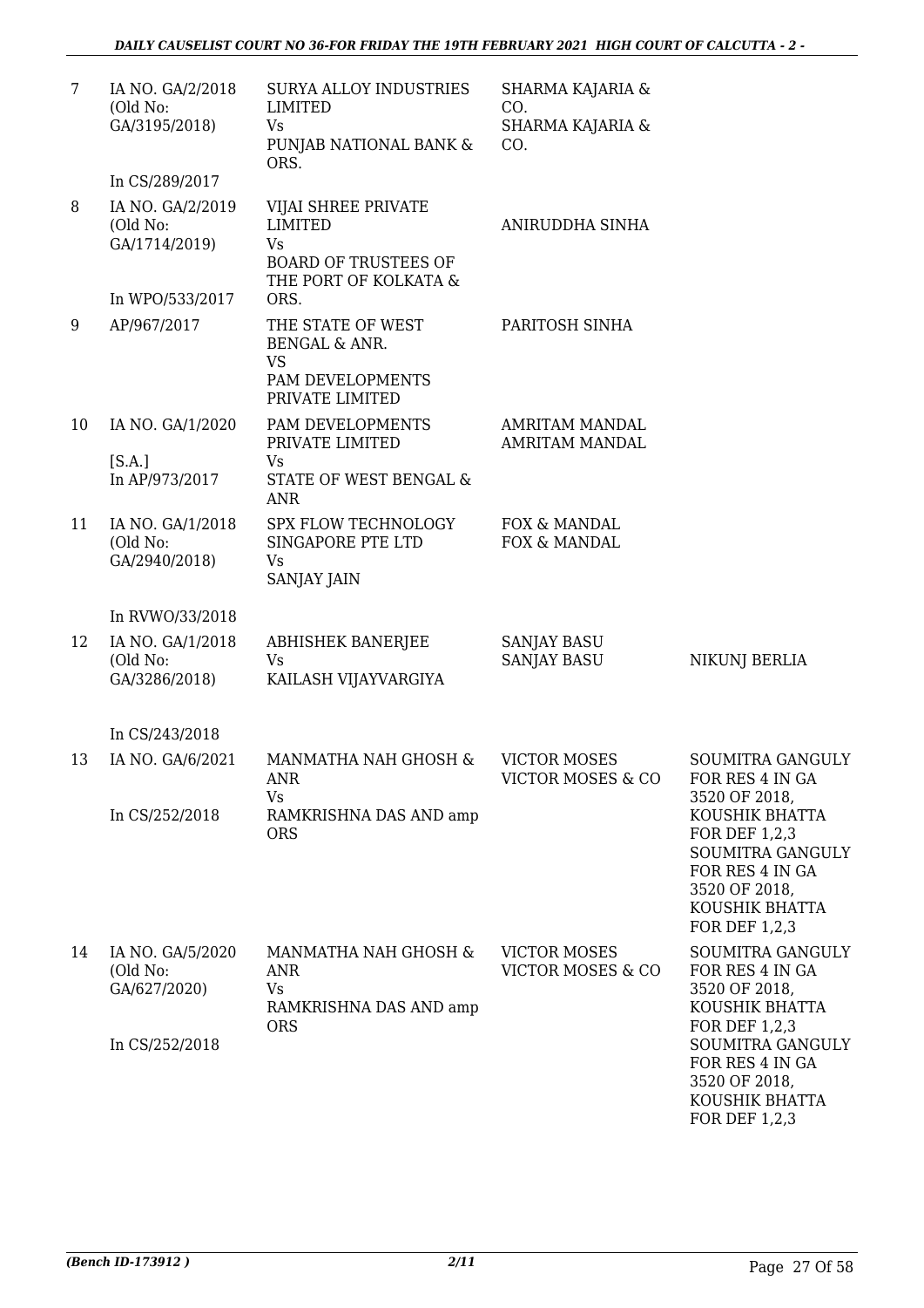| | | | | |
|---|---|---|---|---|
| 7 | IA NO. GA/2/2018 (Old No: GA/3195/2018) In CS/289/2017 | SURYA ALLOY INDUSTRIES LIMITED Vs PUNJAB NATIONAL BANK & ORS. | SHARMA KAJARIA & CO. SHARMA KAJARIA & CO. | |
| 8 | IA NO. GA/2/2019 (Old No: GA/1714/2019) In WPO/533/2017 | VIJAI SHREE PRIVATE LIMITED Vs BOARD OF TRUSTEES OF THE PORT OF KOLKATA & ORS. | ANIRUDDHA SINHA | |
| 9 | AP/967/2017 | THE STATE OF WEST BENGAL & ANR. VS PAM DEVELOPMENTS PRIVATE LIMITED | PARITOSH SINHA | |
| 10 | IA NO. GA/1/2020 [S.A.] In AP/973/2017 | PAM DEVELOPMENTS PRIVATE LIMITED Vs STATE OF WEST BENGAL & ANR | AMRITAM MANDAL AMRITAM MANDAL | |
| 11 | IA NO. GA/1/2018 (Old No: GA/2940/2018) In RVWO/33/2018 | SPX FLOW TECHNOLOGY SINGAPORE PTE LTD Vs SANJAY JAIN | FOX & MANDAL FOX & MANDAL | |
| 12 | IA NO. GA/1/2018 (Old No: GA/3286/2018) In CS/243/2018 | ABHISHEK BANERJEE Vs KAILASH VIJAYVARGIYA | SANJAY BASU SANJAY BASU | NIKUNJ BERLIA |
| 13 | IA NO. GA/6/2021 In CS/252/2018 | MANMATHA NAH GHOSH & ANR Vs RAMKRISHNA DAS AND amp ORS | VICTOR MOSES VICTOR MOSES & CO | SOUMITRA GANGULY FOR RES 4 IN GA 3520 OF 2018, KOUSHIK BHATTA FOR DEF 1,2,3 SOUMITRA GANGULY FOR RES 4 IN GA 3520 OF 2018, KOUSHIK BHATTA FOR DEF 1,2,3 |
| 14 | IA NO. GA/5/2020 (Old No: GA/627/2020) In CS/252/2018 | MANMATHA NAH GHOSH & ANR Vs RAMKRISHNA DAS AND amp ORS | VICTOR MOSES VICTOR MOSES & CO | SOUMITRA GANGULY FOR RES 4 IN GA 3520 OF 2018, KOUSHIK BHATTA FOR DEF 1,2,3 SOUMITRA GANGULY FOR RES 4 IN GA 3520 OF 2018, KOUSHIK BHATTA FOR DEF 1,2,3 |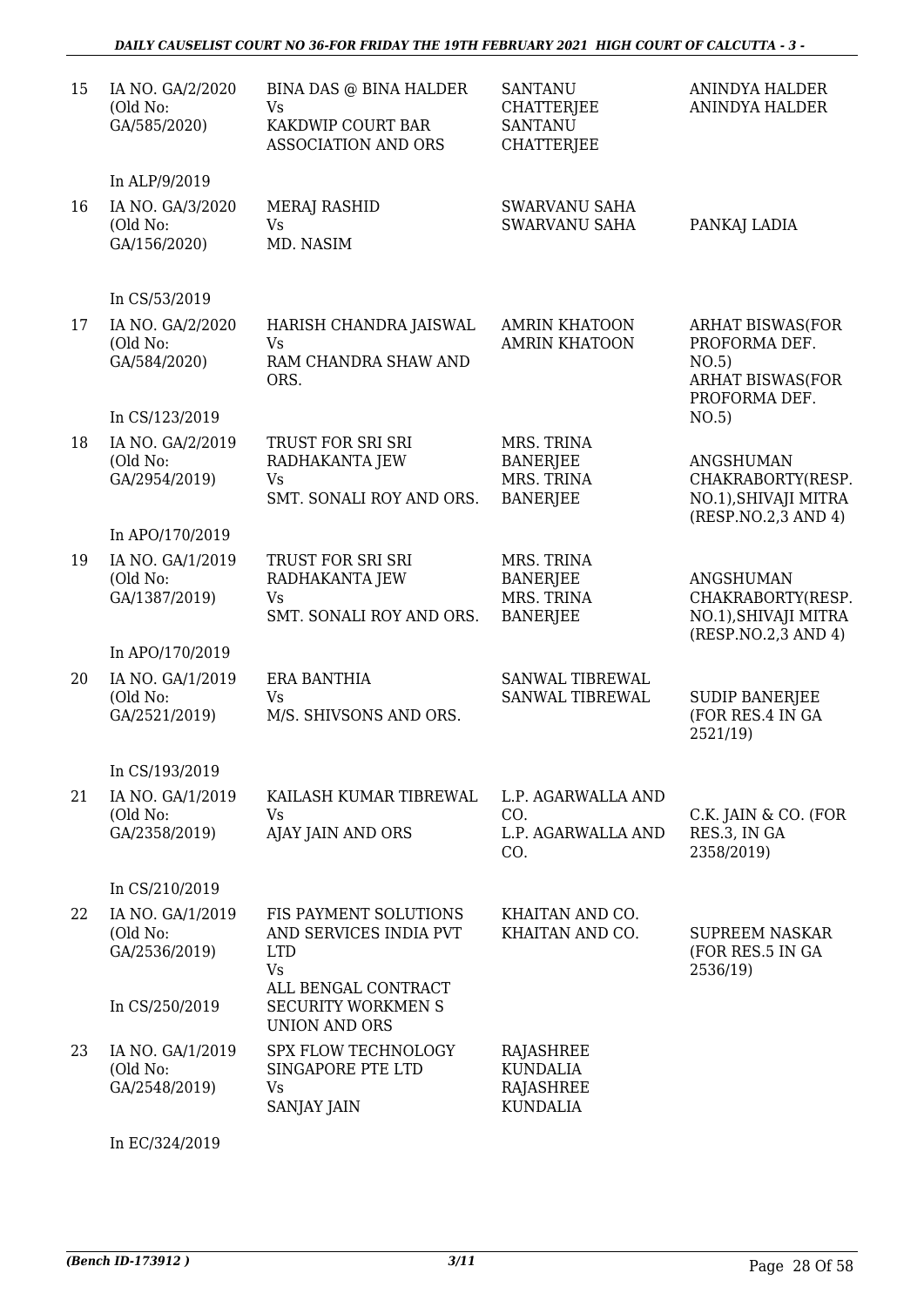| 15 | IA NO. GA/2/2020 (Old No: GA/585/2020) | BINA DAS @ BINA HALDER Vs KAKDWIP COURT BAR ASSOCIATION AND ORS | SANTANU CHATTERJEE SANTANU CHATTERJEE | ANINDYA HALDER ANINDYA HALDER |
|---|---|---|---|---|
| | In ALP/9/2019 | | | |
| 16 | IA NO. GA/3/2020 (Old No: GA/156/2020) | MERAJ RASHID Vs MD. NASIM | SWARVANU SAHA SWARVANU SAHA | PANKAJ LADIA |
| | In CS/53/2019 | | | |
| 17 | IA NO. GA/2/2020 (Old No: GA/584/2020) | HARISH CHANDRA JAISWAL Vs RAM CHANDRA SHAW AND ORS. | AMRIN KHATOON AMRIN KHATOON | ARHAT BISWAS(FOR PROFORMA DEF. NO.5) ARHAT BISWAS(FOR PROFORMA DEF. NO.5) |
| | In CS/123/2019 | | | |
| 18 | IA NO. GA/2/2019 (Old No: GA/2954/2019) | TRUST FOR SRI SRI RADHAKANTA JEW Vs SMT. SONALI ROY AND ORS. | MRS. TRINA BANERJEE MRS. TRINA BANERJEE | ANGSHUMAN CHAKRABORTY(RESP. NO.1),SHIVAJI MITRA (RESP.NO.2,3 AND 4) |
| | In APO/170/2019 | | | |
| 19 | IA NO. GA/1/2019 (Old No: GA/1387/2019) | TRUST FOR SRI SRI RADHAKANTA JEW Vs SMT. SONALI ROY AND ORS. | MRS. TRINA BANERJEE MRS. TRINA BANERJEE | ANGSHUMAN CHAKRABORTY(RESP. NO.1),SHIVAJI MITRA (RESP.NO.2,3 AND 4) |
| | In APO/170/2019 | | | |
| 20 | IA NO. GA/1/2019 (Old No: GA/2521/2019) | ERA BANTHIA Vs M/S. SHIVSONS AND ORS. | SANWAL TIBREWAL SANWAL TIBREWAL | SUDIP BANERJEE (FOR RES.4 IN GA 2521/19) |
| | In CS/193/2019 | | | |
| 21 | IA NO. GA/1/2019 (Old No: GA/2358/2019) | KAILASH KUMAR TIBREWAL Vs AJAY JAIN AND ORS | L.P. AGARWALLA AND CO. L.P. AGARWALLA AND CO. | C.K. JAIN & CO. (FOR RES.3, IN GA 2358/2019) |
| | In CS/210/2019 | | | |
| 22 | IA NO. GA/1/2019 (Old No: GA/2536/2019) | FIS PAYMENT SOLUTIONS AND SERVICES INDIA PVT LTD Vs ALL BENGAL CONTRACT SECURITY WORKMEN S UNION AND ORS | KHAITAN AND CO. KHAITAN AND CO. | SUPREEM NASKAR (FOR RES.5 IN GA 2536/19) |
| | In CS/250/2019 | | | |
| 23 | IA NO. GA/1/2019 (Old No: GA/2548/2019) | SPX FLOW TECHNOLOGY SINGAPORE PTE LTD Vs SANJAY JAIN | RAJASHREE KUNDALIA RAJASHREE KUNDALIA | |
| | In EC/324/2019 | | | |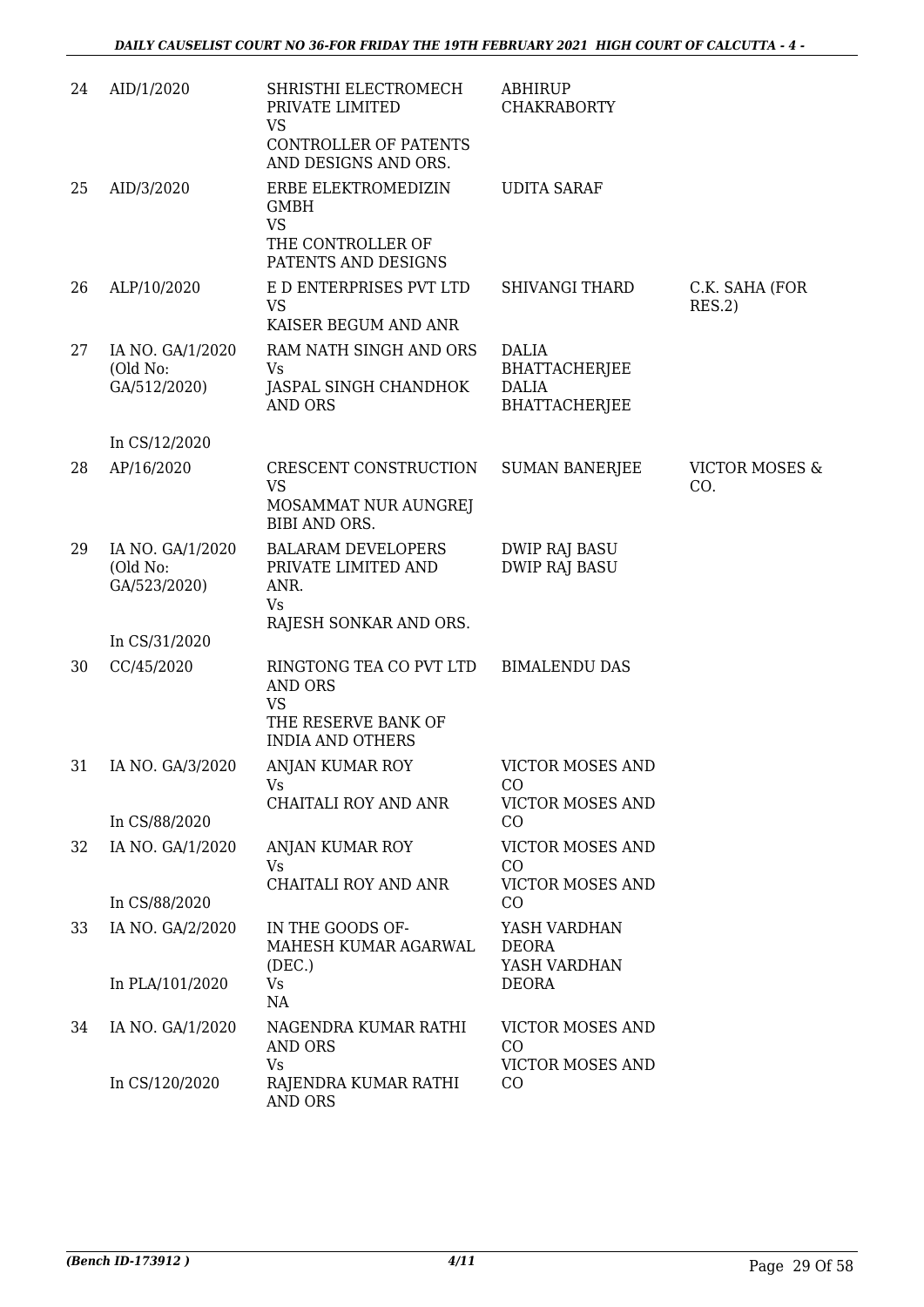| | | | | |
|---|---|---|---|---|
| 24 | AID/1/2020 | SHRISTHI ELECTROMECH PRIVATE LIMITED VS CONTROLLER OF PATENTS AND DESIGNS AND ORS. | ABHIRUP CHAKRABORTY | |
| 25 | AID/3/2020 | ERBE ELEKTROMEDIZIN GMBH VS THE CONTROLLER OF PATENTS AND DESIGNS | UDITA SARAF | |
| 26 | ALP/10/2020 | E D ENTERPRISES PVT LTD VS KAISER BEGUM AND ANR | SHIVANGI THARD | C.K. SAHA (FOR RES.2) |
| 27 | IA NO. GA/1/2020 (Old No: GA/512/2020) In CS/12/2020 | RAM NATH SINGH AND ORS Vs JASPAL SINGH CHANDHOK AND ORS | DALIA BHATTACHERJEE DALIA BHATTACHERJEE | |
| 28 | AP/16/2020 | CRESCENT CONSTRUCTION VS MOSAMMAT NUR AUNGREJ BIBI AND ORS. | SUMAN BANERJEE | VICTOR MOSES & CO. |
| 29 | IA NO. GA/1/2020 (Old No: GA/523/2020) In CS/31/2020 | BALARAM DEVELOPERS PRIVATE LIMITED AND ANR. Vs RAJESH SONKAR AND ORS. | DWIP RAJ BASU DWIP RAJ BASU | |
| 30 | CC/45/2020 | RINGTONG TEA CO PVT LTD AND ORS VS THE RESERVE BANK OF INDIA AND OTHERS | BIMALENDU DAS | |
| 31 | IA NO. GA/3/2020 In CS/88/2020 | ANJAN KUMAR ROY Vs CHAITALI ROY AND ANR | VICTOR MOSES AND CO VICTOR MOSES AND CO | |
| 32 | IA NO. GA/1/2020 In CS/88/2020 | ANJAN KUMAR ROY Vs CHAITALI ROY AND ANR | VICTOR MOSES AND CO VICTOR MOSES AND CO | |
| 33 | IA NO. GA/2/2020 In PLA/101/2020 | IN THE GOODS OF- MAHESH KUMAR AGARWAL (DEC.) Vs NA | YASH VARDHAN DEORA YASH VARDHAN DEORA | |
| 34 | IA NO. GA/1/2020 In CS/120/2020 | NAGENDRA KUMAR RATHI AND ORS Vs RAJENDRA KUMAR RATHI AND ORS | VICTOR MOSES AND CO VICTOR MOSES AND CO | |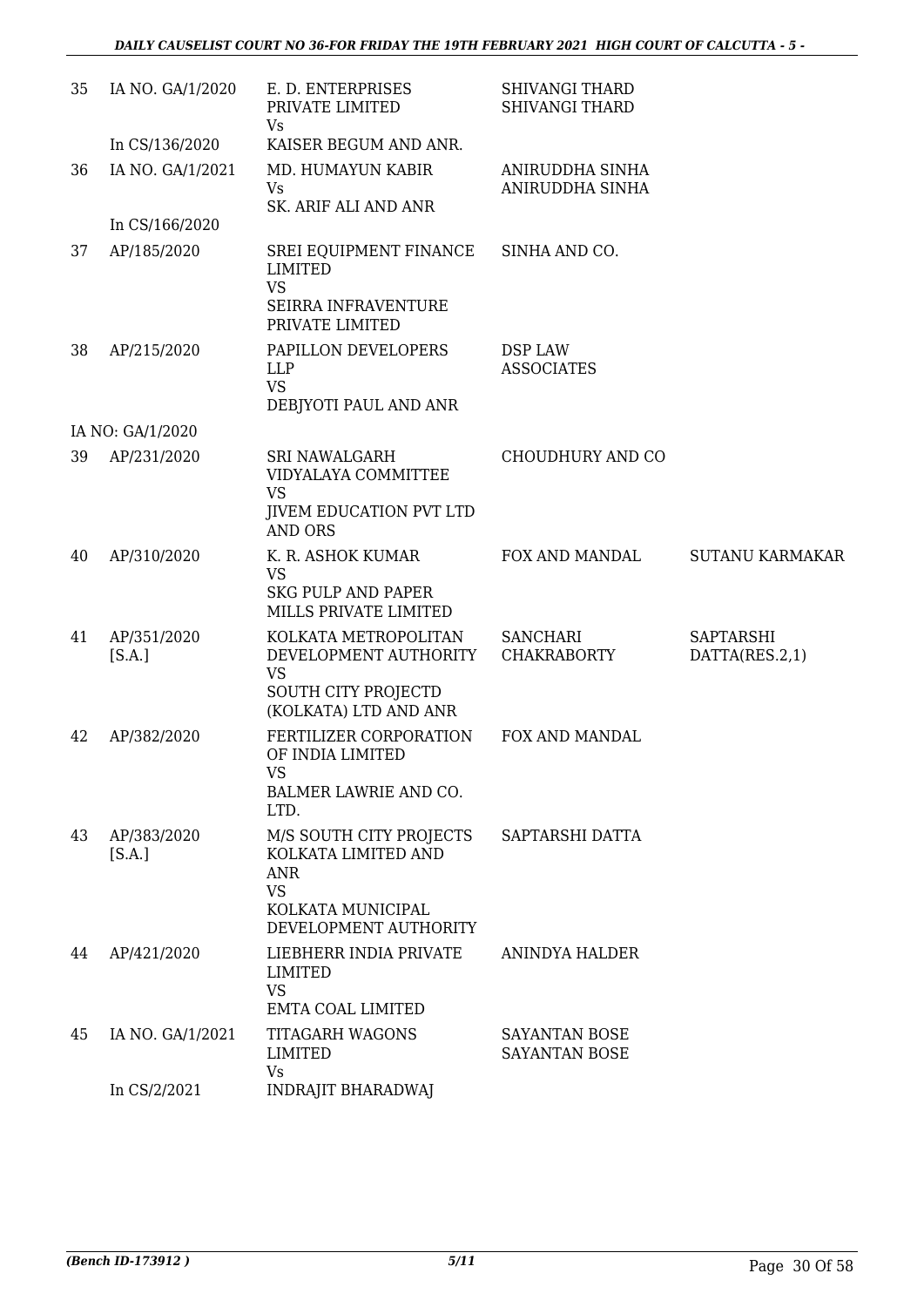| 35 | IA NO. GA/1/2020<br>In CS/136/2020 | E. D. ENTERPRISES PRIVATE LIMITED<br>Vs<br>KAISER BEGUM AND ANR. | SHIVANGI THARD<br>SHIVANGI THARD | |
|---|---|---|---|---|
| 36 | IA NO. GA/1/2021<br>In CS/166/2020 | MD. HUMAYUN KABIR<br>Vs<br>SK. ARIF ALI AND ANR | ANIRUDDHA SINHA<br>ANIRUDDHA SINHA | |
| 37 | AP/185/2020 | SREI EQUIPMENT FINANCE LIMITED<br>VS<br>SEIRRA INFRAVENTURE PRIVATE LIMITED | SINHA AND CO. | |
| 38 | AP/215/2020<br>IA NO: GA/1/2020 | PAPILLON DEVELOPERS LLP<br>VS<br>DEBJYOTI PAUL AND ANR | DSP LAW ASSOCIATES | |
| 39 | AP/231/2020 | SRI NAWALGARH VIDYALAYA COMMITTEE<br>VS<br>JIVEM EDUCATION PVT LTD AND ORS | CHOUDHURY AND CO | |
| 40 | AP/310/2020 | K. R. ASHOK KUMAR<br>VS<br>SKG PULP AND PAPER MILLS PRIVATE LIMITED | FOX AND MANDAL | SUTANU KARMAKAR |
| 41 | AP/351/2020<br>[S.A.] | KOLKATA METROPOLITAN DEVELOPMENT AUTHORITY<br>VS<br>SOUTH CITY PROJECTD (KOLKATA) LTD AND ANR | SANCHARI CHAKRABORTY | SAPTARSHI DATTA(RES.2,1) |
| 42 | AP/382/2020 | FERTILIZER CORPORATION OF INDIA LIMITED<br>VS<br>BALMER LAWRIE AND CO. LTD. | FOX AND MANDAL | |
| 43 | AP/383/2020<br>[S.A.] | M/S SOUTH CITY PROJECTS KOLKATA LIMITED AND ANR<br>VS<br>KOLKATA MUNICIPAL DEVELOPMENT AUTHORITY | SAPTARSHI DATTA | |
| 44 | AP/421/2020 | LIEBHERR INDIA PRIVATE LIMITED<br>VS<br>EMTA COAL LIMITED | ANINDYA HALDER | |
| 45 | IA NO. GA/1/2021<br>In CS/2/2021 | TITAGARH WAGONS LIMITED<br>Vs<br>INDRAJIT BHARADWAJ | SAYANTAN BOSE<br>SAYANTAN BOSE | |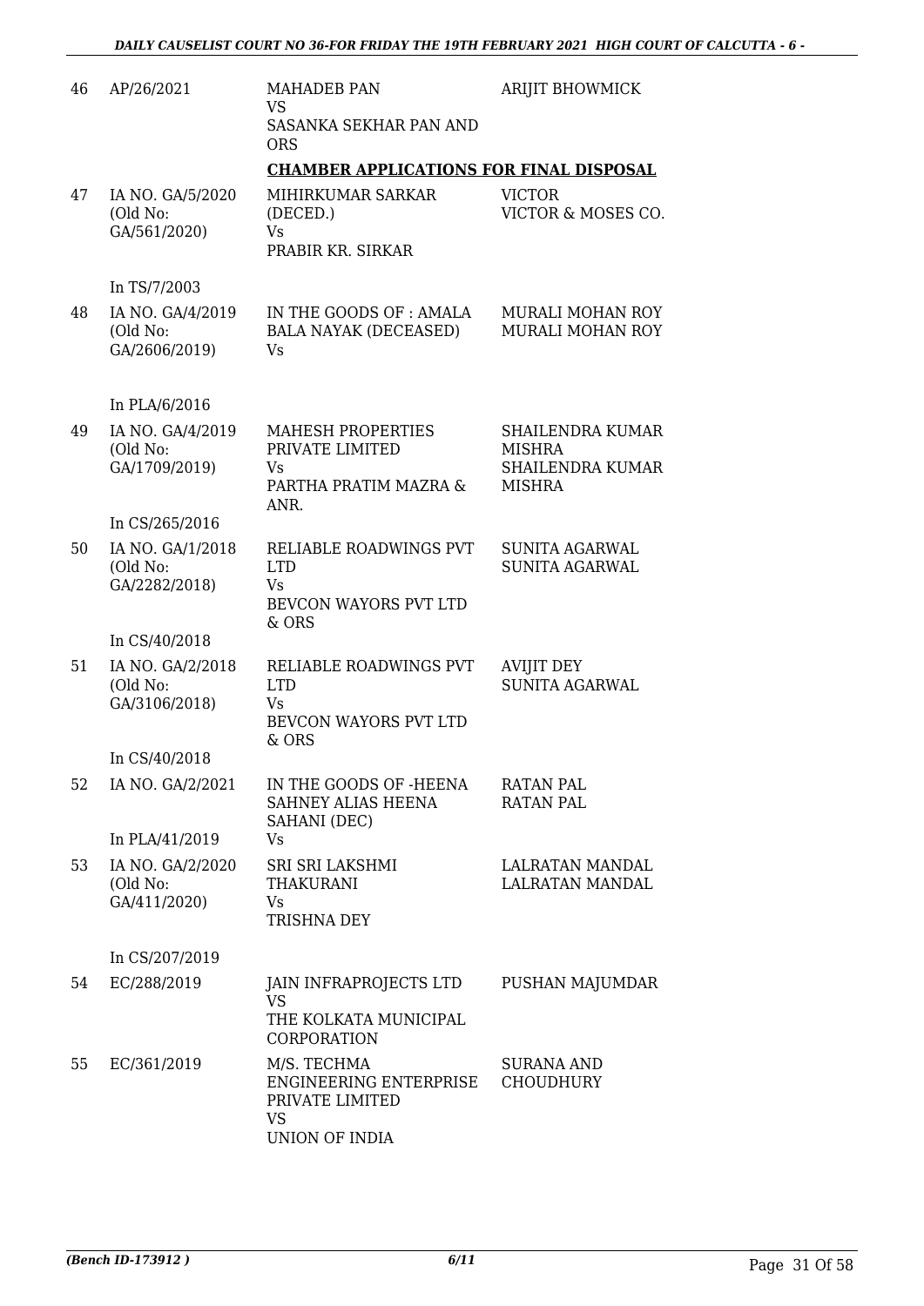| | | | |
|---|---|---|---|
| 46 | AP/26/2021 | MAHADEB PAN<br>VS<br>SASANKA SEKHAR PAN AND ORS | ARIJIT BHOWMICK |

**CHAMBER APPLICATIONS FOR FINAL DISPOSAL**

| | | | |
|---|---|---|---|
| 47 | IA NO. GA/5/2020<br>(Old No: GA/561/2020)<br><br>In TS/7/2003 | MIHIRKUMAR SARKAR (DECED.)<br>Vs<br>PRABIR KR. SIRKAR | VICTOR<br>VICTOR & MOSES CO. |
| 48 | IA NO. GA/4/2019<br>(Old No: GA/2606/2019)<br><br>In PLA/6/2016 | IN THE GOODS OF : AMALA BALA NAYAK (DECEASED)<br>Vs | MURALI MOHAN ROY<br>MURALI MOHAN ROY |
| 49 | IA NO. GA/4/2019<br>(Old No: GA/1709/2019)<br><br>In CS/265/2016 | MAHESH PROPERTIES PRIVATE LIMITED<br>Vs<br>PARTHA PRATIM MAZRA & ANR. | SHAILENDRA KUMAR MISHRA<br>SHAILENDRA KUMAR MISHRA |
| 50 | IA NO. GA/1/2018<br>(Old No: GA/2282/2018)<br><br>In CS/40/2018 | RELIABLE ROADWINGS PVT LTD<br>Vs<br>BEVCON WAYORS PVT LTD & ORS | SUNITA AGARWAL<br>SUNITA AGARWAL |
| 51 | IA NO. GA/2/2018<br>(Old No: GA/3106/2018)<br><br>In CS/40/2018 | RELIABLE ROADWINGS PVT LTD<br>Vs<br>BEVCON WAYORS PVT LTD & ORS | AVIJIT DEY<br>SUNITA AGARWAL |
| 52 | IA NO. GA/2/2021<br><br>In PLA/41/2019 | IN THE GOODS OF -HEENA SAHNEY ALIAS HEENA SAHANI (DEC)<br>Vs | RATAN PAL<br>RATAN PAL |
| 53 | IA NO. GA/2/2020<br>(Old No: GA/411/2020)<br><br>In CS/207/2019 | SRI SRI LAKSHMI THAKURANI<br>Vs<br>TRISHNA DEY | LALRATAN MANDAL<br>LALRATAN MANDAL |
| 54 | EC/288/2019 | JAIN INFRAPROJECTS LTD<br>VS<br>THE KOLKATA MUNICIPAL CORPORATION | PUSHAN MAJUMDAR |
| 55 | EC/361/2019 | M/S. TECHMA ENGINEERING ENTERPRISE PRIVATE LIMITED<br>VS<br>UNION OF INDIA | SURANA AND CHOUDHURY |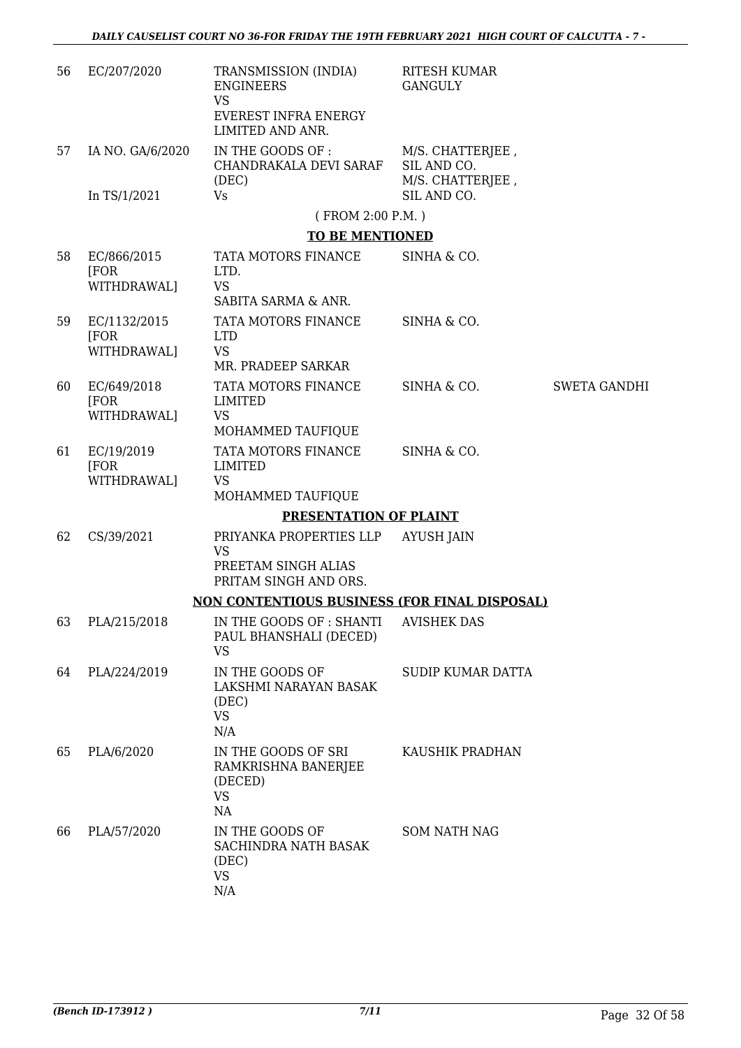| | | | | |
|---|---|---|---|---|
| 56 | EC/207/2020 | TRANSMISSION (INDIA) ENGINEERS VS EVEREST INFRA ENERGY LIMITED AND ANR. | RITESH KUMAR GANGULY | |
| 57 | IA NO. GA/6/2020 In TS/1/2021 | IN THE GOODS OF : CHANDRAKALA DEVI SARAF (DEC) Vs | M/S. CHATTERJEE , SIL AND CO. M/S. CHATTERJEE , SIL AND CO. | |

( FROM 2:00 P.M. )

**TO BE MENTIONED**

| | | | | |
|---|---|---|---|---|
| 58 | EC/866/2015 [FOR WITHDRAWAL] | TATA MOTORS FINANCE LTD. VS SABITA SARMA & ANR. | SINHA & CO. | |
| 59 | EC/1132/2015 [FOR WITHDRAWAL] | TATA MOTORS FINANCE LTD VS MR. PRADEEP SARKAR | SINHA & CO. | |
| 60 | EC/649/2018 [FOR WITHDRAWAL] | TATA MOTORS FINANCE LIMITED VS MOHAMMED TAUFIQUE | SINHA & CO. | SWETA GANDHI |
| 61 | EC/19/2019 [FOR WITHDRAWAL] | TATA MOTORS FINANCE LIMITED VS MOHAMMED TAUFIQUE | SINHA & CO. | |

**PRESENTATION OF PLAINT**

| | | | | |
|---|---|---|---|---|
| 62 | CS/39/2021 | PRIYANKA PROPERTIES LLP VS PREETAM SINGH ALIAS PRITAM SINGH AND ORS. | AYUSH JAIN | |

**NON CONTENTIOUS BUSINESS (FOR FINAL DISPOSAL)**

| | | | | |
|---|---|---|---|---|
| 63 | PLA/215/2018 | IN THE GOODS OF : SHANTI PAUL BHANSHALI (DECED) VS | AVISHEK DAS | |
| 64 | PLA/224/2019 | IN THE GOODS OF LAKSHMI NARAYAN BASAK (DEC) VS N/A | SUDIP KUMAR DATTA | |
| 65 | PLA/6/2020 | IN THE GOODS OF SRI RAMKRISHNA BANERJEE (DECED) VS NA | KAUSHIK PRADHAN | |
| 66 | PLA/57/2020 | IN THE GOODS OF SACHINDRA NATH BASAK (DEC) VS N/A | SOM NATH NAG | |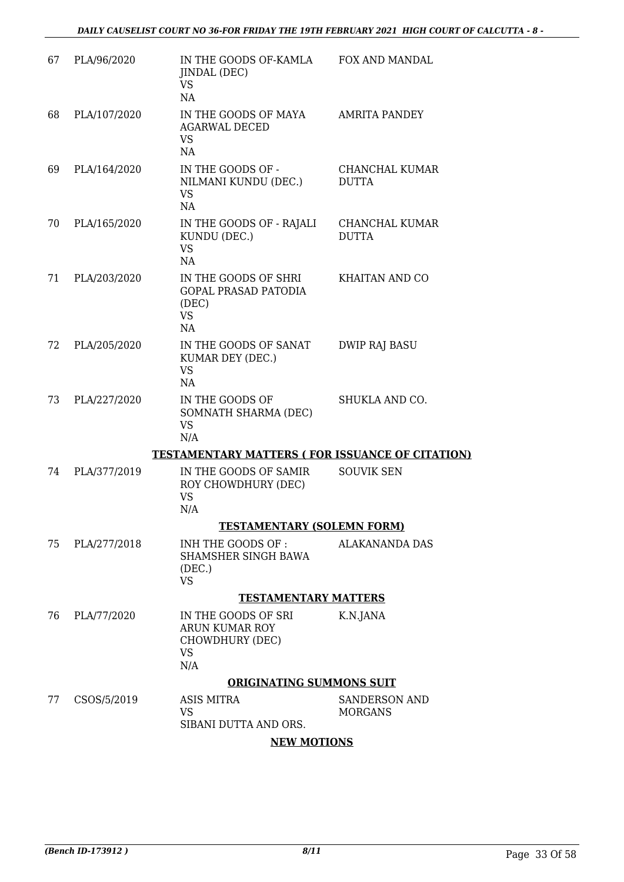| | | | |
|---|---|---|---|
| 67 | PLA/96/2020 | IN THE GOODS OF-KAMLA JINDAL (DEC)<br>VS<br>NA | FOX AND MANDAL |
| 68 | PLA/107/2020 | IN THE GOODS OF MAYA AGARWAL DECED<br>VS<br>NA | AMRITA PANDEY |
| 69 | PLA/164/2020 | IN THE GOODS OF - NILMANI KUNDU (DEC.)<br>VS<br>NA | CHANCHAL KUMAR DUTTA |
| 70 | PLA/165/2020 | IN THE GOODS OF - RAJALI KUNDU (DEC.)<br>VS<br>NA | CHANCHAL KUMAR DUTTA |
| 71 | PLA/203/2020 | IN THE GOODS OF SHRI GOPAL PRASAD PATODIA (DEC)<br>VS<br>NA | KHAITAN AND CO |
| 72 | PLA/205/2020 | IN THE GOODS OF SANAT KUMAR DEY (DEC.)<br>VS<br>NA | DWIP RAJ BASU |
| 73 | PLA/227/2020 | IN THE GOODS OF SOMNATH SHARMA (DEC)<br>VS<br>N/A | SHUKLA AND CO. |

**TESTAMENTARY MATTERS ( FOR ISSUANCE OF CITATION)**

| | | | |
|---|---|---|---|
| 74 | PLA/377/2019 | IN THE GOODS OF SAMIR ROY CHOWDHURY (DEC)<br>VS<br>N/A | SOUVIK SEN |

**TESTAMENTARY (SOLEMN FORM)**

| | | | |
|---|---|---|---|
| 75 | PLA/277/2018 | INH THE GOODS OF : SHAMSHER SINGH BAWA (DEC.)<br>VS | ALAKANANDA DAS |

**TESTAMENTARY MATTERS**

| | | | |
|---|---|---|---|
| 76 | PLA/77/2020 | IN THE GOODS OF SRI ARUN KUMAR ROY CHOWDHURY (DEC)<br>VS<br>N/A | K.N.JANA |

**ORIGINATING SUMMONS SUIT**

| | | | |
|---|---|---|---|
| 77 | CSOS/5/2019 | ASIS MITRA<br>VS<br>SIBANI DUTTA AND ORS. | SANDERSON AND MORGANS |

**NEW MOTIONS**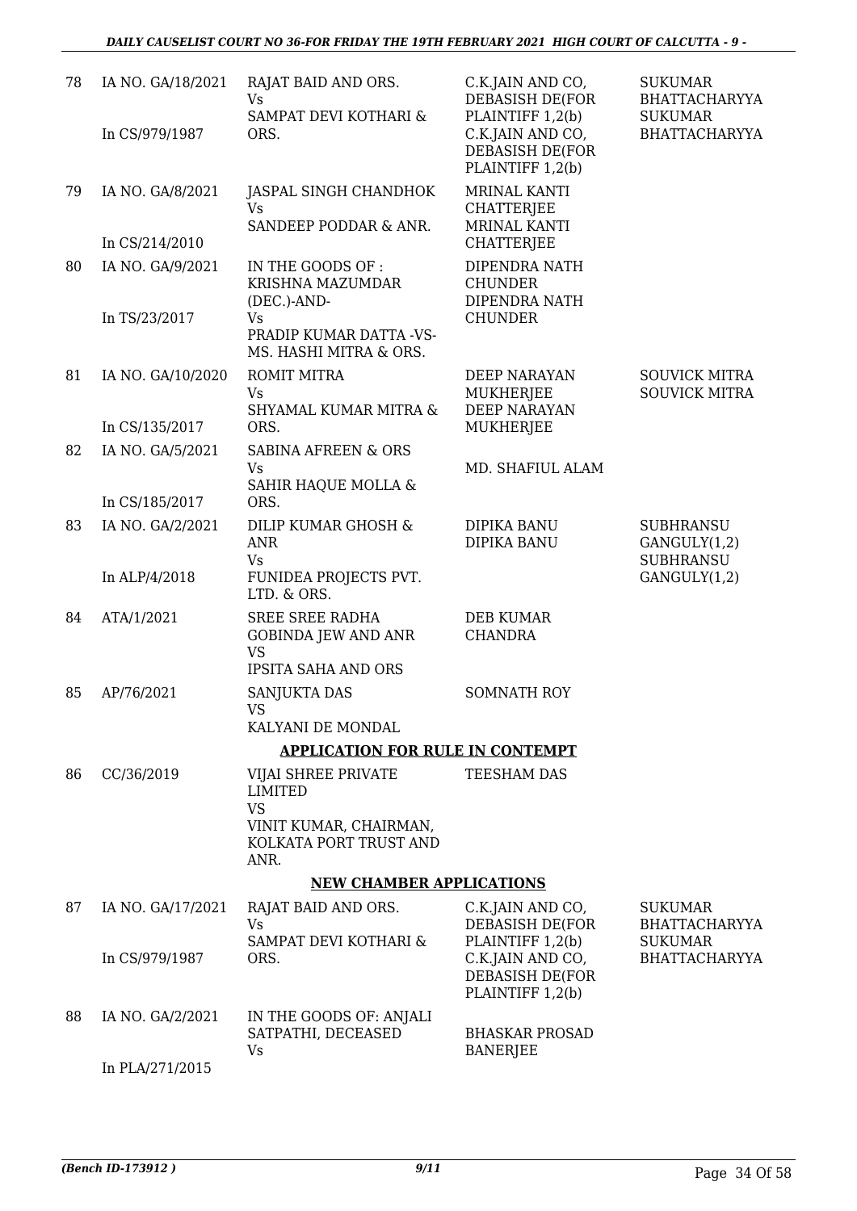| | | | | |
|---|---|---|---|---|
| 78 | IA NO. GA/18/2021<br><br>In CS/979/1987 | RAJAT BAID AND ORS.<br>Vs<br>SAMPAT DEVI KOTHARI & ORS. | C.K.JAIN AND CO, DEBASISH DE(FOR PLAINTIFF 1,2(b)<br>C.K.JAIN AND CO, DEBASISH DE(FOR PLAINTIFF 1,2(b) | SUKUMAR BHATTACHARYYA<br>SUKUMAR BHATTACHARYYA |
| 79 | IA NO. GA/8/2021<br><br>In CS/214/2010 | JASPAL SINGH CHANDHOK<br>Vs<br>SANDEEP PODDAR & ANR. | MRINAL KANTI CHATTERJEE<br>MRINAL KANTI CHATTERJEE | |
| 80 | IA NO. GA/9/2021<br><br>In TS/23/2017 | IN THE GOODS OF : KRISHNA MAZUMDAR (DEC.)-AND-<br>Vs<br>PRADIP KUMAR DATTA -VS- MS. HASHI MITRA & ORS. | DIPENDRA NATH CHUNDER<br>DIPENDRA NATH CHUNDER | |
| 81 | IA NO. GA/10/2020<br><br>In CS/135/2017 | ROMIT MITRA<br>Vs<br>SHYAMAL KUMAR MITRA & ORS. | DEEP NARAYAN MUKHERJEE<br>DEEP NARAYAN MUKHERJEE | SOUVICK MITRA<br>SOUVICK MITRA |
| 82 | IA NO. GA/5/2021<br><br>In CS/185/2017 | SABINA AFREEN & ORS<br>Vs<br>SAHIR HAQUE MOLLA & ORS. | MD. SHAFIUL ALAM | |
| 83 | IA NO. GA/2/2021<br><br>In ALP/4/2018 | DILIP KUMAR GHOSH & ANR<br>Vs<br>FUNIDEA PROJECTS PVT. LTD. & ORS. | DIPIKA BANU<br>DIPIKA BANU | SUBHRANSU GANGULY(1,2)<br>SUBHRANSU GANGULY(1,2) |
| 84 | ATA/1/2021 | SREE SREE RADHA GOBINDA JEW AND ANR<br>VS<br>IPSITA SAHA AND ORS | DEB KUMAR CHANDRA | |
| 85 | AP/76/2021 | SANJUKTA DAS<br>VS<br>KALYANI DE MONDAL | SOMNATH ROY | |

**APPLICATION FOR RULE IN CONTEMPT**

| | | | | |
|---|---|---|---|---|
| 86 | CC/36/2019 | VIJAI SHREE PRIVATE LIMITED<br>VS<br>VINIT KUMAR, CHAIRMAN, KOLKATA PORT TRUST AND ANR. | TEESHAM DAS | |

**NEW CHAMBER APPLICATIONS**

| | | | | |
|---|---|---|---|---|
| 87 | IA NO. GA/17/2021<br><br>In CS/979/1987 | RAJAT BAID AND ORS.<br>Vs<br>SAMPAT DEVI KOTHARI & ORS. | C.K.JAIN AND CO, DEBASISH DE(FOR PLAINTIFF 1,2(b)<br>C.K.JAIN AND CO, DEBASISH DE(FOR PLAINTIFF 1,2(b) | SUKUMAR BHATTACHARYYA<br>SUKUMAR BHATTACHARYYA |
| 88 | IA NO. GA/2/2021<br><br>In PLA/271/2015 | IN THE GOODS OF: ANJALI SATPATHI, DECEASED<br>Vs | BHASKAR PROSAD BANERJEE | |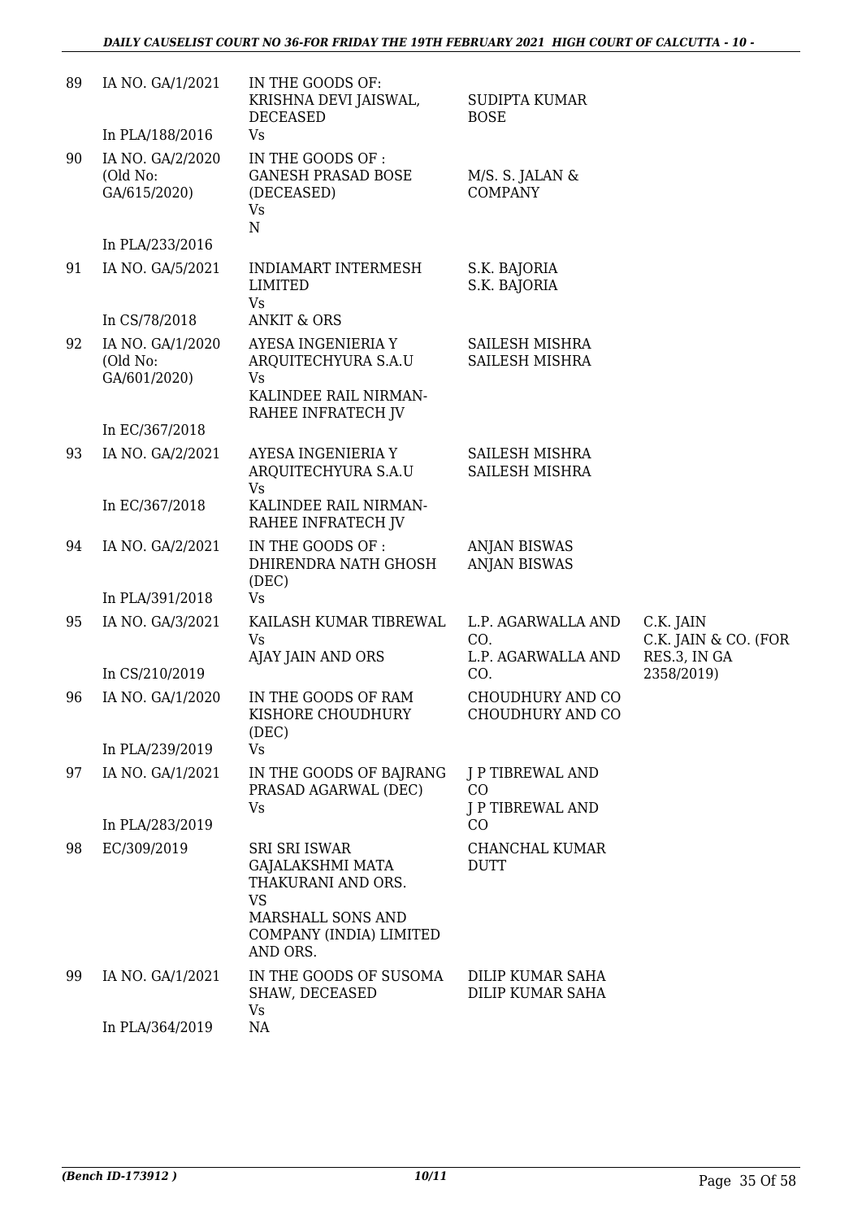| | | | | |
|---|---|---|---|---|
| 89 | IA NO. GA/1/2021<br><br>In PLA/188/2016 | IN THE GOODS OF: KRISHNA DEVI JAISWAL, DECEASED<br>Vs | SUDIPTA KUMAR BOSE | |
| 90 | IA NO. GA/2/2020 (Old No: GA/615/2020)<br><br>In PLA/233/2016 | IN THE GOODS OF : GANESH PRASAD BOSE (DECEASED)<br>Vs<br>N | M/S. S. JALAN & COMPANY | |
| 91 | IA NO. GA/5/2021<br><br>In CS/78/2018 | INDIAMART INTERMESH LIMITED<br>Vs<br>ANKIT & ORS | S.K. BAJORIA<br>S.K. BAJORIA | |
| 92 | IA NO. GA/1/2020 (Old No: GA/601/2020)<br><br>In EC/367/2018 | AYESA INGENIERIA Y ARQUITECHYURA S.A.U<br>Vs<br>KALINDEE RAIL NIRMAN-RAHEE INFRATECH JV | SAILESH MISHRA<br>SAILESH MISHRA | |
| 93 | IA NO. GA/2/2021<br><br>In EC/367/2018 | AYESA INGENIERIA Y ARQUITECHYURA S.A.U<br>Vs<br>KALINDEE RAIL NIRMAN-RAHEE INFRATECH JV | SAILESH MISHRA<br>SAILESH MISHRA | |
| 94 | IA NO. GA/2/2021<br><br>In PLA/391/2018 | IN THE GOODS OF : DHIRENDRA NATH GHOSH (DEC)<br>Vs | ANJAN BISWAS<br>ANJAN BISWAS | |
| 95 | IA NO. GA/3/2021<br><br>In CS/210/2019 | KAILASH KUMAR TIBREWAL<br>Vs<br>AJAY JAIN AND ORS | L.P. AGARWALLA AND CO.<br>L.P. AGARWALLA AND CO. | C.K. JAIN<br>C.K. JAIN & CO. (FOR RES.3, IN GA 2358/2019) |
| 96 | IA NO. GA/1/2020<br><br>In PLA/239/2019 | IN THE GOODS OF RAM KISHORE CHOUDHURY (DEC)<br>Vs | CHOUDHURY AND CO<br>CHOUDHURY AND CO | |
| 97 | IA NO. GA/1/2021<br><br>In PLA/283/2019 | IN THE GOODS OF BAJRANG PRASAD AGARWAL (DEC)<br>Vs | J P TIBREWAL AND CO<br>J P TIBREWAL AND CO | |
| 98 | EC/309/2019 | SRI SRI ISWAR GAJALAKSHMI MATA THAKURANI AND ORS.<br>VS<br>MARSHALL SONS AND COMPANY (INDIA) LIMITED AND ORS. | CHANCHAL KUMAR DUTT | |
| 99 | IA NO. GA/1/2021<br><br>In PLA/364/2019 | IN THE GOODS OF SUSOMA SHAW, DECEASED<br>Vs<br>NA | DILIP KUMAR SAHA<br>DILIP KUMAR SAHA | |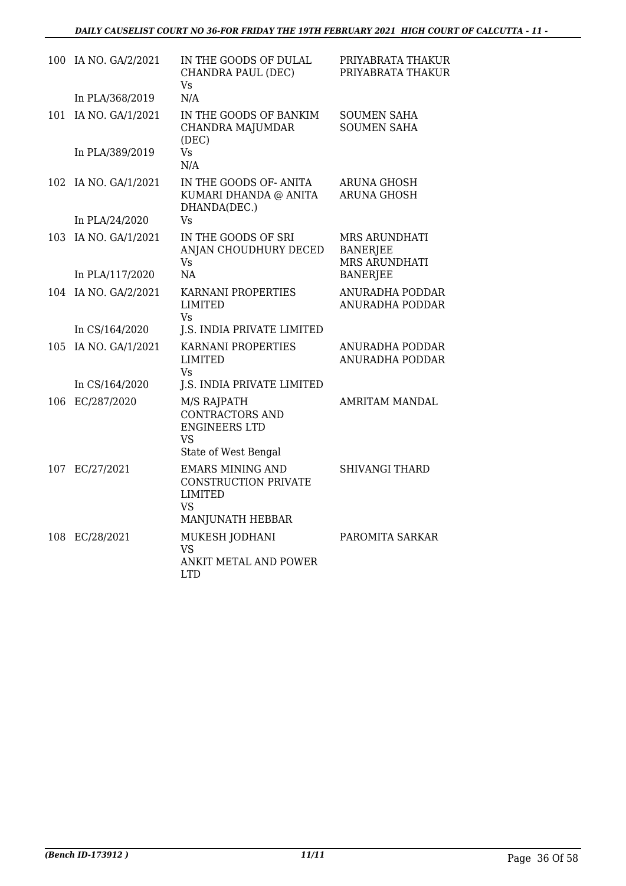| | | | |
|---|---|---|---|
| 100 | IA NO. GA/2/2021<br><br>In PLA/368/2019 | IN THE GOODS OF DULAL CHANDRA PAUL (DEC)<br>Vs<br>N/A | PRIYABRATA THAKUR<br>PRIYABRATA THAKUR |
| 101 | IA NO. GA/1/2021<br><br>In PLA/389/2019 | IN THE GOODS OF BANKIM CHANDRA MAJUMDAR (DEC)<br>Vs<br>N/A | SOUMEN SAHA<br>SOUMEN SAHA |
| 102 | IA NO. GA/1/2021<br><br>In PLA/24/2020 | IN THE GOODS OF- ANITA KUMARI DHANDA @ ANITA DHANDA(DEC.)<br>Vs | ARUNA GHOSH<br>ARUNA GHOSH |
| 103 | IA NO. GA/1/2021<br><br>In PLA/117/2020 | IN THE GOODS OF SRI ANJAN CHOUDHURY DECED<br>Vs<br>NA | MRS ARUNDHATI BANERJEE<br>MRS ARUNDHATI BANERJEE |
| 104 | IA NO. GA/2/2021<br><br>In CS/164/2020 | KARNANI PROPERTIES LIMITED<br>Vs<br>J.S. INDIA PRIVATE LIMITED | ANURADHA PODDAR<br>ANURADHA PODDAR |
| 105 | IA NO. GA/1/2021<br><br>In CS/164/2020 | KARNANI PROPERTIES LIMITED<br>Vs<br>J.S. INDIA PRIVATE LIMITED | ANURADHA PODDAR<br>ANURADHA PODDAR |
| 106 | EC/287/2020 | M/S RAJPATH CONTRACTORS AND ENGINEERS LTD<br>VS<br>State of West Bengal | AMRITAM MANDAL |
| 107 | EC/27/2021 | EMARS MINING AND CONSTRUCTION PRIVATE LIMITED<br>VS<br>MANJUNATH HEBBAR | SHIVANGI THARD |
| 108 | EC/28/2021 | MUKESH JODHANI<br>VS<br>ANKIT METAL AND POWER LTD | PAROMITA SARKAR |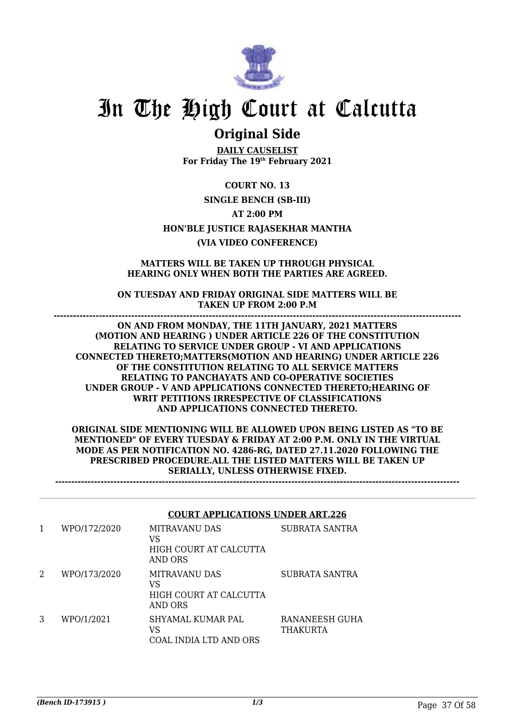# In The High Court at Calcutta

## Original Side

**DAILY CAUSELIST**
**For Friday The 19th February 2021**

**COURT NO. 13**

**SINGLE BENCH (SB-III)**

**AT 2:00 PM**

**HON'BLE JUSTICE RAJASEKHAR MANTHA**

**(VIA VIDEO CONFERENCE)**

**MATTERS WILL BE TAKEN UP THROUGH PHYSICAL HEARING ONLY WHEN BOTH THE PARTIES ARE AGREED.**

**ON TUESDAY AND FRIDAY ORIGINAL SIDE MATTERS WILL BE TAKEN UP FROM 2:00 P.M**

---

**ON AND FROM MONDAY, THE 11TH JANUARY, 2021 MATTERS (MOTION AND HEARING ) UNDER ARTICLE 226 OF THE CONSTITUTION RELATING TO SERVICE UNDER GROUP - VI AND APPLICATIONS CONNECTED THERETO;MATTERS(MOTION AND HEARING) UNDER ARTICLE 226 OF THE CONSTITUTION RELATING TO ALL SERVICE MATTERS RELATING TO PANCHAYATS AND CO-OPERATIVE SOCIETIES UNDER GROUP - V AND APPLICATIONS CONNECTED THERETO;HEARING OF WRIT PETITIONS IRRESPECTIVE OF CLASSIFICATIONS AND APPLICATIONS CONNECTED THERETO.**

**ORIGINAL SIDE MENTIONING WILL BE ALLOWED UPON BEING LISTED AS "TO BE MENTIONED" OF EVERY TUESDAY & FRIDAY AT 2:00 P.M. ONLY IN THE VIRTUAL MODE AS PER NOTIFICATION NO. 4286-RG, DATED 27.11.2020 FOLLOWING THE PRESCRIBED PROCEDURE.ALL THE LISTED MATTERS WILL BE TAKEN UP SERIALLY, UNLESS OTHERWISE FIXED.**

---

**COURT APPLICATIONS UNDER ART.226**

| | | | |
|---|---|---|---|
| 1 | WPO/172/2020 | MITRAVANU DAS<br>VS<br>HIGH COURT AT CALCUTTA AND ORS | SUBRATA SANTRA |
| 2 | WPO/173/2020 | MITRAVANU DAS<br>VS<br>HIGH COURT AT CALCUTTA AND ORS | SUBRATA SANTRA |
| 3 | WPO/1/2021 | SHYAMAL KUMAR PAL<br>VS<br>COAL INDIA LTD AND ORS | RANANEESH GUHA THAKURTA |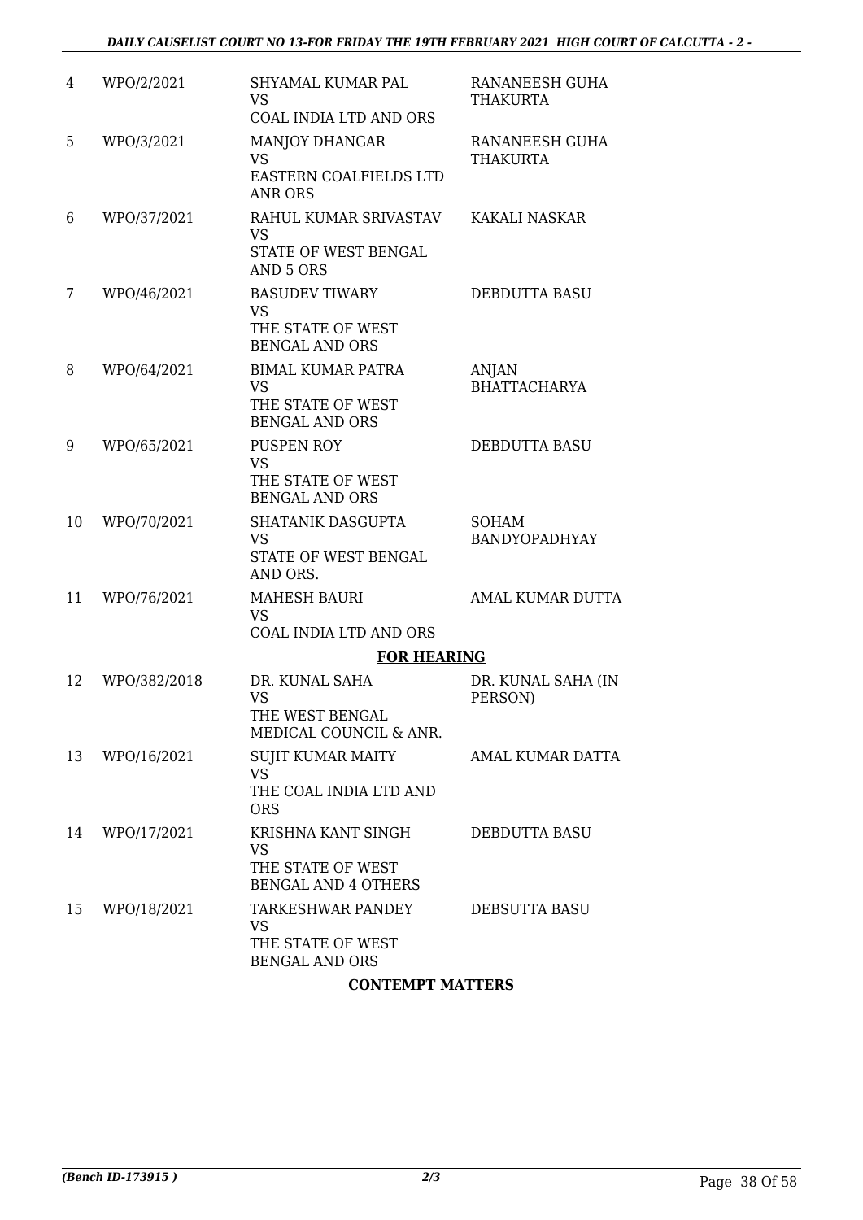| | | | |
|---|---|---|---|
| 4 | WPO/2/2021 | SHYAMAL KUMAR PAL<br>VS<br>COAL INDIA LTD AND ORS | RANANEESH GUHA THAKURTA |
| 5 | WPO/3/2021 | MANJOY DHANGAR<br>VS<br>EASTERN COALFIELDS LTD ANR ORS | RANANEESH GUHA THAKURTA |
| 6 | WPO/37/2021 | RAHUL KUMAR SRIVASTAV<br>VS<br>STATE OF WEST BENGAL AND 5 ORS | KAKALI NASKAR |
| 7 | WPO/46/2021 | BASUDEV TIWARY<br>VS<br>THE STATE OF WEST BENGAL AND ORS | DEBDUTTA BASU |
| 8 | WPO/64/2021 | BIMAL KUMAR PATRA<br>VS<br>THE STATE OF WEST BENGAL AND ORS | ANJAN BHATTACHARYA |
| 9 | WPO/65/2021 | PUSPEN ROY<br>VS<br>THE STATE OF WEST BENGAL AND ORS | DEBDUTTA BASU |
| 10 | WPO/70/2021 | SHATANIK DASGUPTA<br>VS<br>STATE OF WEST BENGAL AND ORS. | SOHAM BANDYOPADHYAY |
| 11 | WPO/76/2021 | MAHESH BAURI<br>VS<br>COAL INDIA LTD AND ORS | AMAL KUMAR DUTTA |

**FOR HEARING**

| | | | |
|---|---|---|---|
| 12 | WPO/382/2018 | DR. KUNAL SAHA<br>VS<br>THE WEST BENGAL MEDICAL COUNCIL & ANR. | DR. KUNAL SAHA (IN PERSON) |
| 13 | WPO/16/2021 | SUJIT KUMAR MAITY<br>VS<br>THE COAL INDIA LTD AND ORS | AMAL KUMAR DATTA |
| 14 | WPO/17/2021 | KRISHNA KANT SINGH<br>VS<br>THE STATE OF WEST BENGAL AND 4 OTHERS | DEBDUTTA BASU |
| 15 | WPO/18/2021 | TARKESHWAR PANDEY<br>VS<br>THE STATE OF WEST BENGAL AND ORS | DEBSUTTA BASU |

**CONTEMPT MATTERS**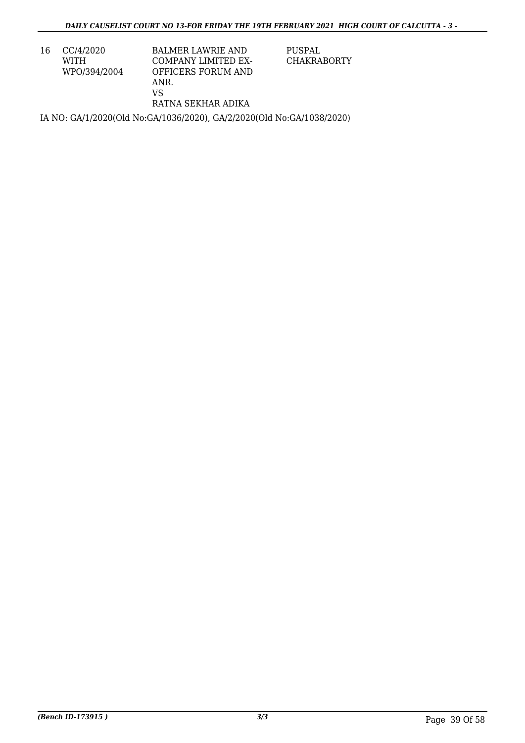| 16 | CC/4/2020<br>WITH<br>WPO/394/2004 | BALMER LAWRIE AND COMPANY LIMITED EX-OFFICERS FORUM AND ANR.<br>VS<br>RATNA SEKHAR ADIKA | PUSPAL CHAKRABORTY |
|---|---|---|---|

IA NO: GA/1/2020(Old No:GA/1036/2020), GA/2/2020(Old No:GA/1038/2020)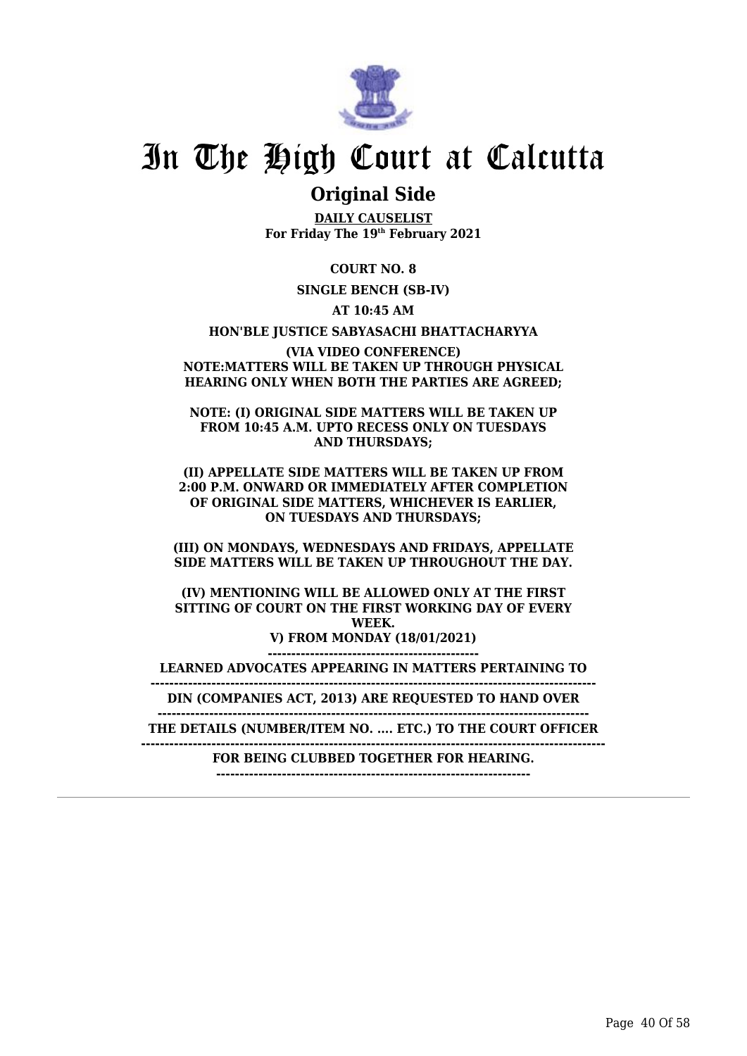# In The High Court at Calcutta

## Original Side

**DAILY CAUSELIST**
**For Friday The 19th February 2021**

**COURT NO. 8**

**SINGLE BENCH (SB-IV)**

**AT 10:45 AM**

**HON'BLE JUSTICE SABYASACHI BHATTACHARYYA**

**(VIA VIDEO CONFERENCE)**
**NOTE:MATTERS WILL BE TAKEN UP THROUGH PHYSICAL HEARING ONLY WHEN BOTH THE PARTIES ARE AGREED;**

**NOTE: (I) ORIGINAL SIDE MATTERS WILL BE TAKEN UP FROM 10:45 A.M. UPTO RECESS ONLY ON TUESDAYS AND THURSDAYS;**

**(II) APPELLATE SIDE MATTERS WILL BE TAKEN UP FROM 2:00 P.M. ONWARD OR IMMEDIATELY AFTER COMPLETION OF ORIGINAL SIDE MATTERS, WHICHEVER IS EARLIER, ON TUESDAYS AND THURSDAYS;**

**(III) ON MONDAYS, WEDNESDAYS AND FRIDAYS, APPELLATE SIDE MATTERS WILL BE TAKEN UP THROUGHOUT THE DAY.**

**(IV) MENTIONING WILL BE ALLOWED ONLY AT THE FIRST SITTING OF COURT ON THE FIRST WORKING DAY OF EVERY WEEK.**
**V) FROM MONDAY (18/01/2021)**
**--------------------------------------------**
**LEARNED ADVOCATES APPEARING IN MATTERS PERTAINING TO**
**------------------------------------------------------------------------------------------**
**DIN (COMPANIES ACT, 2013) ARE REQUESTED TO HAND OVER**
**------------------------------------------------------------------------------------------**
**THE DETAILS (NUMBER/ITEM NO. .... ETC.) TO THE COURT OFFICER**
**------------------------------------------------------------------------------------------------**
**FOR BEING CLUBBED TOGETHER FOR HEARING.**
**------------------------------------------------------------------**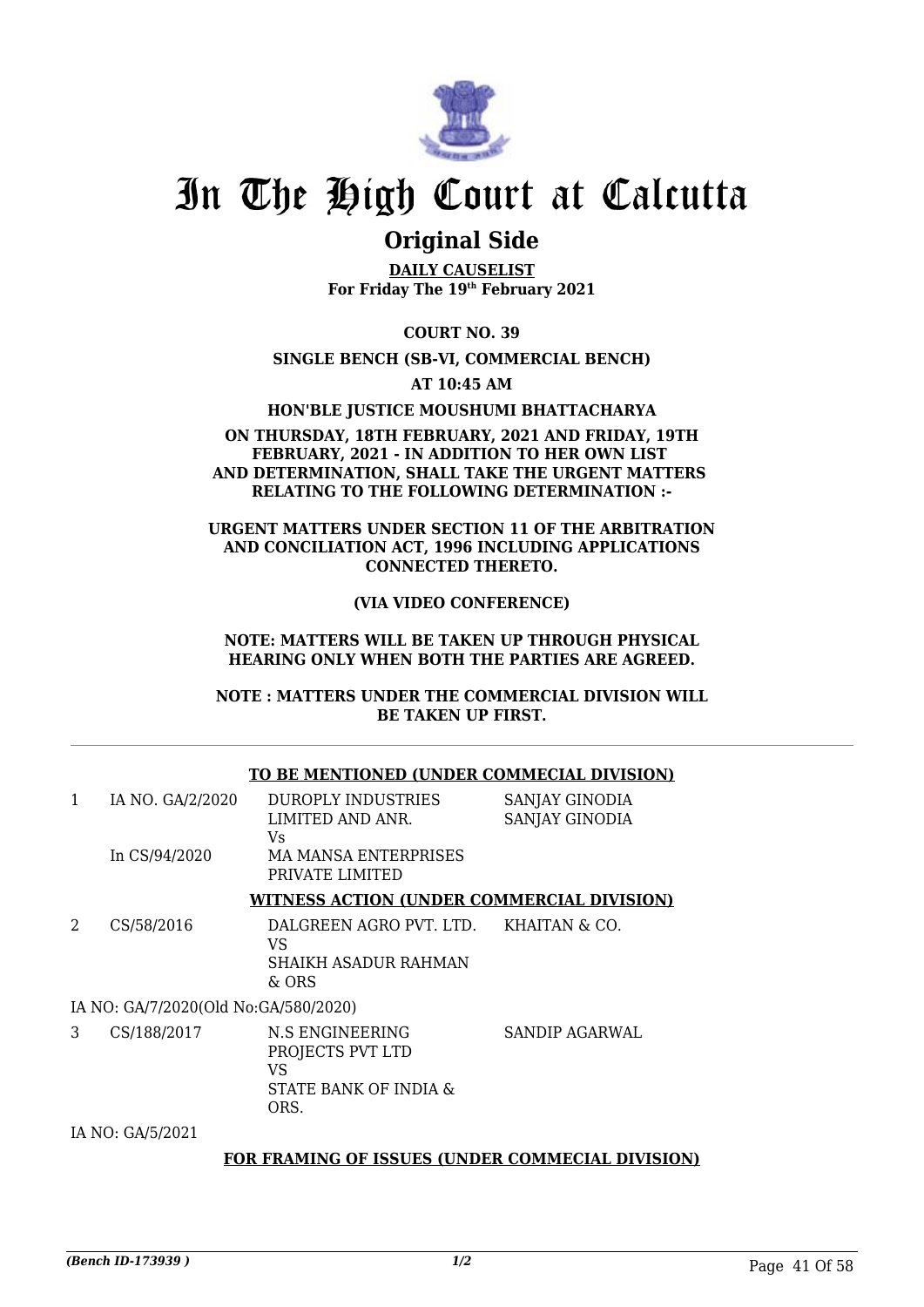# In The High Court at Calcutta

## Original Side

**DAILY CAUSELIST**
**For Friday The 19th February 2021**

**COURT NO. 39**

**SINGLE BENCH (SB-VI, COMMERCIAL BENCH)**

**AT 10:45 AM**

**HON'BLE JUSTICE MOUSHUMI BHATTACHARYA**

**ON THURSDAY, 18TH FEBRUARY, 2021 AND FRIDAY, 19TH FEBRUARY, 2021 - IN ADDITION TO HER OWN LIST AND DETERMINATION, SHALL TAKE THE URGENT MATTERS RELATING TO THE FOLLOWING DETERMINATION :-**

**URGENT MATTERS UNDER SECTION 11 OF THE ARBITRATION AND CONCILIATION ACT, 1996 INCLUDING APPLICATIONS CONNECTED THERETO.**

**(VIA VIDEO CONFERENCE)**

**NOTE: MATTERS WILL BE TAKEN UP THROUGH PHYSICAL HEARING ONLY WHEN BOTH THE PARTIES ARE AGREED.**

**NOTE : MATTERS UNDER THE COMMERCIAL DIVISION WILL BE TAKEN UP FIRST.**

---

**TO BE MENTIONED (UNDER COMMECIAL DIVISION)**

| | | | |
|---|---|---|---|
| 1 | IA NO. GA/2/2020<br>In CS/94/2020 | DUROPLY INDUSTRIES LIMITED AND ANR.<br>Vs<br>MA MANSA ENTERPRISES PRIVATE LIMITED | SANJAY GINODIA<br>SANJAY GINODIA |

**WITNESS ACTION (UNDER COMMERCIAL DIVISION)**

| | | | |
|---|---|---|---|
| 2 | CS/58/2016 | DALGREEN AGRO PVT. LTD.<br>VS<br>SHAIKH ASADUR RAHMAN & ORS | KHAITAN & CO. |

IA NO: GA/7/2020(Old No:GA/580/2020)

| | | | |
|---|---|---|---|
| 3 | CS/188/2017 | N.S ENGINEERING PROJECTS PVT LTD<br>VS<br>STATE BANK OF INDIA & ORS. | SANDIP AGARWAL |

IA NO: GA/5/2021

**FOR FRAMING OF ISSUES (UNDER COMMECIAL DIVISION)**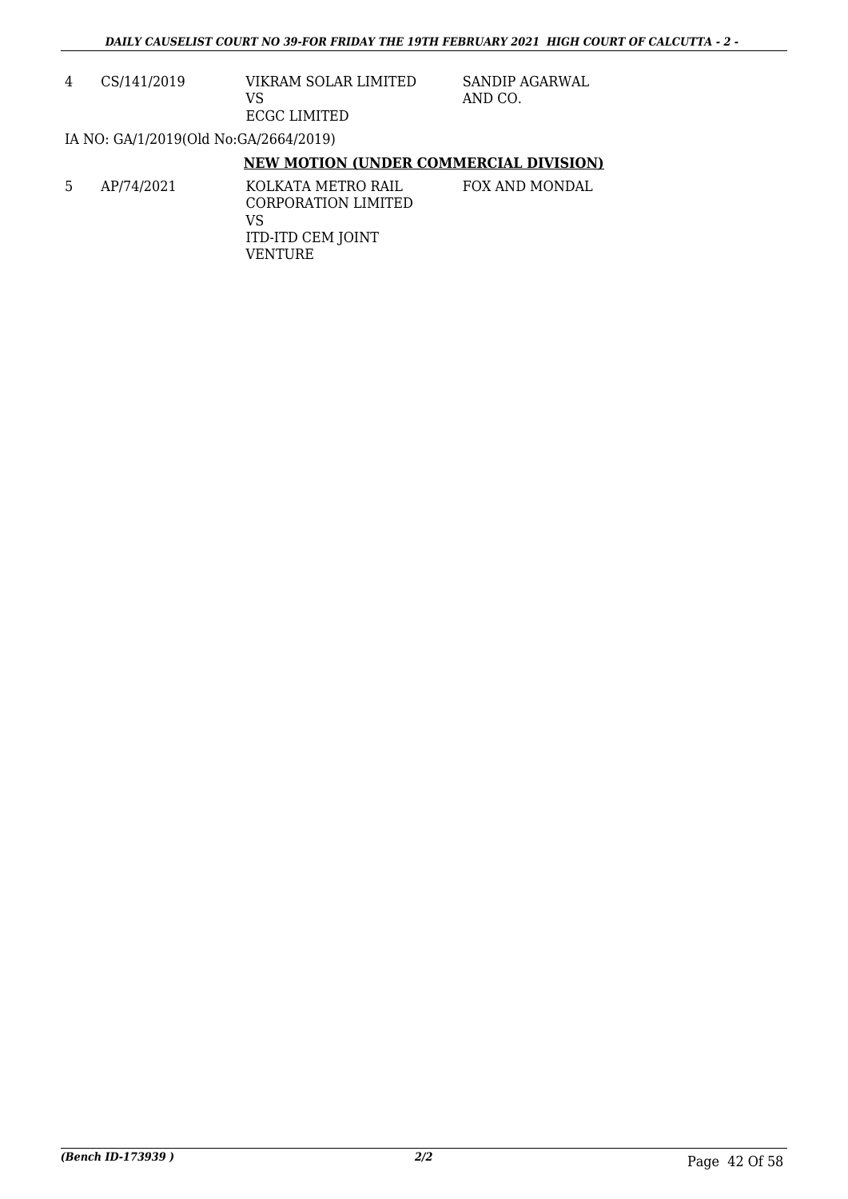| | | | |
|---|---|---|---|
| 4 | CS/141/2019 | VIKRAM SOLAR LIMITED<br>VS<br>ECGC LIMITED | SANDIP AGARWAL AND CO. |

IA NO: GA/1/2019(Old No:GA/2664/2019)

**NEW MOTION (UNDER COMMERCIAL DIVISION)**

| | | | |
|---|---|---|---|
| 5 | AP/74/2021 | KOLKATA METRO RAIL CORPORATION LIMITED<br>VS<br>ITD-ITD CEM JOINT VENTURE | FOX AND MONDAL |

*(Bench ID-173939 )* 2/2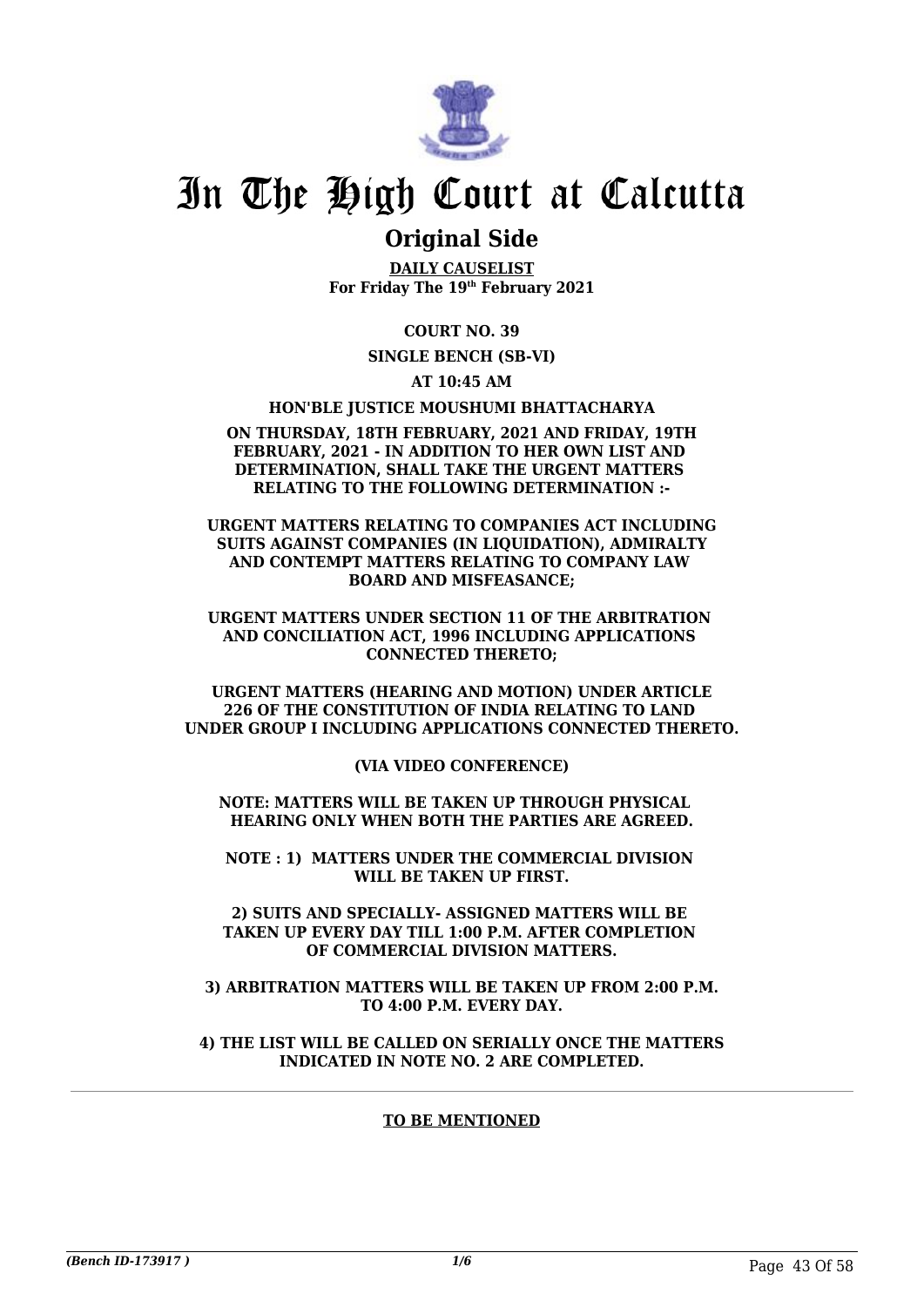# In The High Court at Calcutta

## Original Side

**DAILY CAUSELIST**
**For Friday The 19th February 2021**

**COURT NO. 39**

**SINGLE BENCH (SB-VI)**

**AT 10:45 AM**

**HON'BLE JUSTICE MOUSHUMI BHATTACHARYA**

**ON THURSDAY, 18TH FEBRUARY, 2021 AND FRIDAY, 19TH FEBRUARY, 2021 - IN ADDITION TO HER OWN LIST AND DETERMINATION, SHALL TAKE THE URGENT MATTERS RELATING TO THE FOLLOWING DETERMINATION :-**

**URGENT MATTERS RELATING TO COMPANIES ACT INCLUDING SUITS AGAINST COMPANIES (IN LIQUIDATION), ADMIRALTY AND CONTEMPT MATTERS RELATING TO COMPANY LAW BOARD AND MISFEASANCE;**

**URGENT MATTERS UNDER SECTION 11 OF THE ARBITRATION AND CONCILIATION ACT, 1996 INCLUDING APPLICATIONS CONNECTED THERETO;**

**URGENT MATTERS (HEARING AND MOTION) UNDER ARTICLE 226 OF THE CONSTITUTION OF INDIA RELATING TO LAND UNDER GROUP I INCLUDING APPLICATIONS CONNECTED THERETO.**

**(VIA VIDEO CONFERENCE)**

**NOTE: MATTERS WILL BE TAKEN UP THROUGH PHYSICAL HEARING ONLY WHEN BOTH THE PARTIES ARE AGREED.**

**NOTE : 1) MATTERS UNDER THE COMMERCIAL DIVISION WILL BE TAKEN UP FIRST.**

**2) SUITS AND SPECIALLY- ASSIGNED MATTERS WILL BE TAKEN UP EVERY DAY TILL 1:00 P.M. AFTER COMPLETION OF COMMERCIAL DIVISION MATTERS.**

**3) ARBITRATION MATTERS WILL BE TAKEN UP FROM 2:00 P.M. TO 4:00 P.M. EVERY DAY.**

**4) THE LIST WILL BE CALLED ON SERIALLY ONCE THE MATTERS INDICATED IN NOTE NO. 2 ARE COMPLETED.**

---

**TO BE MENTIONED**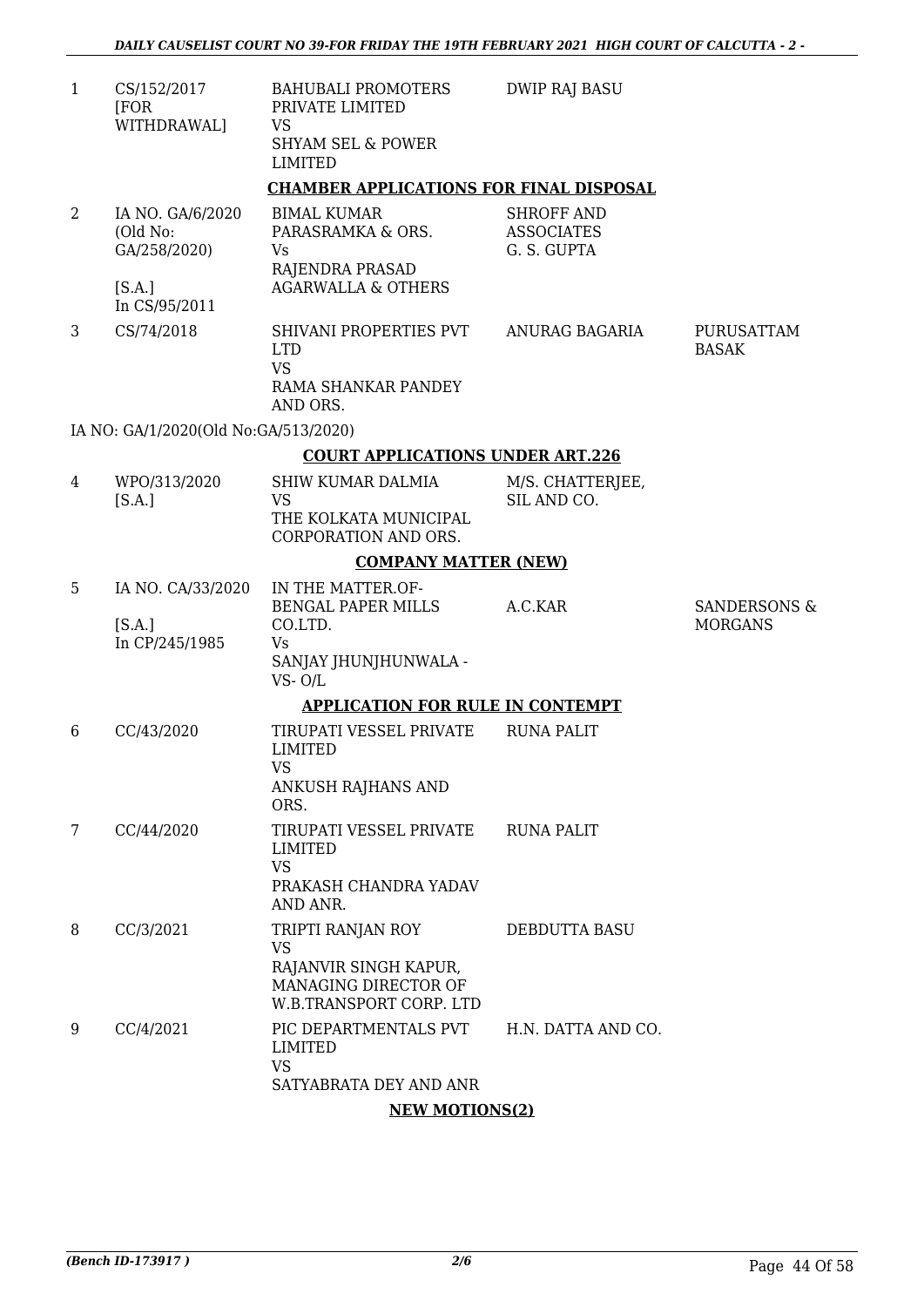| | | | | |
|---|---|---|---|---|
| 1 | CS/152/2017 [FOR WITHDRAWAL] | BAHUBALI PROMOTERS PRIVATE LIMITED VS SHYAM SEL & POWER LIMITED | DWIP RAJ BASU | |

**CHAMBER APPLICATIONS FOR FINAL DISPOSAL**

| | | | | |
|---|---|---|---|---|
| 2 | IA NO. GA/6/2020 (Old No: GA/258/2020) [S.A.] In CS/95/2011 | BIMAL KUMAR PARASRAMKA & ORS. Vs RAJENDRA PRASAD AGARWALLA & OTHERS | SHROFF AND ASSOCIATES G. S. GUPTA | |
| 3 | CS/74/2018 | SHIVANI PROPERTIES PVT LTD VS RAMA SHANKAR PANDEY AND ORS. | ANURAG BAGARIA | PURUSATTAM BASAK |

IA NO: GA/1/2020(Old No:GA/513/2020)

**COURT APPLICATIONS UNDER ART.226**

| | | | | |
|---|---|---|---|---|
| 4 | WPO/313/2020 [S.A.] | SHIW KUMAR DALMIA VS THE KOLKATA MUNICIPAL CORPORATION AND ORS. | M/S. CHATTERJEE, SIL AND CO. | |

**COMPANY MATTER (NEW)**

| | | | | |
|---|---|---|---|---|
| 5 | IA NO. CA/33/2020 [S.A.] In CP/245/1985 | IN THE MATTER.OF- BENGAL PAPER MILLS CO.LTD. Vs SANJAY JHUNJHUNWALA -VS- O/L | A.C.KAR | SANDERSONS & MORGANS |

**APPLICATION FOR RULE IN CONTEMPT**

| | | | | |
|---|---|---|---|---|
| 6 | CC/43/2020 | TIRUPATI VESSEL PRIVATE LIMITED VS ANKUSH RAJHANS AND ORS. | RUNA PALIT | |
| 7 | CC/44/2020 | TIRUPATI VESSEL PRIVATE LIMITED VS PRAKASH CHANDRA YADAV AND ANR. | RUNA PALIT | |
| 8 | CC/3/2021 | TRIPTI RANJAN ROY VS RAJANVIR SINGH KAPUR, MANAGING DIRECTOR OF W.B.TRANSPORT CORP. LTD | DEBDUTTA BASU | |
| 9 | CC/4/2021 | PIC DEPARTMENTALS PVT LIMITED VS SATYABRATA DEY AND ANR | H.N. DATTA AND CO. | |

**NEW MOTIONS(2)**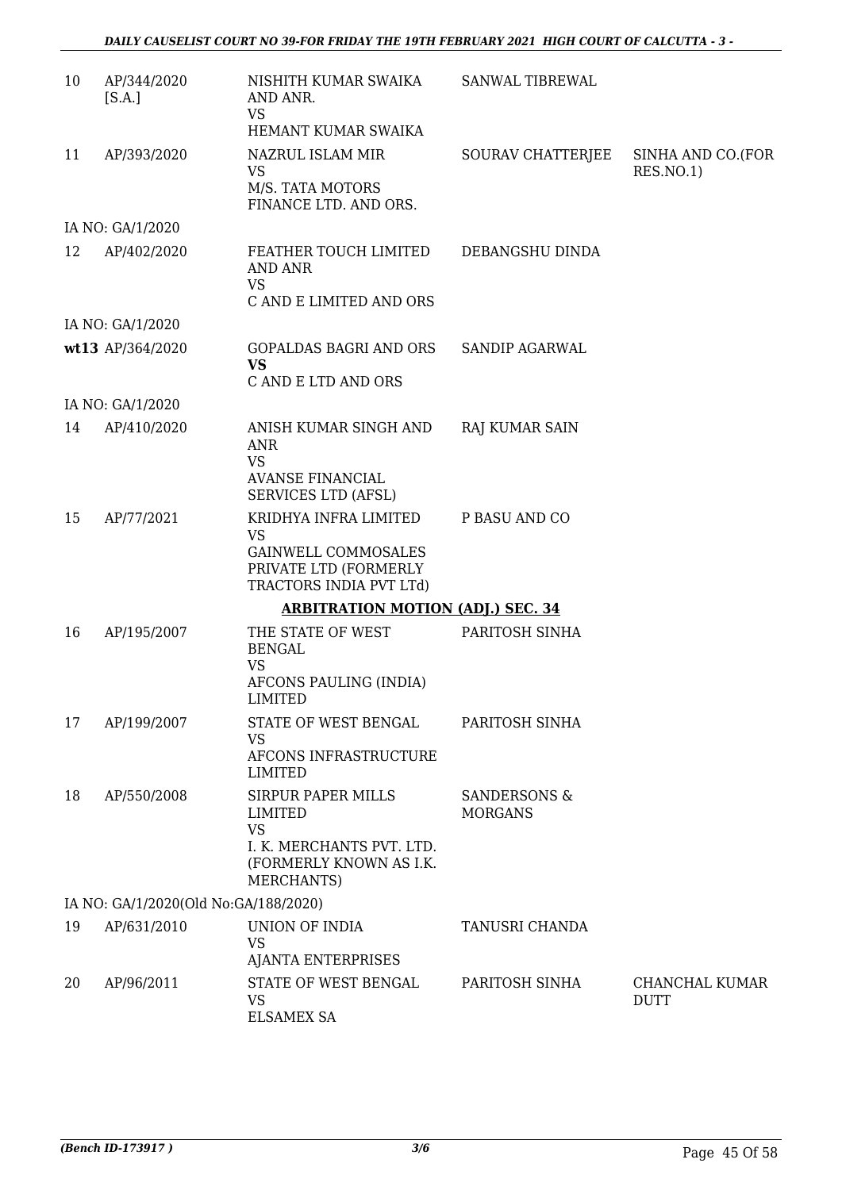| | | | | |
|---|---|---|---|---|
| 10 | AP/344/2020 [S.A.] | NISHITH KUMAR SWAIKA AND ANR. VS HEMANT KUMAR SWAIKA | SANWAL TIBREWAL | |
| 11 | AP/393/2020 | NAZRUL ISLAM MIR VS M/S. TATA MOTORS FINANCE LTD. AND ORS. | SOURAV CHATTERJEE | SINHA AND CO.(FOR RES.NO.1) |
| IA NO: GA/1/2020 | | | | |
| 12 | AP/402/2020 | FEATHER TOUCH LIMITED AND ANR VS C AND E LIMITED AND ORS | DEBANGSHU DINDA | |
| IA NO: GA/1/2020 | | | | |
| **wt13** | AP/364/2020 | GOPALDAS BAGRI AND ORS **VS** C AND E LTD AND ORS | SANDIP AGARWAL | |
| IA NO: GA/1/2020 | | | | |
| 14 | AP/410/2020 | ANISH KUMAR SINGH AND ANR VS AVANSE FINANCIAL SERVICES LTD (AFSL) | RAJ KUMAR SAIN | |
| 15 | AP/77/2021 | KRIDHYA INFRA LIMITED VS GAINWELL COMMOSALES PRIVATE LTD (FORMERLY TRACTORS INDIA PVT LTd) | P BASU AND CO | |

**ARBITRATION MOTION (ADJ.) SEC. 34**

| | | | | |
|---|---|---|---|---|
| 16 | AP/195/2007 | THE STATE OF WEST BENGAL VS AFCONS PAULING (INDIA) LIMITED | PARITOSH SINHA | |
| 17 | AP/199/2007 | STATE OF WEST BENGAL VS AFCONS INFRASTRUCTURE LIMITED | PARITOSH SINHA | |
| 18 | AP/550/2008 | SIRPUR PAPER MILLS LIMITED VS I. K. MERCHANTS PVT. LTD. (FORMERLY KNOWN AS I.K. MERCHANTS) | SANDERSONS & MORGANS | |
| IA NO: GA/1/2020(Old No:GA/188/2020) | | | | |
| 19 | AP/631/2010 | UNION OF INDIA VS AJANTA ENTERPRISES | TANUSRI CHANDA | |
| 20 | AP/96/2011 | STATE OF WEST BENGAL VS ELSAMEX SA | PARITOSH SINHA | CHANCHAL KUMAR DUTT |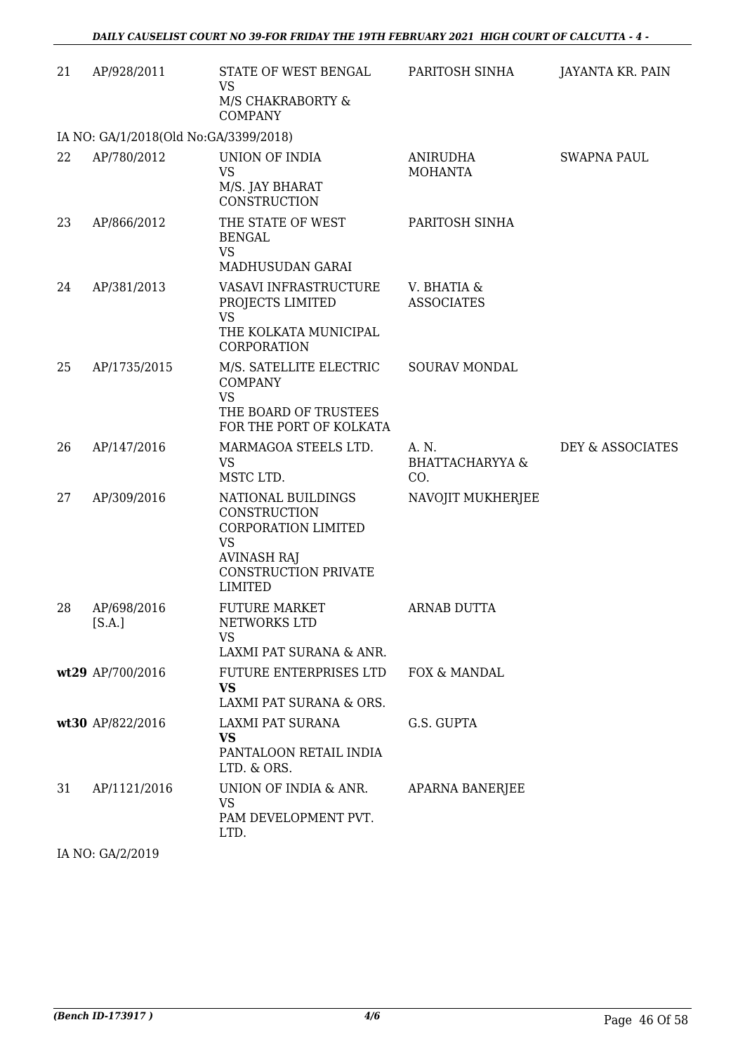| | | | | |
|---|---|---|---|---|
| 21 | AP/928/2011 | STATE OF WEST BENGAL<br>VS<br>M/S CHAKRABORTY & COMPANY | PARITOSH SINHA | JAYANTA KR. PAIN |

IA NO: GA/1/2018(Old No:GA/3399/2018)

| | | | | |
|---|---|---|---|---|
| 22 | AP/780/2012 | UNION OF INDIA<br>VS<br>M/S. JAY BHARAT CONSTRUCTION | ANIRUDHA MOHANTA | SWAPNA PAUL |
| 23 | AP/866/2012 | THE STATE OF WEST BENGAL<br>VS<br>MADHUSUDAN GARAI | PARITOSH SINHA | |
| 24 | AP/381/2013 | VASAVI INFRASTRUCTURE PROJECTS LIMITED<br>VS<br>THE KOLKATA MUNICIPAL CORPORATION | V. BHATIA & ASSOCIATES | |
| 25 | AP/1735/2015 | M/S. SATELLITE ELECTRIC COMPANY<br>VS<br>THE BOARD OF TRUSTEES FOR THE PORT OF KOLKATA | SOURAV MONDAL | |
| 26 | AP/147/2016 | MARMAGOA STEELS LTD.<br>VS<br>MSTC LTD. | A. N. BHATTACHARYYA & CO. | DEY & ASSOCIATES |
| 27 | AP/309/2016 | NATIONAL BUILDINGS CONSTRUCTION CORPORATION LIMITED<br>VS<br>AVINASH RAJ CONSTRUCTION PRIVATE LIMITED | NAVOJIT MUKHERJEE | |
| 28 | AP/698/2016 [S.A.] | FUTURE MARKET NETWORKS LTD<br>VS<br>LAXMI PAT SURANA & ANR. | ARNAB DUTTA | |
| **wt**29 | AP/700/2016 | FUTURE ENTERPRISES LTD<br>**VS**<br>LAXMI PAT SURANA & ORS. | FOX & MANDAL | |
| **wt**30 | AP/822/2016 | LAXMI PAT SURANA<br>**VS**<br>PANTALOON RETAIL INDIA LTD. & ORS. | G.S. GUPTA | |
| 31 | AP/1121/2016 | UNION OF INDIA & ANR.<br>VS<br>PAM DEVELOPMENT PVT. LTD. | APARNA BANERJEE | |

IA NO: GA/2/2019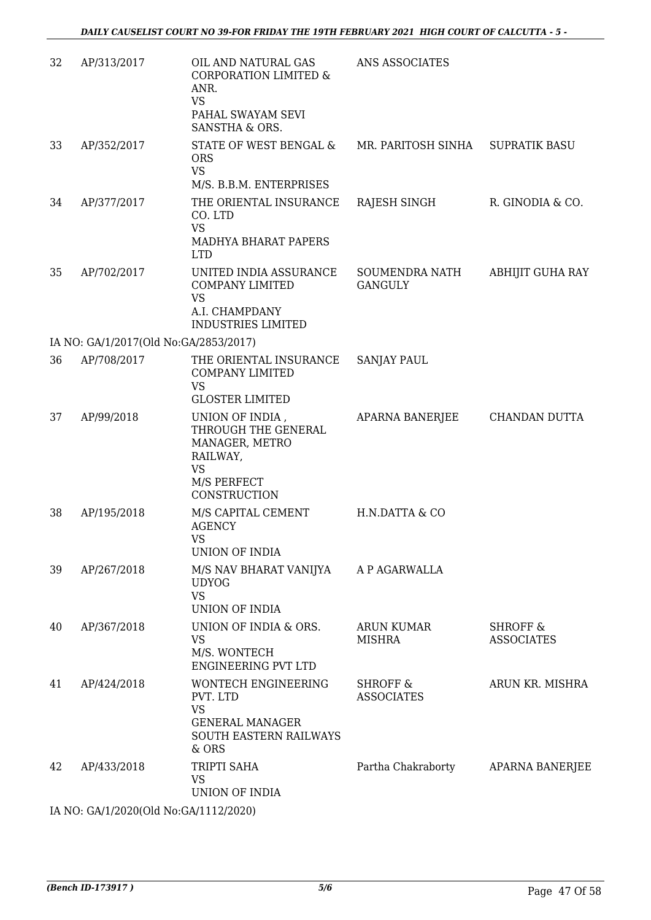| | | | | |
|---|---|---|---|---|
| 32 | AP/313/2017 | OIL AND NATURAL GAS CORPORATION LIMITED & ANR.<br>VS<br>PAHAL SWAYAM SEVI SANSTHA & ORS. | ANS ASSOCIATES | |
| 33 | AP/352/2017 | STATE OF WEST BENGAL & ORS<br>VS<br>M/S. B.B.M. ENTERPRISES | MR. PARITOSH SINHA | SUPRATIK BASU |
| 34 | AP/377/2017 | THE ORIENTAL INSURANCE CO. LTD<br>VS<br>MADHYA BHARAT PAPERS LTD | RAJESH SINGH | R. GINODIA & CO. |
| 35 | AP/702/2017 | UNITED INDIA ASSURANCE COMPANY LIMITED<br>VS<br>A.I. CHAMPDANY INDUSTRIES LIMITED | SOUMENDRA NATH GANGULY | ABHIJIT GUHA RAY |

IA NO: GA/1/2017(Old No:GA/2853/2017)

| | | | | |
|---|---|---|---|---|
| 36 | AP/708/2017 | THE ORIENTAL INSURANCE COMPANY LIMITED<br>VS<br>GLOSTER LIMITED | SANJAY PAUL | |
| 37 | AP/99/2018 | UNION OF INDIA , THROUGH THE GENERAL MANAGER, METRO RAILWAY,<br>VS<br>M/S PERFECT CONSTRUCTION | APARNA BANERJEE | CHANDAN DUTTA |
| 38 | AP/195/2018 | M/S CAPITAL CEMENT AGENCY<br>VS<br>UNION OF INDIA | H.N.DATTA & CO | |
| 39 | AP/267/2018 | M/S NAV BHARAT VANIJYA UDYOG<br>VS<br>UNION OF INDIA | A P AGARWALLA | |
| 40 | AP/367/2018 | UNION OF INDIA & ORS.<br>VS<br>M/S. WONTECH ENGINEERING PVT LTD | ARUN KUMAR MISHRA | SHROFF & ASSOCIATES |
| 41 | AP/424/2018 | WONTECH ENGINEERING PVT. LTD<br>VS<br>GENERAL MANAGER SOUTH EASTERN RAILWAYS & ORS | SHROFF & ASSOCIATES | ARUN KR. MISHRA |
| 42 | AP/433/2018 | TRIPTI SAHA<br>VS<br>UNION OF INDIA | Partha Chakraborty | APARNA BANERJEE |

IA NO: GA/1/2020(Old No:GA/1112/2020)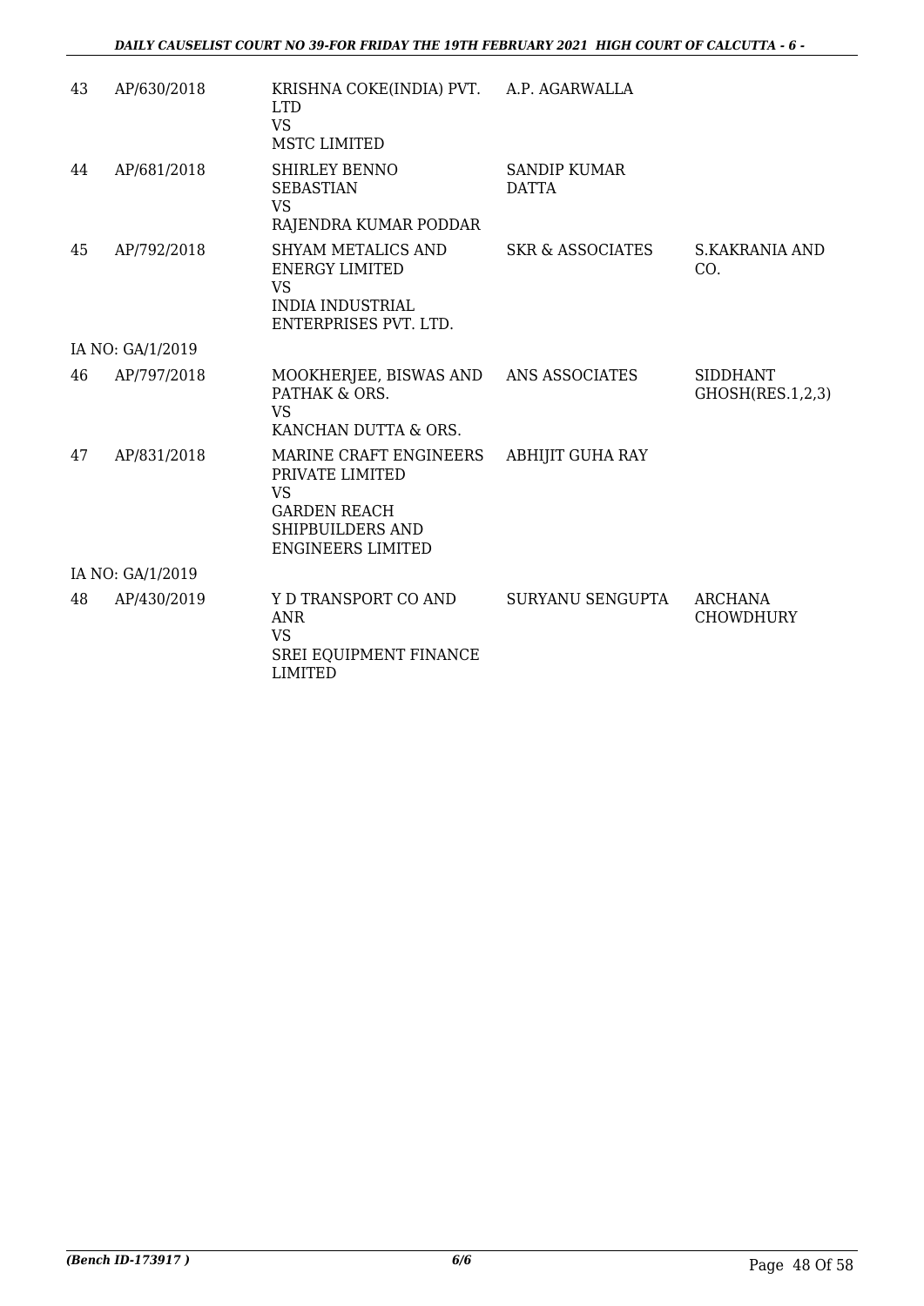| | | | | |
|---|---|---|---|---|
| 43 | AP/630/2018 | KRISHNA COKE(INDIA) PVT. LTD<br>VS<br>MSTC LIMITED | A.P. AGARWALLA | |
| 44 | AP/681/2018 | SHIRLEY BENNO SEBASTIAN<br>VS<br>RAJENDRA KUMAR PODDAR | SANDIP KUMAR DATTA | |
| 45 | AP/792/2018 | SHYAM METALICS AND ENERGY LIMITED<br>VS<br>INDIA INDUSTRIAL ENTERPRISES PVT. LTD. | SKR & ASSOCIATES | S.KAKRANIA AND CO. |
| IA NO: GA/1/2019 | | | | |
| 46 | AP/797/2018 | MOOKHERJEE, BISWAS AND PATHAK & ORS.<br>VS<br>KANCHAN DUTTA & ORS. | ANS ASSOCIATES | SIDDHANT GHOSH(RES.1,2,3) |
| 47 | AP/831/2018 | MARINE CRAFT ENGINEERS PRIVATE LIMITED<br>VS<br>GARDEN REACH SHIPBUILDERS AND ENGINEERS LIMITED | ABHIJIT GUHA RAY | |
| IA NO: GA/1/2019 | | | | |
| 48 | AP/430/2019 | Y D TRANSPORT CO AND ANR<br>VS<br>SREI EQUIPMENT FINANCE LIMITED | SURYANU SENGUPTA | ARCHANA CHOWDHURY |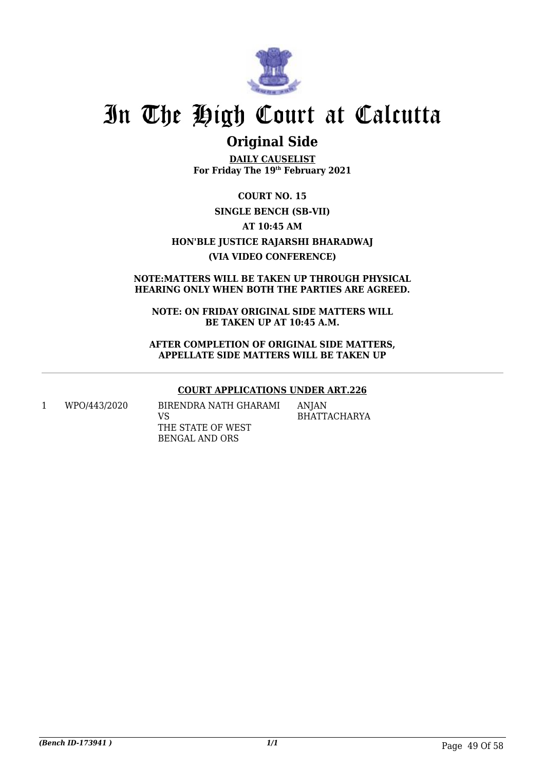# In The High Court at Calcutta

## Original Side

**DAILY CAUSELIST**
**For Friday The 19th February 2021**

**COURT NO. 15**
**SINGLE BENCH (SB-VII)**
**AT 10:45 AM**
**HON'BLE JUSTICE RAJARSHI BHARADWAJ**
**(VIA VIDEO CONFERENCE)**

**NOTE:MATTERS WILL BE TAKEN UP THROUGH PHYSICAL HEARING ONLY WHEN BOTH THE PARTIES ARE AGREED.**

**NOTE: ON FRIDAY ORIGINAL SIDE MATTERS WILL BE TAKEN UP AT 10:45 A.M.**

**AFTER COMPLETION OF ORIGINAL SIDE MATTERS, APPELLATE SIDE MATTERS WILL BE TAKEN UP**

**COURT APPLICATIONS UNDER ART.226**

| | | | |
|---|---|---|---|
| 1 | WPO/443/2020 | BIRENDRA NATH GHARAMI<br>VS<br>THE STATE OF WEST BENGAL AND ORS | ANJAN BHATTACHARYA |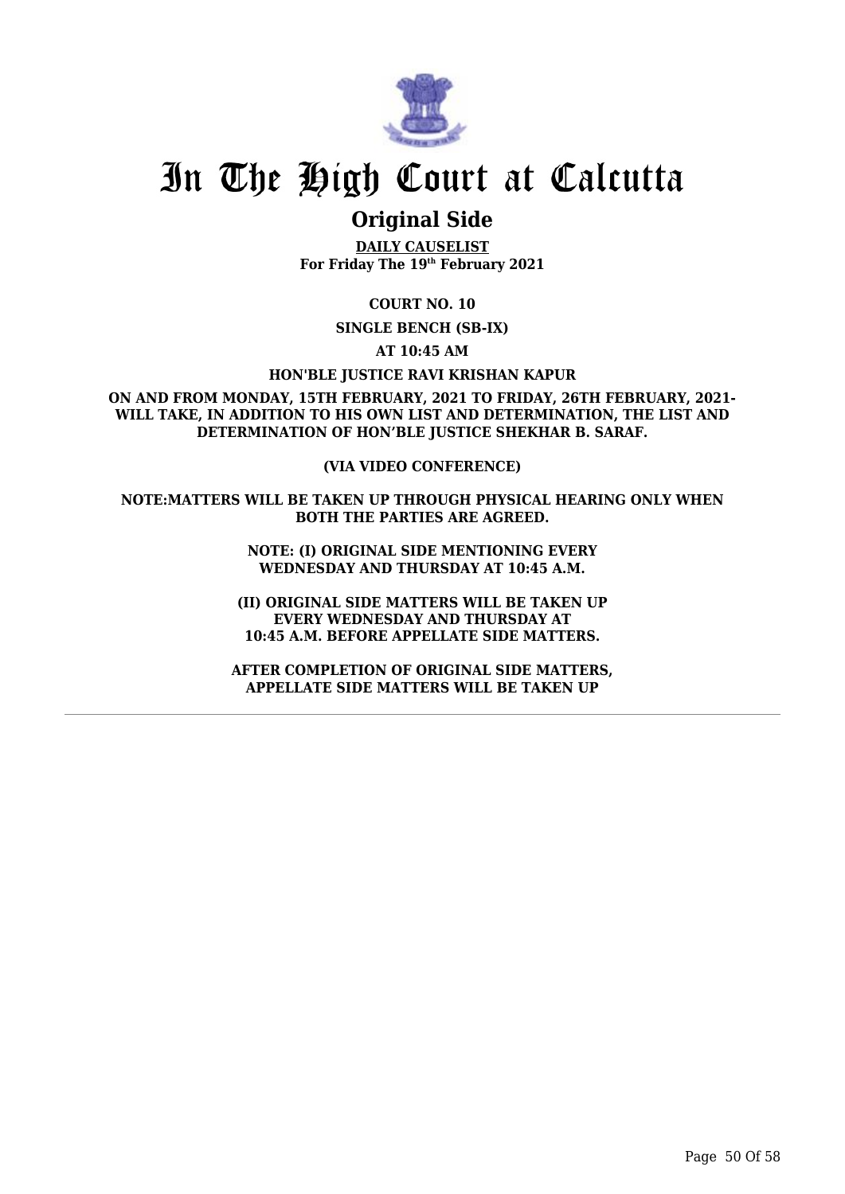# In The High Court at Calcutta

## Original Side

**DAILY CAUSELIST**
**For Friday The 19th February 2021**

**COURT NO. 10**

**SINGLE BENCH (SB-IX)**

**AT 10:45 AM**

**HON'BLE JUSTICE RAVI KRISHAN KAPUR**

**ON AND FROM MONDAY, 15TH FEBRUARY, 2021 TO FRIDAY, 26TH FEBRUARY, 2021- WILL TAKE, IN ADDITION TO HIS OWN LIST AND DETERMINATION, THE LIST AND DETERMINATION OF HON'BLE JUSTICE SHEKHAR B. SARAF.**

**(VIA VIDEO CONFERENCE)**

**NOTE:MATTERS WILL BE TAKEN UP THROUGH PHYSICAL HEARING ONLY WHEN BOTH THE PARTIES ARE AGREED.**

**NOTE: (I) ORIGINAL SIDE MENTIONING EVERY WEDNESDAY AND THURSDAY AT 10:45 A.M.**

**(II) ORIGINAL SIDE MATTERS WILL BE TAKEN UP EVERY WEDNESDAY AND THURSDAY AT 10:45 A.M. BEFORE APPELLATE SIDE MATTERS.**

**AFTER COMPLETION OF ORIGINAL SIDE MATTERS, APPELLATE SIDE MATTERS WILL BE TAKEN UP**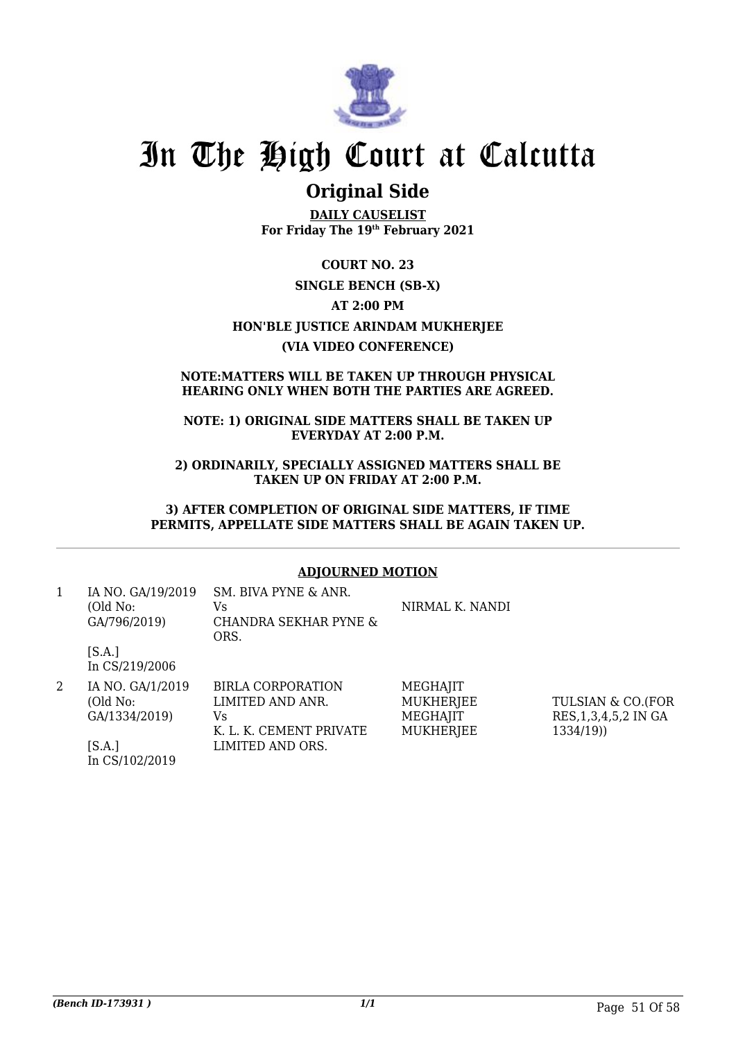# In The High Court at Calcutta

## Original Side

**DAILY CAUSELIST**
**For Friday The 19th February 2021**

**COURT NO. 23**

**SINGLE BENCH (SB-X)**

**AT 2:00 PM**

**HON'BLE JUSTICE ARINDAM MUKHERJEE**

**(VIA VIDEO CONFERENCE)**

**NOTE:MATTERS WILL BE TAKEN UP THROUGH PHYSICAL HEARING ONLY WHEN BOTH THE PARTIES ARE AGREED.**

**NOTE: 1) ORIGINAL SIDE MATTERS SHALL BE TAKEN UP EVERYDAY AT 2:00 P.M.**

**2) ORDINARILY, SPECIALLY ASSIGNED MATTERS SHALL BE TAKEN UP ON FRIDAY AT 2:00 P.M.**

**3) AFTER COMPLETION OF ORIGINAL SIDE MATTERS, IF TIME PERMITS, APPELLATE SIDE MATTERS SHALL BE AGAIN TAKEN UP.**

**ADJOURNED MOTION**

| | | | | |
|---|---|---|---|---|
| 1 | IA NO. GA/19/2019 (Old No: GA/796/2019) [S.A.] In CS/219/2006 | SM. BIVA PYNE & ANR. Vs CHANDRA SEKHAR PYNE & ORS. | NIRMAL K. NANDI | |
| 2 | IA NO. GA/1/2019 (Old No: GA/1334/2019) [S.A.] In CS/102/2019 | BIRLA CORPORATION LIMITED AND ANR. Vs K. L. K. CEMENT PRIVATE LIMITED AND ORS. | MEGHAJIT MUKHERJEE MEGHAJIT MUKHERJEE | TULSIAN & CO.(FOR RES,1,3,4,5,2 IN GA 1334/19)) |

*(Bench ID-173931 )* 1/1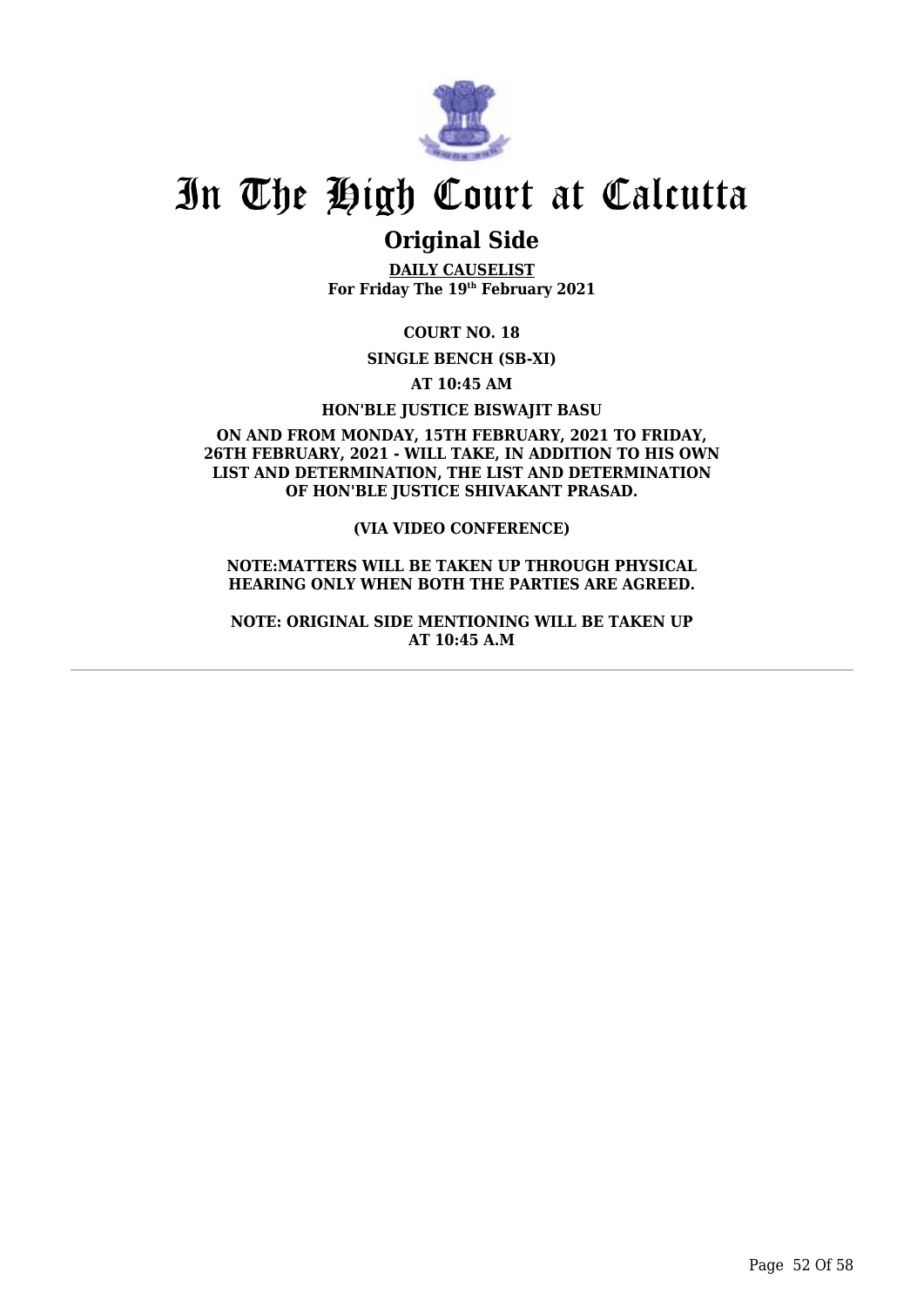# In The High Court at Calcutta

## Original Side

**DAILY CAUSELIST**
**For Friday The 19th February 2021**

**COURT NO. 18**

**SINGLE BENCH (SB-XI)**

**AT 10:45 AM**

**HON'BLE JUSTICE BISWAJIT BASU**

**ON AND FROM MONDAY, 15TH FEBRUARY, 2021 TO FRIDAY, 26TH FEBRUARY, 2021 - WILL TAKE, IN ADDITION TO HIS OWN LIST AND DETERMINATION, THE LIST AND DETERMINATION OF HON'BLE JUSTICE SHIVAKANT PRASAD.**

**(VIA VIDEO CONFERENCE)**

**NOTE:MATTERS WILL BE TAKEN UP THROUGH PHYSICAL HEARING ONLY WHEN BOTH THE PARTIES ARE AGREED.**

**NOTE: ORIGINAL SIDE MENTIONING WILL BE TAKEN UP AT 10:45 A.M**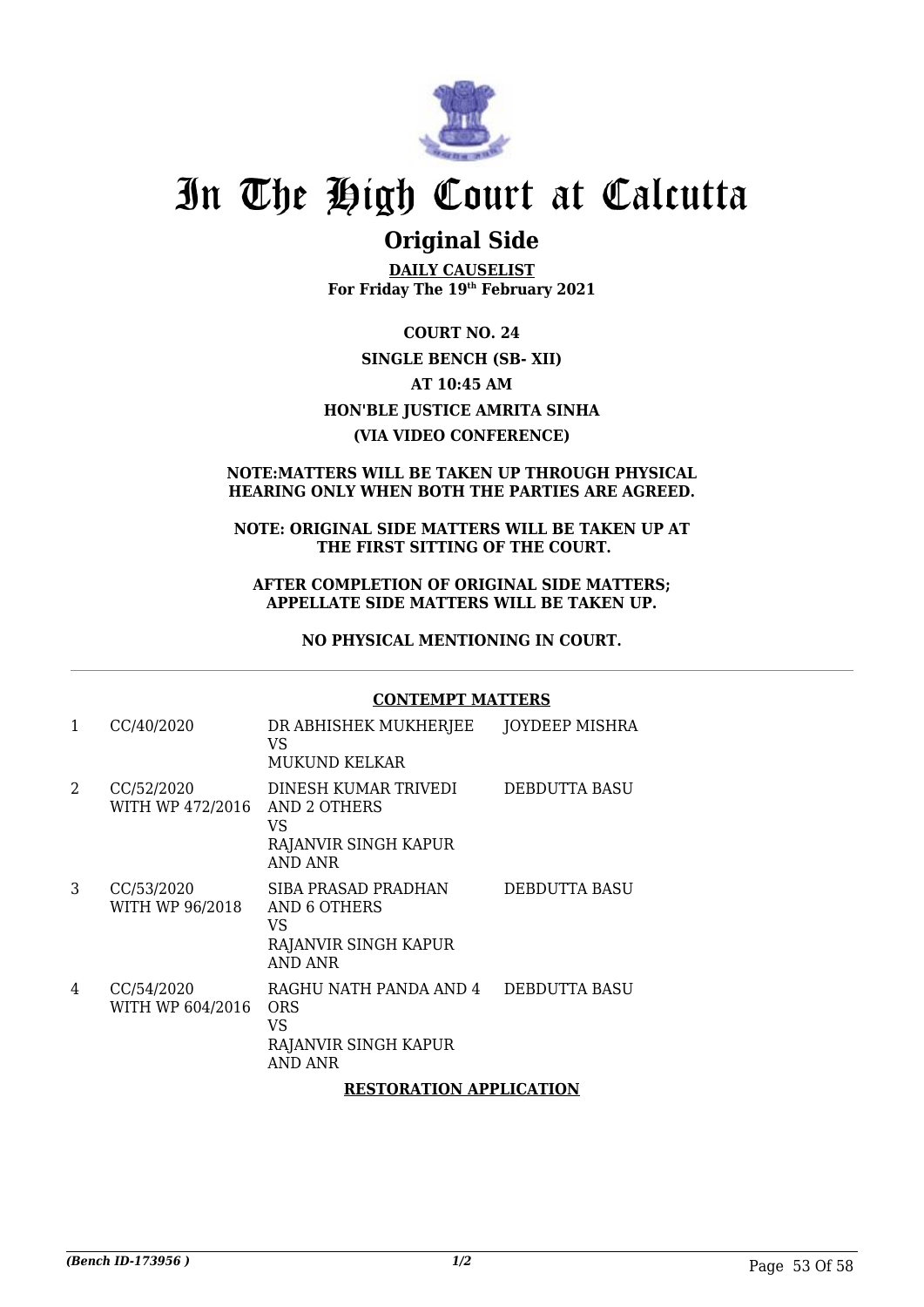# In The High Court at Calcutta

## Original Side

**DAILY CAUSELIST**
**For Friday The 19th February 2021**

**COURT NO. 24**

**SINGLE BENCH (SB- XII)**

**AT 10:45 AM**

**HON'BLE JUSTICE AMRITA SINHA**

**(VIA VIDEO CONFERENCE)**

**NOTE:MATTERS WILL BE TAKEN UP THROUGH PHYSICAL HEARING ONLY WHEN BOTH THE PARTIES ARE AGREED.**

**NOTE: ORIGINAL SIDE MATTERS WILL BE TAKEN UP AT THE FIRST SITTING OF THE COURT.**

**AFTER COMPLETION OF ORIGINAL SIDE MATTERS; APPELLATE SIDE MATTERS WILL BE TAKEN UP.**

**NO PHYSICAL MENTIONING IN COURT.**

**CONTEMPT MATTERS**

| | | | |
|---|---|---|---|
| 1 | CC/40/2020 | DR ABHISHEK MUKHERJEE<br>VS<br>MUKUND KELKAR | JOYDEEP MISHRA |
| 2 | CC/52/2020<br>WITH WP 472/2016 | DINESH KUMAR TRIVEDI<br>AND 2 OTHERS<br>VS<br>RAJANVIR SINGH KAPUR<br>AND ANR | DEBDUTTA BASU |
| 3 | CC/53/2020<br>WITH WP 96/2018 | SIBA PRASAD PRADHAN<br>AND 6 OTHERS<br>VS<br>RAJANVIR SINGH KAPUR<br>AND ANR | DEBDUTTA BASU |
| 4 | CC/54/2020<br>WITH WP 604/2016 | RAGHU NATH PANDA AND 4<br>ORS<br>VS<br>RAJANVIR SINGH KAPUR<br>AND ANR | DEBDUTTA BASU |

**RESTORATION APPLICATION**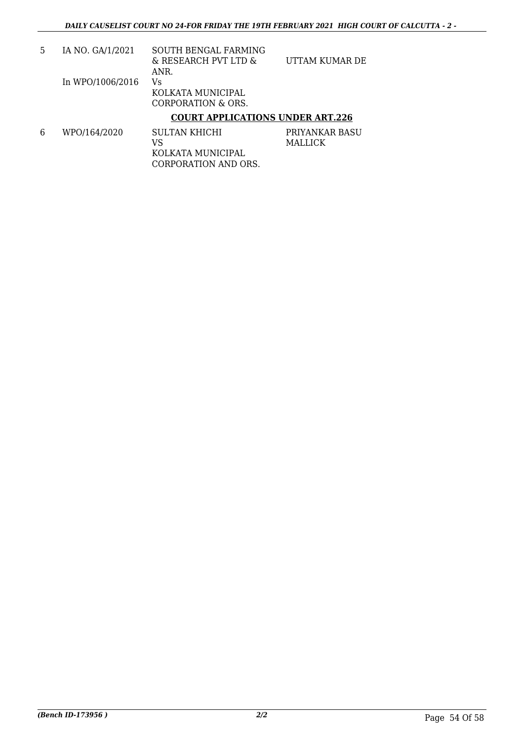| 5 | IA NO. GA/1/2021<br><br>In WPO/1006/2016 | SOUTH BENGAL FARMING & RESEARCH PVT LTD & ANR.<br>Vs<br>KOLKATA MUNICIPAL CORPORATION & ORS. | UTTAM KUMAR DE |
|---|---|---|---|

**COURT APPLICATIONS UNDER ART.226**

| 6 | WPO/164/2020 | SULTAN KHICHI<br>VS<br>KOLKATA MUNICIPAL CORPORATION AND ORS. | PRIYANKAR BASU MALLICK |
|---|---|---|---|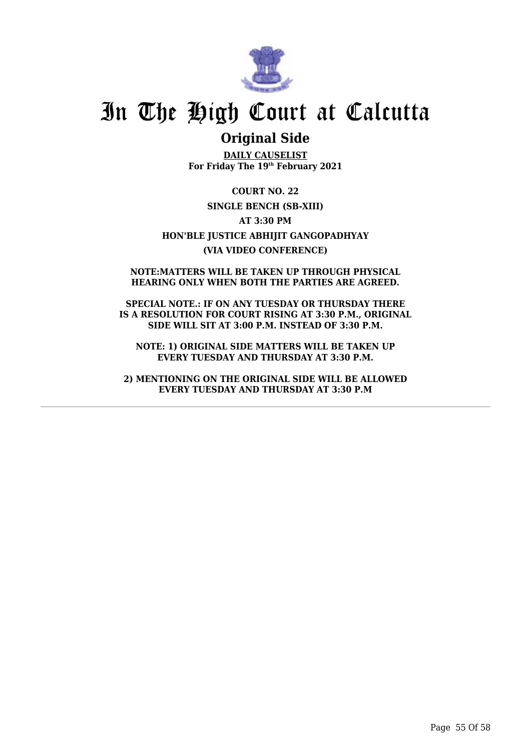# In The High Court at Calcutta

## Original Side

**DAILY CAUSELIST**
**For Friday The 19th February 2021**

**COURT NO. 22**

**SINGLE BENCH (SB-XIII)**

**AT 3:30 PM**

**HON'BLE JUSTICE ABHIJIT GANGOPADHYAY**

**(VIA VIDEO CONFERENCE)**

**NOTE:MATTERS WILL BE TAKEN UP THROUGH PHYSICAL HEARING ONLY WHEN BOTH THE PARTIES ARE AGREED.**

**SPECIAL NOTE.: IF ON ANY TUESDAY OR THURSDAY THERE IS A RESOLUTION FOR COURT RISING AT 3:30 P.M., ORIGINAL SIDE WILL SIT AT 3:00 P.M. INSTEAD OF 3:30 P.M.**

**NOTE: 1) ORIGINAL SIDE MATTERS WILL BE TAKEN UP EVERY TUESDAY AND THURSDAY AT 3:30 P.M.**

**2) MENTIONING ON THE ORIGINAL SIDE WILL BE ALLOWED EVERY TUESDAY AND THURSDAY AT 3:30 P.M**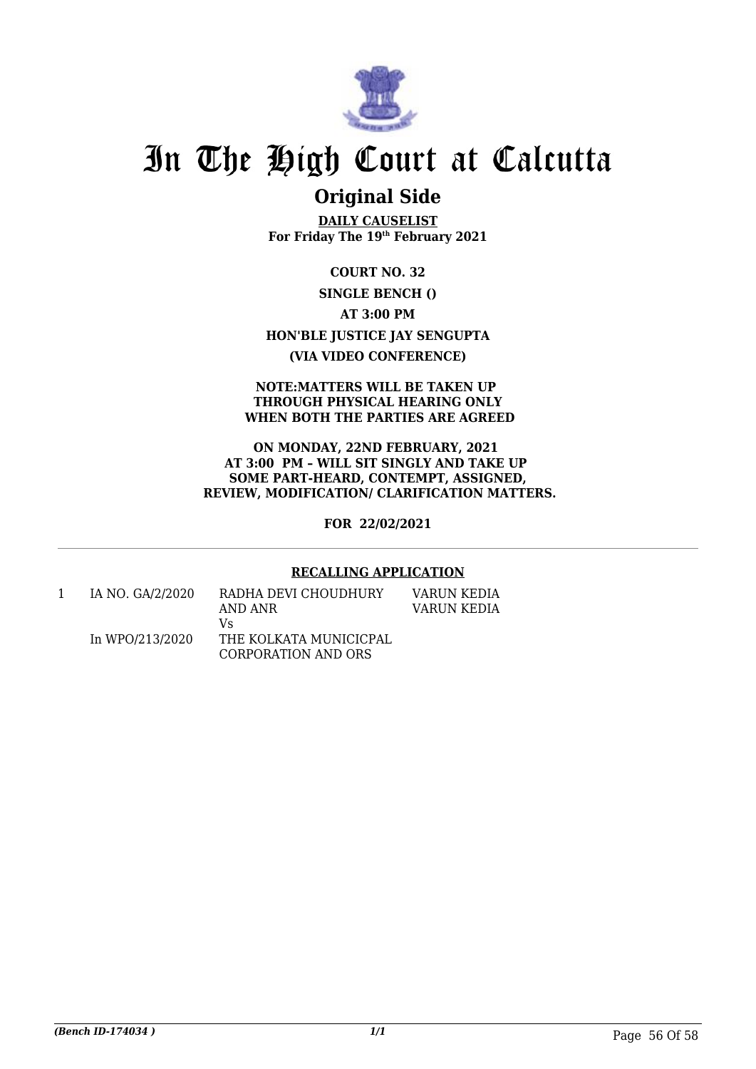# In The High Court at Calcutta

## Original Side

**DAILY CAUSELIST**
**For Friday The 19th February 2021**

**COURT NO. 32**

**SINGLE BENCH ()**

**AT 3:00 PM**

**HON'BLE JUSTICE JAY SENGUPTA**

**(VIA VIDEO CONFERENCE)**

**NOTE:MATTERS WILL BE TAKEN UP THROUGH PHYSICAL HEARING ONLY WHEN BOTH THE PARTIES ARE AGREED**

**ON MONDAY, 22ND FEBRUARY, 2021 AT 3:00 PM – WILL SIT SINGLY AND TAKE UP SOME PART-HEARD, CONTEMPT, ASSIGNED, REVIEW, MODIFICATION/ CLARIFICATION MATTERS.**

**FOR 22/02/2021**

**RECALLING APPLICATION**

| | | | |
|---|---|---|---|
| 1 | IA NO. GA/2/2020<br>In WPO/213/2020 | RADHA DEVI CHOUDHURY AND ANR<br>Vs<br>THE KOLKATA MUNICICPAL CORPORATION AND ORS | VARUN KEDIA<br>VARUN KEDIA |

*(Bench ID-174034 )*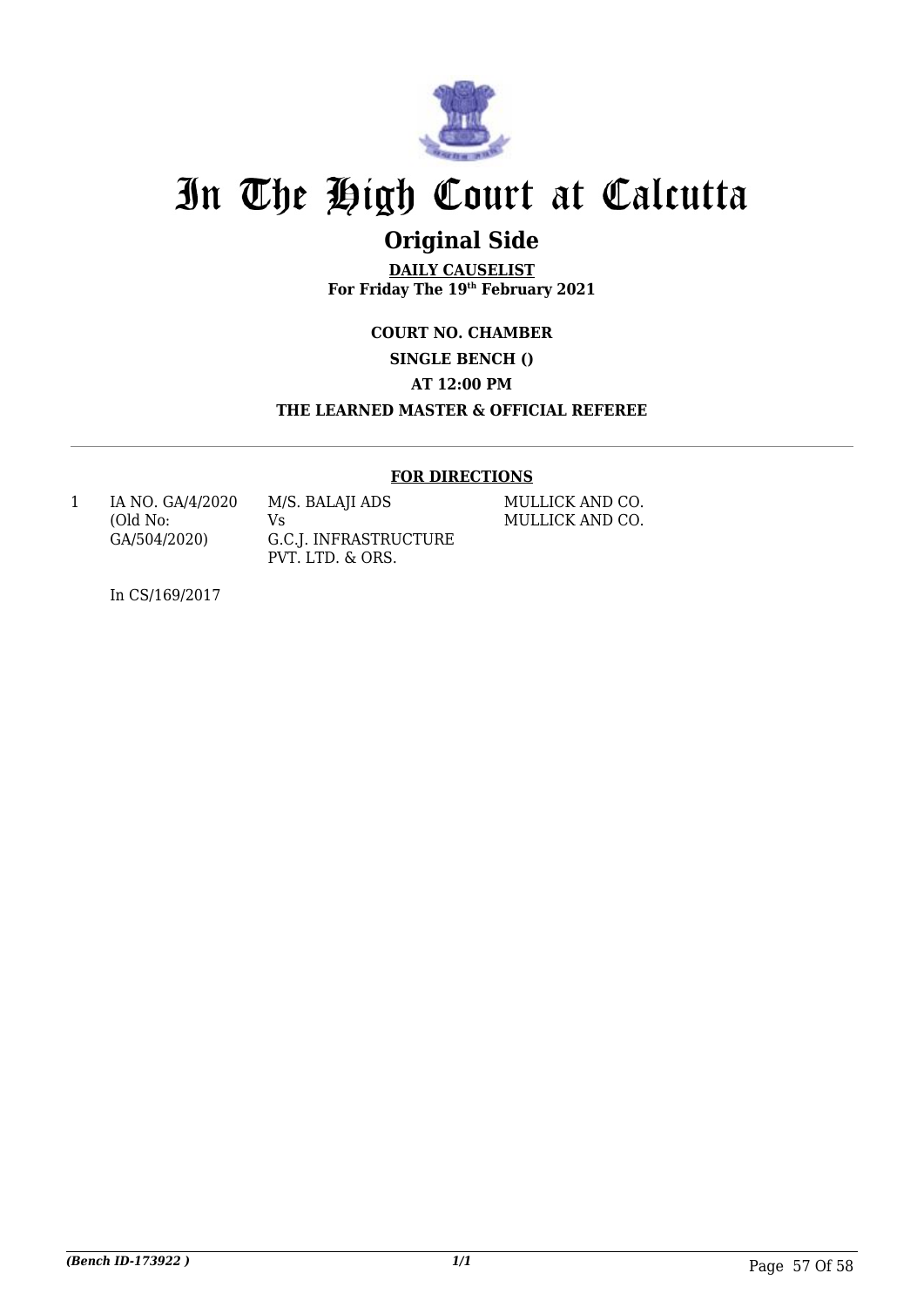# In The High Court at Calcutta

## Original Side

**DAILY CAUSELIST**
**For Friday The 19th February 2021**

**COURT NO. CHAMBER**

**SINGLE BENCH ()**

**AT 12:00 PM**

**THE LEARNED MASTER & OFFICIAL REFEREE**

**FOR DIRECTIONS**

| | | | |
|---|---|---|---|
| 1 | IA NO. GA/4/2020 (Old No: GA/504/2020) | M/S. BALAJI ADS Vs G.C.J. INFRASTRUCTURE PVT. LTD. & ORS. | MULLICK AND CO. MULLICK AND CO. |

In CS/169/2017

*(Bench ID-173922 )*